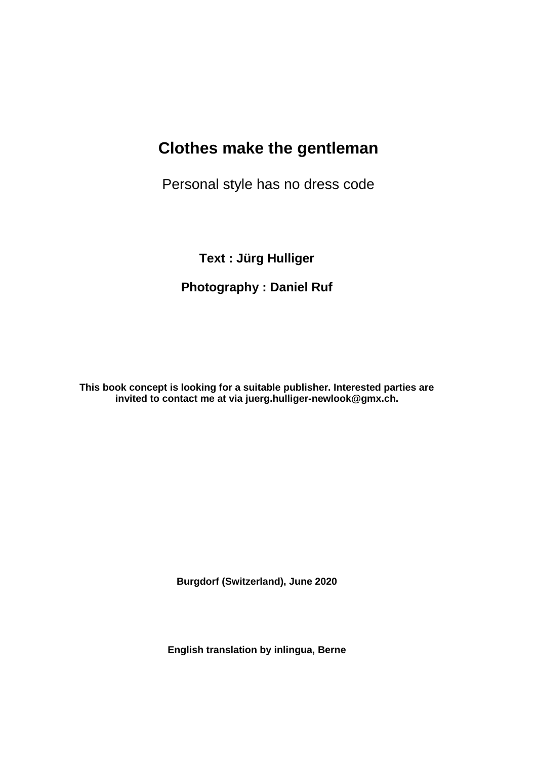# Clothes make the gentleman

Personal style has no dress code

**Text : Jürg Hulliger**

**Photography : Daniel Ruf**

**This book concept is looking for a suitable publisher. Interested parties are invited to contact me at via juerg.hulliger-newlook@gmx.ch.**

**Burgdorf (Switzerland), June 2020**

**English translation by inlingua, Berne**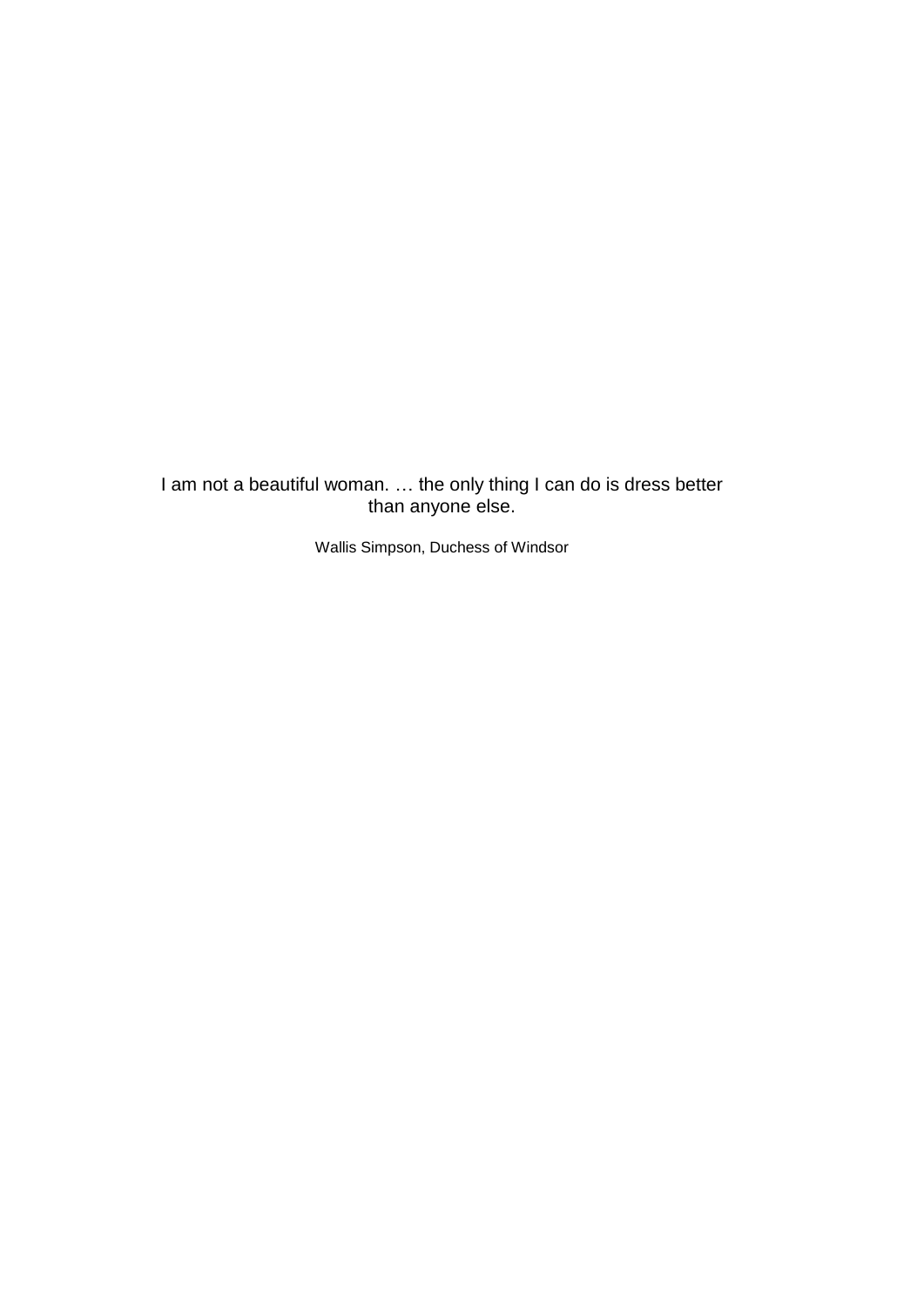I am not a beautiful woman. … the only thing I can do is dress better than anyone else.

Wallis Simpson, Duchess of Windsor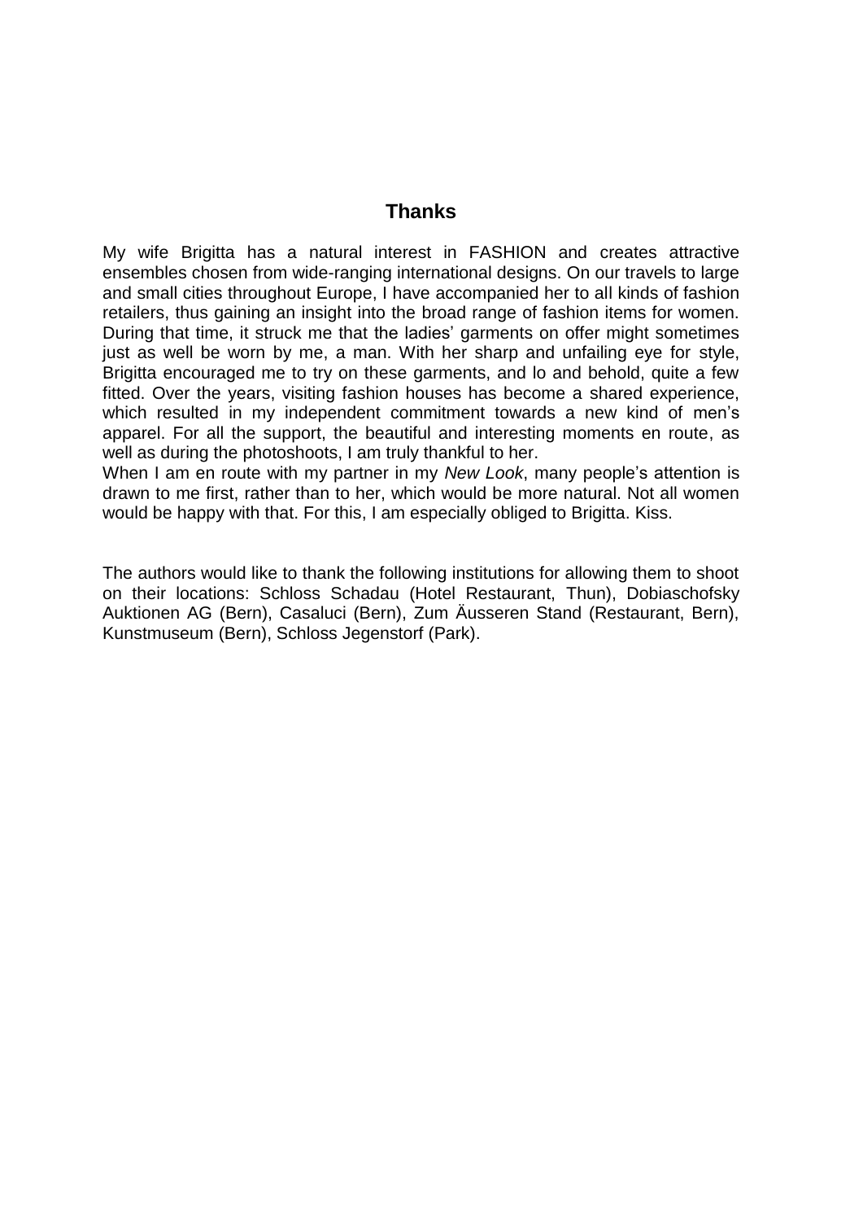# Thanks

My wife Brigitta has a natural interest in FASHION and creates attractive ensembles chosen from wide-ranging international designs. On our travels to large and small cities throughout Europe, I have accompanied her to all kinds of fashion retailers, thus gaining an insight into the broad range of fashion items for women. During that time, it struck me that the ladies' garments on offer might sometimes just as well be worn by me, a man. With her sharp and unfailing eye for style, Brigitta encouraged me to try on these garments, and lo and behold, quite a few fitted. Over the years, visiting fashion houses has become a shared experience, which resulted in my independent commitment towards a new kind of men's apparel. For all the support, the beautiful and interesting moments en route, as well as during the photoshoots, I am truly thankful to her.
When I am en route with my partner in my *New Look*, many people's attention is drawn to me first, rather than to her, which would be more natural. Not all women would be happy with that. For this, I am especially obliged to Brigitta. Kiss.

The authors would like to thank the following institutions for allowing them to shoot on their locations: Schloss Schadau (Hotel Restaurant, Thun), Dobiaschofsky Auktionen AG (Bern), Casaluci (Bern), Zum Äusseren Stand (Restaurant, Bern), Kunstmuseum (Bern), Schloss Jegenstorf (Park).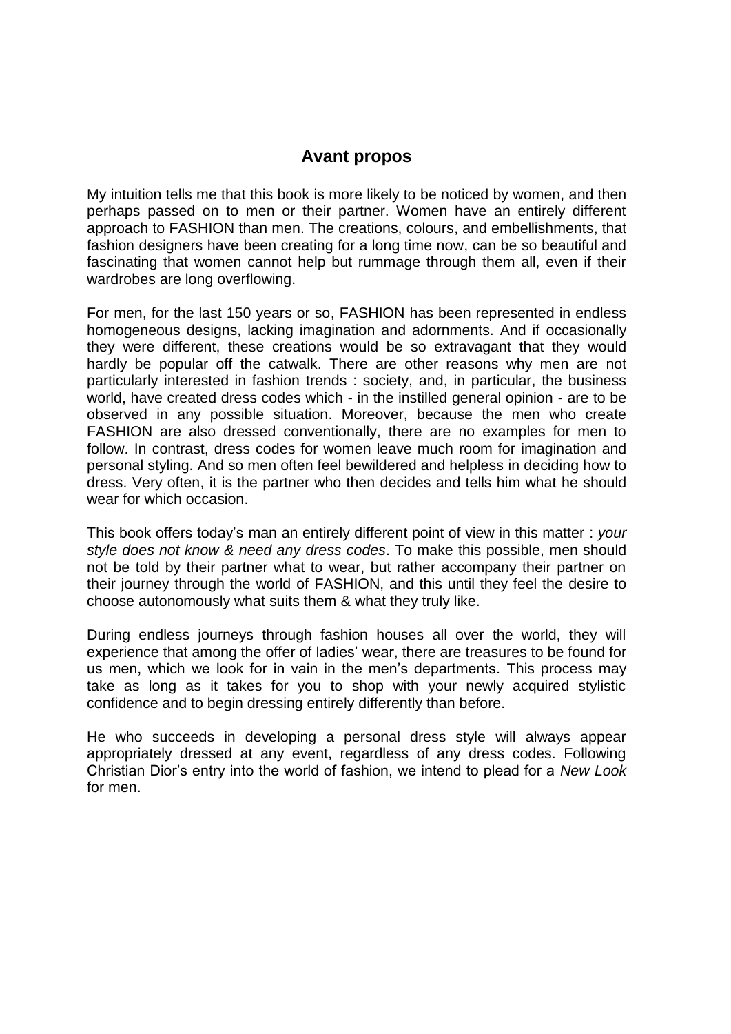## Avant propos

My intuition tells me that this book is more likely to be noticed by women, and then perhaps passed on to men or their partner. Women have an entirely different approach to FASHION than men. The creations, colours, and embellishments, that fashion designers have been creating for a long time now, can be so beautiful and fascinating that women cannot help but rummage through them all, even if their wardrobes are long overflowing.

For men, for the last 150 years or so, FASHION has been represented in endless homogeneous designs, lacking imagination and adornments. And if occasionally they were different, these creations would be so extravagant that they would hardly be popular off the catwalk. There are other reasons why men are not particularly interested in fashion trends : society, and, in particular, the business world, have created dress codes which - in the instilled general opinion - are to be observed in any possible situation. Moreover, because the men who create FASHION are also dressed conventionally, there are no examples for men to follow. In contrast, dress codes for women leave much room for imagination and personal styling. And so men often feel bewildered and helpless in deciding how to dress. Very often, it is the partner who then decides and tells him what he should wear for which occasion.

This book offers today's man an entirely different point of view in this matter : *your style does not know & need any dress codes*. To make this possible, men should not be told by their partner what to wear, but rather accompany their partner on their journey through the world of FASHION, and this until they feel the desire to choose autonomously what suits them & what they truly like.

During endless journeys through fashion houses all over the world, they will experience that among the offer of ladies' wear, there are treasures to be found for us men, which we look for in vain in the men's departments. This process may take as long as it takes for you to shop with your newly acquired stylistic confidence and to begin dressing entirely differently than before.

He who succeeds in developing a personal dress style will always appear appropriately dressed at any event, regardless of any dress codes. Following Christian Dior's entry into the world of fashion, we intend to plead for a *New Look* for men.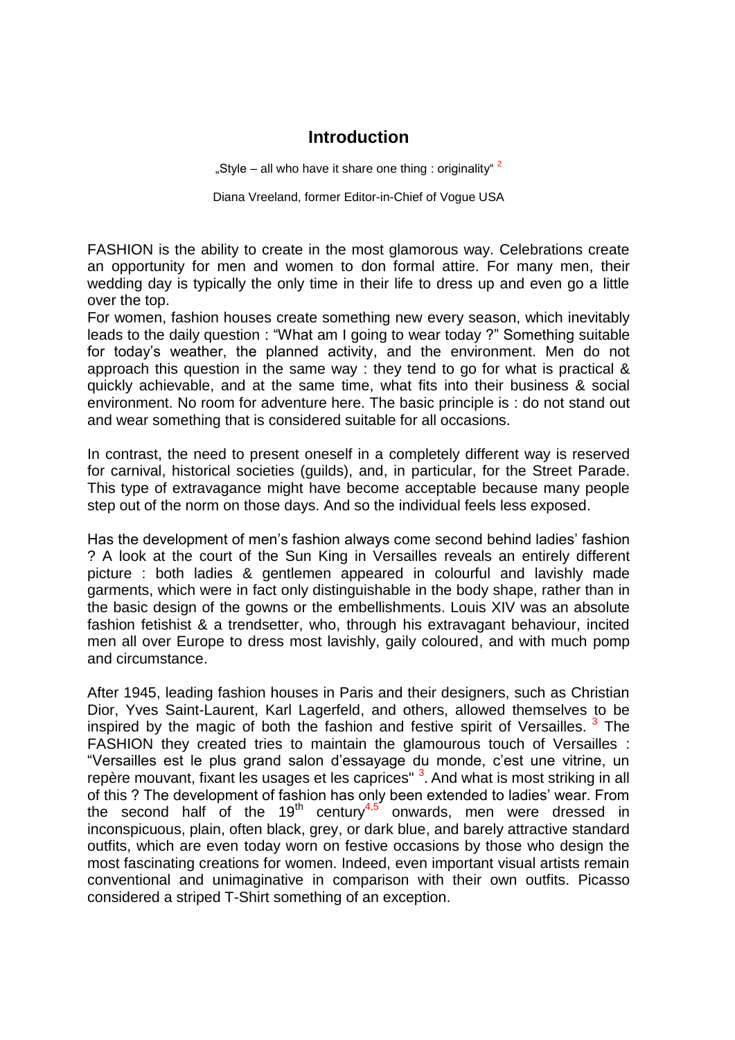# Introduction

„Style – all who have it share one thing : originality“ [2]

Diana Vreeland, former Editor-in-Chief of Vogue USA

FASHION is the ability to create in the most glamorous way. Celebrations create an opportunity for men and women to don formal attire. For many men, their wedding day is typically the only time in their life to dress up and even go a little over the top.
For women, fashion houses create something new every season, which inevitably leads to the daily question : "What am I going to wear today ?" Something suitable for today's weather, the planned activity, and the environment. Men do not approach this question in the same way : they tend to go for what is practical & quickly achievable, and at the same time, what fits into their business & social environment. No room for adventure here. The basic principle is : do not stand out and wear something that is considered suitable for all occasions.

In contrast, the need to present oneself in a completely different way is reserved for carnival, historical societies (guilds), and, in particular, for the Street Parade. This type of extravagance might have become acceptable because many people step out of the norm on those days. And so the individual feels less exposed.

Has the development of men's fashion always come second behind ladies' fashion ? A look at the court of the Sun King in Versailles reveals an entirely different picture : both ladies & gentlemen appeared in colourful and lavishly made garments, which were in fact only distinguishable in the body shape, rather than in the basic design of the gowns or the embellishments. Louis XIV was an absolute fashion fetishist & a trendsetter, who, through his extravagant behaviour, incited men all over Europe to dress most lavishly, gaily coloured, and with much pomp and circumstance.

After 1945, leading fashion houses in Paris and their designers, such as Christian Dior, Yves Saint-Laurent, Karl Lagerfeld, and others, allowed themselves to be inspired by the magic of both the fashion and festive spirit of Versailles. [3] The FASHION they created tries to maintain the glamourous touch of Versailles : "Versailles est le plus grand salon d'essayage du monde, c'est une vitrine, un repère mouvant, fixant les usages et les caprices" [3]. And what is most striking in all of this ? The development of fashion has only been extended to ladies' wear. From the second half of the 19th century[4,5] onwards, men were dressed in inconspicuous, plain, often black, grey, or dark blue, and barely attractive standard outfits, which are even today worn on festive occasions by those who design the most fascinating creations for women. Indeed, even important visual artists remain conventional and unimaginative in comparison with their own outfits. Picasso considered a striped T-Shirt something of an exception.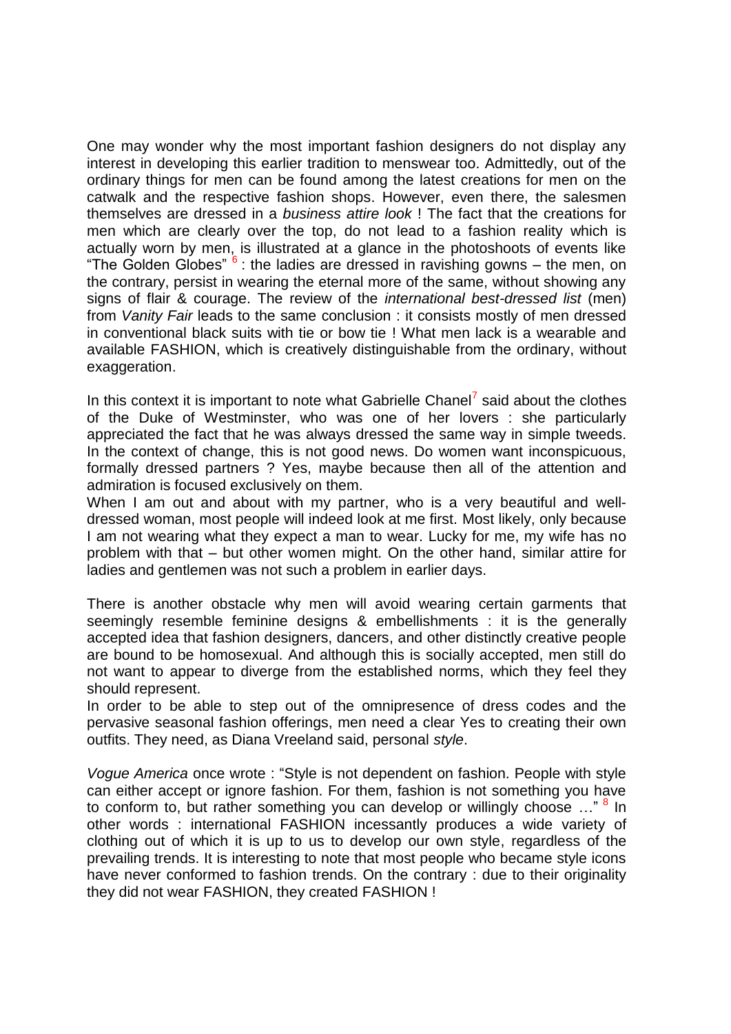One may wonder why the most important fashion designers do not display any interest in developing this earlier tradition to menswear too. Admittedly, out of the ordinary things for men can be found among the latest creations for men on the catwalk and the respective fashion shops. However, even there, the salesmen themselves are dressed in a *business attire look* ! The fact that the creations for men which are clearly over the top, do not lead to a fashion reality which is actually worn by men, is illustrated at a glance in the photoshoots of events like "The Golden Globes" [6] : the ladies are dressed in ravishing gowns – the men, on the contrary, persist in wearing the eternal more of the same, without showing any signs of flair & courage. The review of the *international best-dressed list* (men) from *Vanity Fair* leads to the same conclusion : it consists mostly of men dressed in conventional black suits with tie or bow tie ! What men lack is a wearable and available FASHION, which is creatively distinguishable from the ordinary, without exaggeration.

In this context it is important to note what Gabrielle Chanel[7] said about the clothes of the Duke of Westminster, who was one of her lovers : she particularly appreciated the fact that he was always dressed the same way in simple tweeds. In the context of change, this is not good news. Do women want inconspicuous, formally dressed partners ? Yes, maybe because then all of the attention and admiration is focused exclusively on them.
When I am out and about with my partner, who is a very beautiful and well-dressed woman, most people will indeed look at me first. Most likely, only because I am not wearing what they expect a man to wear. Lucky for me, my wife has no problem with that – but other women might. On the other hand, similar attire for ladies and gentlemen was not such a problem in earlier days.

There is another obstacle why men will avoid wearing certain garments that seemingly resemble feminine designs & embellishments : it is the generally accepted idea that fashion designers, dancers, and other distinctly creative people are bound to be homosexual. And although this is socially accepted, men still do not want to appear to diverge from the established norms, which they feel they should represent.
In order to be able to step out of the omnipresence of dress codes and the pervasive seasonal fashion offerings, men need a clear Yes to creating their own outfits. They need, as Diana Vreeland said, personal *style*.

*Vogue America* once wrote : "Style is not dependent on fashion. People with style can either accept or ignore fashion. For them, fashion is not something you have to conform to, but rather something you can develop or willingly choose …" [8] In other words : international FASHION incessantly produces a wide variety of clothing out of which it is up to us to develop our own style, regardless of the prevailing trends. It is interesting to note that most people who became style icons have never conformed to fashion trends. On the contrary : due to their originality they did not wear FASHION, they created FASHION !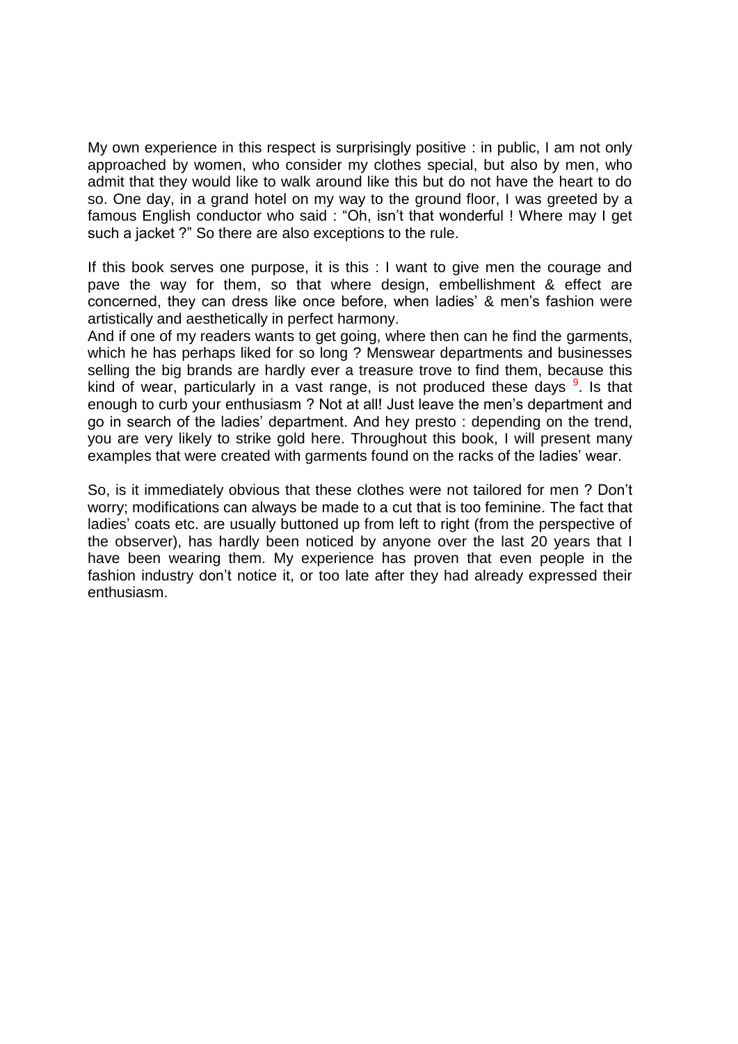My own experience in this respect is surprisingly positive : in public, I am not only approached by women, who consider my clothes special, but also by men, who admit that they would like to walk around like this but do not have the heart to do so. One day, in a grand hotel on my way to the ground floor, I was greeted by a famous English conductor who said : "Oh, isn't that wonderful ! Where may I get such a jacket ?" So there are also exceptions to the rule.

If this book serves one purpose, it is this : I want to give men the courage and pave the way for them, so that where design, embellishment & effect are concerned, they can dress like once before, when ladies' & men's fashion were artistically and aesthetically in perfect harmony.

And if one of my readers wants to get going, where then can he find the garments, which he has perhaps liked for so long ? Menswear departments and businesses selling the big brands are hardly ever a treasure trove to find them, because this kind of wear, particularly in a vast range, is not produced these days [9]. Is that enough to curb your enthusiasm ? Not at all! Just leave the men's department and go in search of the ladies' department. And hey presto : depending on the trend, you are very likely to strike gold here. Throughout this book, I will present many examples that were created with garments found on the racks of the ladies' wear.

So, is it immediately obvious that these clothes were not tailored for men ? Don't worry; modifications can always be made to a cut that is too feminine. The fact that ladies' coats etc. are usually buttoned up from left to right (from the perspective of the observer), has hardly been noticed by anyone over the last 20 years that I have been wearing them. My experience has proven that even people in the fashion industry don't notice it, or too late after they had already expressed their enthusiasm.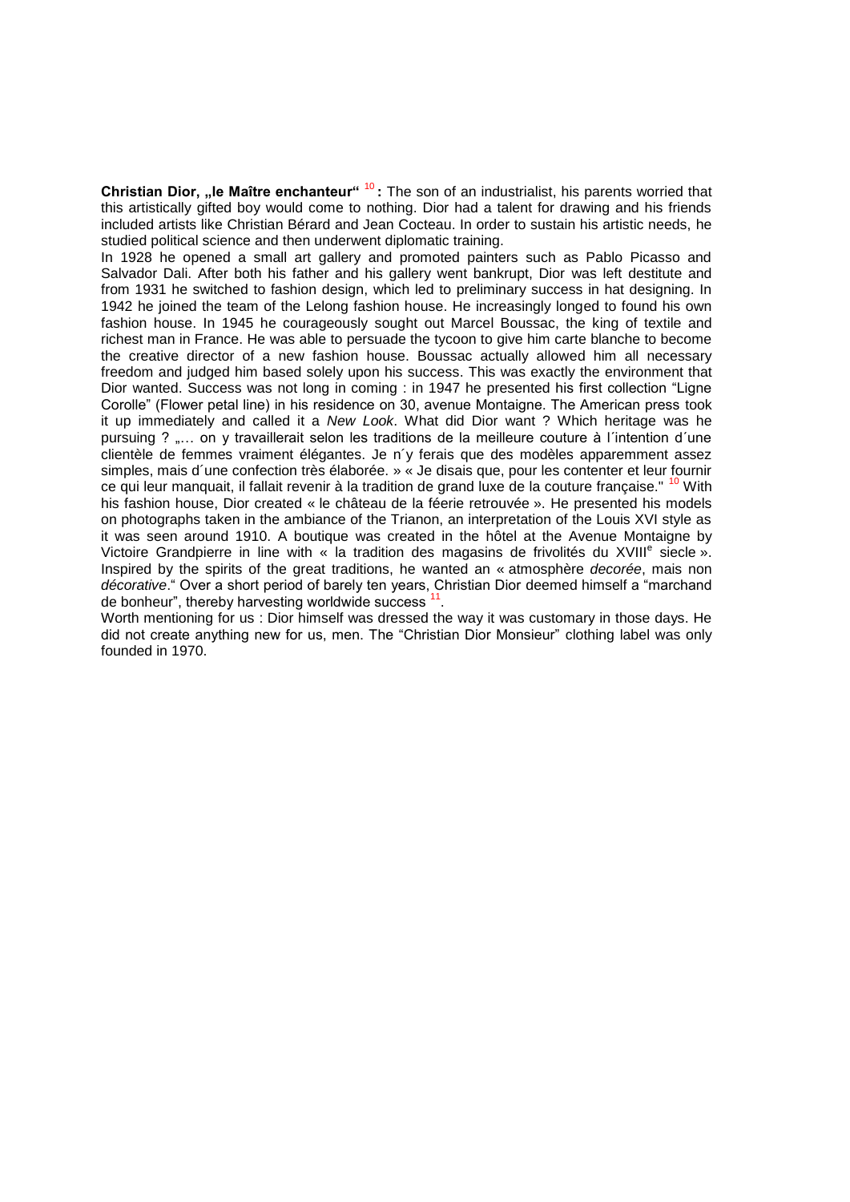**Christian Dior, „le Maître enchanteur“** [10] **:** The son of an industrialist, his parents worried that this artistically gifted boy would come to nothing. Dior had a talent for drawing and his friends included artists like Christian Bérard and Jean Cocteau. In order to sustain his artistic needs, he studied political science and then underwent diplomatic training.

In 1928 he opened a small art gallery and promoted painters such as Pablo Picasso and Salvador Dali. After both his father and his gallery went bankrupt, Dior was left destitute and from 1931 he switched to fashion design, which led to preliminary success in hat designing. In 1942 he joined the team of the Lelong fashion house. He increasingly longed to found his own fashion house. In 1945 he courageously sought out Marcel Boussac, the king of textile and richest man in France. He was able to persuade the tycoon to give him carte blanche to become the creative director of a new fashion house. Boussac actually allowed him all necessary freedom and judged him based solely upon his success. This was exactly the environment that Dior wanted. Success was not long in coming : in 1947 he presented his first collection "Ligne Corolle" (Flower petal line) in his residence on 30, avenue Montaigne. The American press took it up immediately and called it a *New Look*. What did Dior want ? Which heritage was he pursuing ? „… on y travaillerait selon les traditions de la meilleure couture à l´intention d´une clientèle de femmes vraiment élégantes. Je n´y ferais que des modèles apparemment assez simples, mais d´une confection très élaborée. » « Je disais que, pour les contenter et leur fournir ce qui leur manquait, il fallait revenir à la tradition de grand luxe de la couture française." [10] With his fashion house, Dior created « le château de la féerie retrouvée ». He presented his models on photographs taken in the ambiance of the Trianon, an interpretation of the Louis XVI style as it was seen around 1910. A boutique was created in the hôtel at the Avenue Montaigne by Victoire Grandpierre in line with « la tradition des magasins de frivolités du XVIII$^{e}$ siecle ». Inspired by the spirits of the great traditions, he wanted an « atmosphère *decorée*, mais non *décorative*." Over a short period of barely ten years, Christian Dior deemed himself a "marchand de bonheur", thereby harvesting worldwide success [11].

Worth mentioning for us : Dior himself was dressed the way it was customary in those days. He did not create anything new for us, men. The "Christian Dior Monsieur" clothing label was only founded in 1970.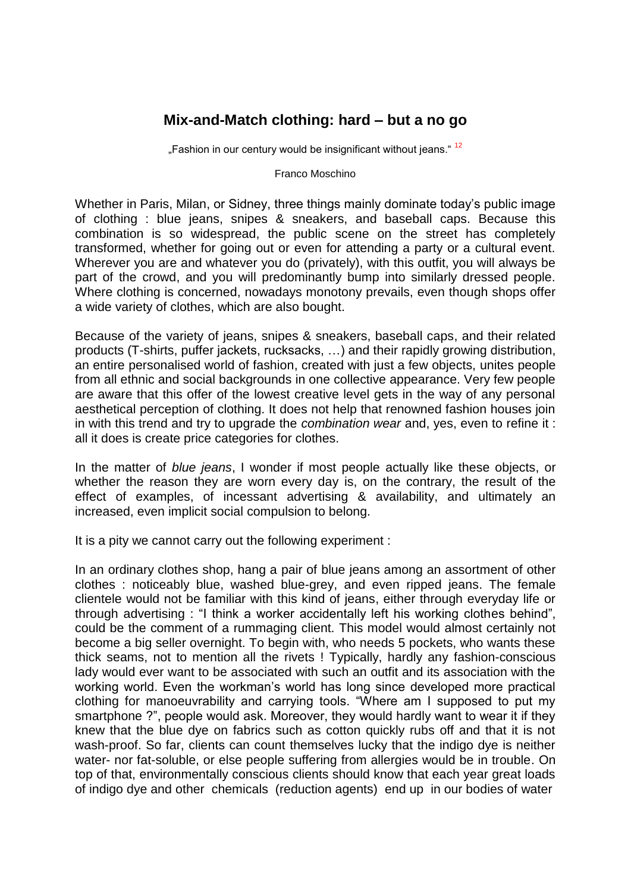## Mix-and-Match clothing: hard – but a no go

„Fashion in our century would be insignificant without jeans.“ [12]

Franco Moschino

Whether in Paris, Milan, or Sidney, three things mainly dominate today's public image of clothing : blue jeans, snipes & sneakers, and baseball caps. Because this combination is so widespread, the public scene on the street has completely transformed, whether for going out or even for attending a party or a cultural event. Wherever you are and whatever you do (privately), with this outfit, you will always be part of the crowd, and you will predominantly bump into similarly dressed people. Where clothing is concerned, nowadays monotony prevails, even though shops offer a wide variety of clothes, which are also bought.

Because of the variety of jeans, snipes & sneakers, baseball caps, and their related products (T-shirts, puffer jackets, rucksacks, …) and their rapidly growing distribution, an entire personalised world of fashion, created with just a few objects, unites people from all ethnic and social backgrounds in one collective appearance. Very few people are aware that this offer of the lowest creative level gets in the way of any personal aesthetical perception of clothing. It does not help that renowned fashion houses join in with this trend and try to upgrade the *combination wear* and, yes, even to refine it : all it does is create price categories for clothes.

In the matter of *blue jeans*, I wonder if most people actually like these objects, or whether the reason they are worn every day is, on the contrary, the result of the effect of examples, of incessant advertising & availability, and ultimately an increased, even implicit social compulsion to belong.

It is a pity we cannot carry out the following experiment :

In an ordinary clothes shop, hang a pair of blue jeans among an assortment of other clothes : noticeably blue, washed blue-grey, and even ripped jeans. The female clientele would not be familiar with this kind of jeans, either through everyday life or through advertising : "I think a worker accidentally left his working clothes behind", could be the comment of a rummaging client. This model would almost certainly not become a big seller overnight. To begin with, who needs 5 pockets, who wants these thick seams, not to mention all the rivets ! Typically, hardly any fashion-conscious lady would ever want to be associated with such an outfit and its association with the working world. Even the workman's world has long since developed more practical clothing for manoeuvrability and carrying tools. "Where am I supposed to put my smartphone ?", people would ask. Moreover, they would hardly want to wear it if they knew that the blue dye on fabrics such as cotton quickly rubs off and that it is not wash-proof. So far, clients can count themselves lucky that the indigo dye is neither water- nor fat-soluble, or else people suffering from allergies would be in trouble. On top of that, environmentally conscious clients should know that each year great loads of indigo dye and other chemicals (reduction agents) end up in our bodies of water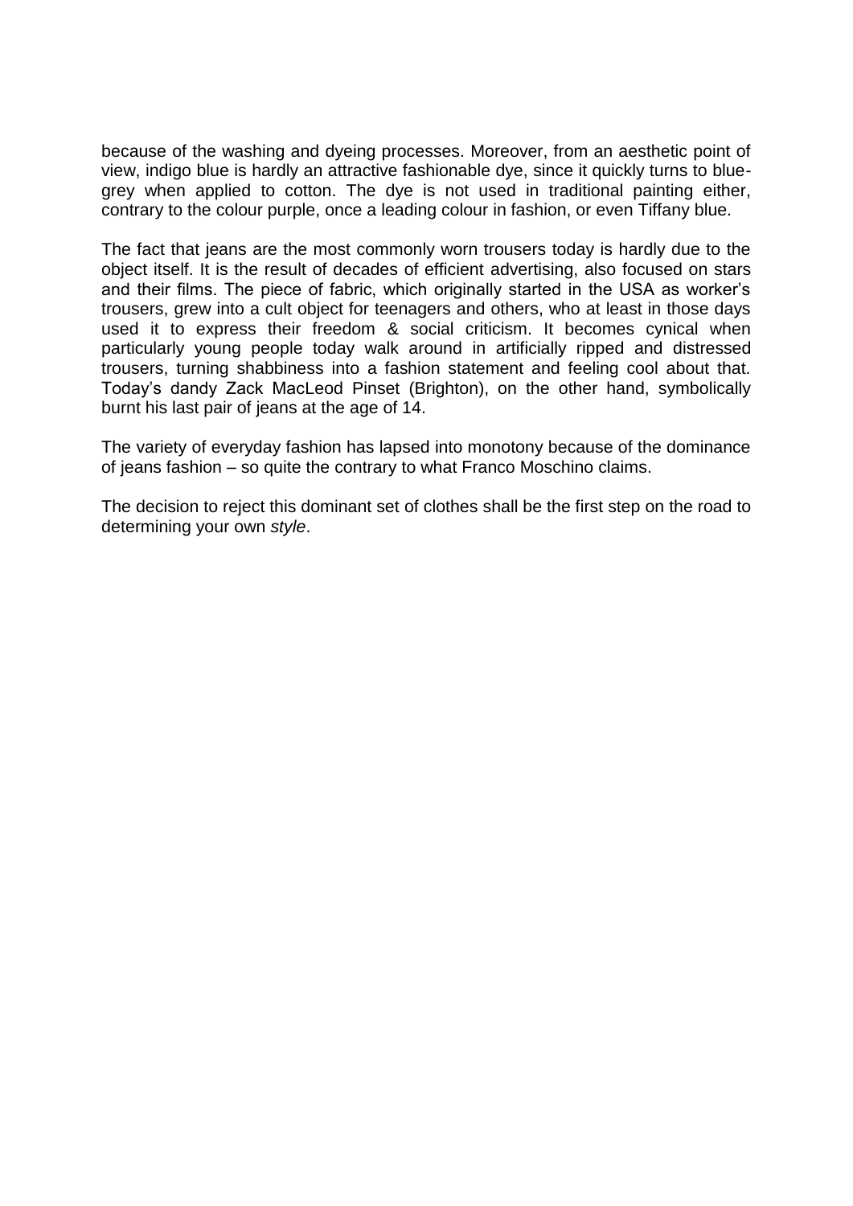because of the washing and dyeing processes. Moreover, from an aesthetic point of view, indigo blue is hardly an attractive fashionable dye, since it quickly turns to blue-grey when applied to cotton. The dye is not used in traditional painting either, contrary to the colour purple, once a leading colour in fashion, or even Tiffany blue.

The fact that jeans are the most commonly worn trousers today is hardly due to the object itself. It is the result of decades of efficient advertising, also focused on stars and their films. The piece of fabric, which originally started in the USA as worker's trousers, grew into a cult object for teenagers and others, who at least in those days used it to express their freedom & social criticism. It becomes cynical when particularly young people today walk around in artificially ripped and distressed trousers, turning shabbiness into a fashion statement and feeling cool about that. Today's dandy Zack MacLeod Pinset (Brighton), on the other hand, symbolically burnt his last pair of jeans at the age of 14.

The variety of everyday fashion has lapsed into monotony because of the dominance of jeans fashion – so quite the contrary to what Franco Moschino claims.

The decision to reject this dominant set of clothes shall be the first step on the road to determining your own *style*.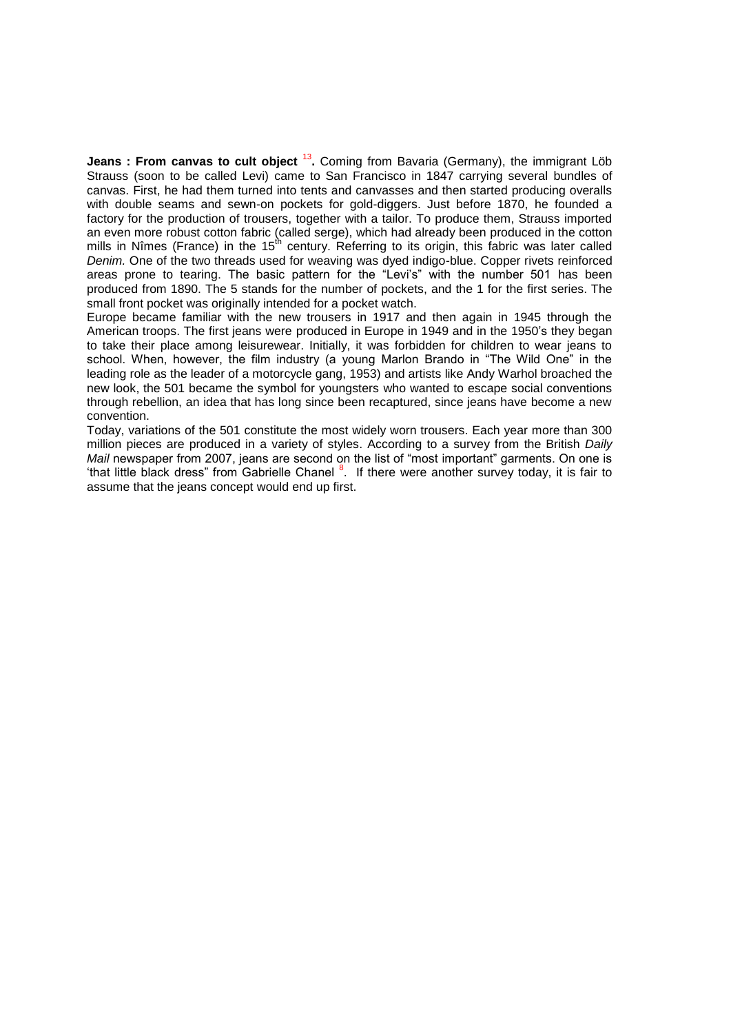**Jeans : From canvas to cult object** [13]**.** Coming from Bavaria (Germany), the immigrant Löb Strauss (soon to be called Levi) came to San Francisco in 1847 carrying several bundles of canvas. First, he had them turned into tents and canvasses and then started producing overalls with double seams and sewn-on pockets for gold-diggers. Just before 1870, he founded a factory for the production of trousers, together with a tailor. To produce them, Strauss imported an even more robust cotton fabric (called serge), which had already been produced in the cotton mills in Nîmes (France) in the 15th century. Referring to its origin, this fabric was later called *Denim.* One of the two threads used for weaving was dyed indigo-blue. Copper rivets reinforced areas prone to tearing. The basic pattern for the "Levi's" with the number 501 has been produced from 1890. The 5 stands for the number of pockets, and the 1 for the first series. The small front pocket was originally intended for a pocket watch.

Europe became familiar with the new trousers in 1917 and then again in 1945 through the American troops. The first jeans were produced in Europe in 1949 and in the 1950's they began to take their place among leisurewear. Initially, it was forbidden for children to wear jeans to school. When, however, the film industry (a young Marlon Brando in "The Wild One" in the leading role as the leader of a motorcycle gang, 1953) and artists like Andy Warhol broached the new look, the 501 became the symbol for youngsters who wanted to escape social conventions through rebellion, an idea that has long since been recaptured, since jeans have become a new convention.

Today, variations of the 501 constitute the most widely worn trousers. Each year more than 300 million pieces are produced in a variety of styles. According to a survey from the British *Daily Mail* newspaper from 2007, jeans are second on the list of "most important" garments. On one is 'that little black dress" from Gabrielle Chanel [8]. If there were another survey today, it is fair to assume that the jeans concept would end up first.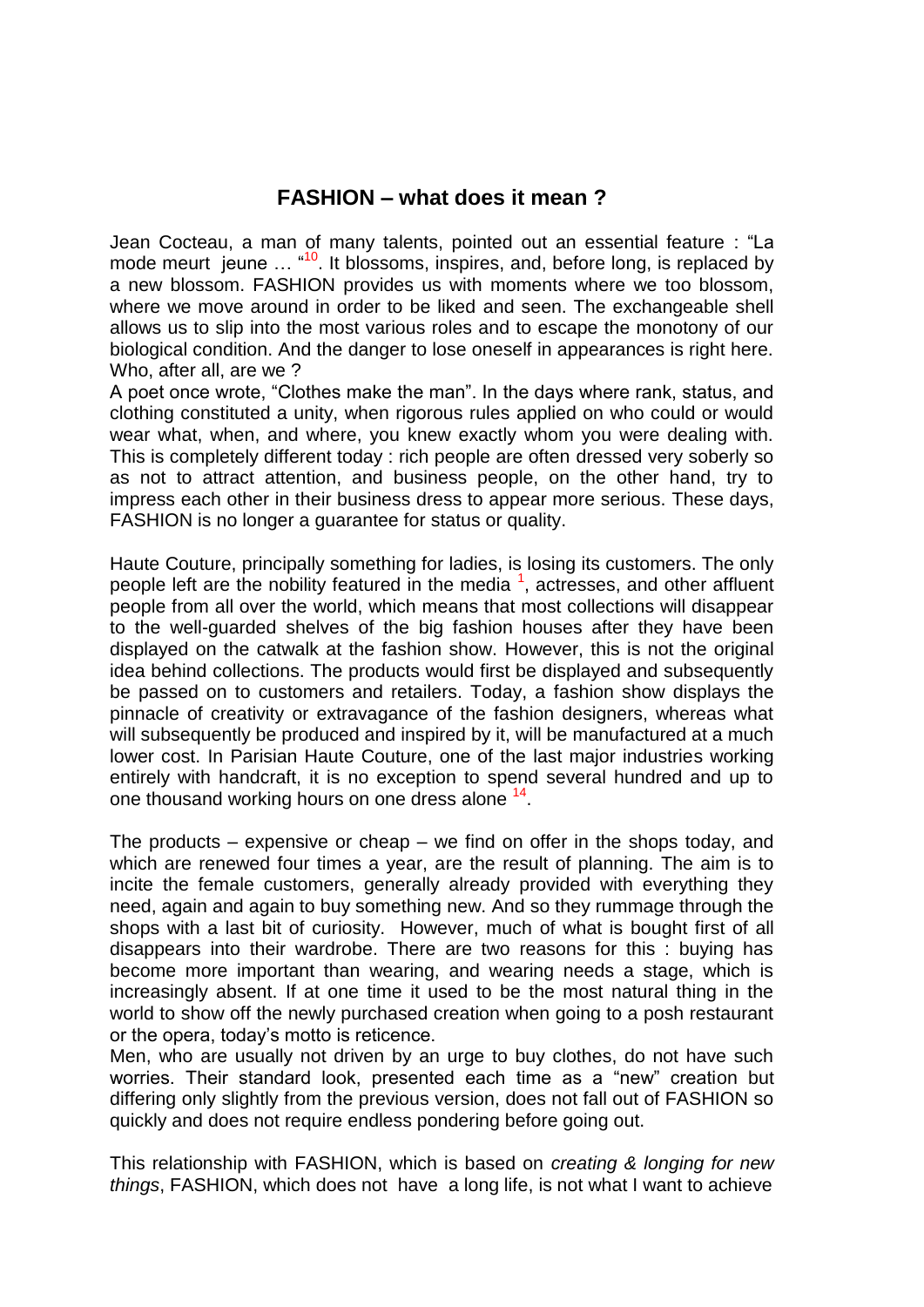## FASHION – what does it mean ?

Jean Cocteau, a man of many talents, pointed out an essential feature : "La mode meurt jeune … "[10]. It blossoms, inspires, and, before long, is replaced by a new blossom. FASHION provides us with moments where we too blossom, where we move around in order to be liked and seen. The exchangeable shell allows us to slip into the most various roles and to escape the monotony of our biological condition. And the danger to lose oneself in appearances is right here. Who, after all, are we ?

A poet once wrote, "Clothes make the man". In the days where rank, status, and clothing constituted a unity, when rigorous rules applied on who could or would wear what, when, and where, you knew exactly whom you were dealing with. This is completely different today : rich people are often dressed very soberly so as not to attract attention, and business people, on the other hand, try to impress each other in their business dress to appear more serious. These days, FASHION is no longer a guarantee for status or quality.

Haute Couture, principally something for ladies, is losing its customers. The only people left are the nobility featured in the media [1], actresses, and other affluent people from all over the world, which means that most collections will disappear to the well-guarded shelves of the big fashion houses after they have been displayed on the catwalk at the fashion show. However, this is not the original idea behind collections. The products would first be displayed and subsequently be passed on to customers and retailers. Today, a fashion show displays the pinnacle of creativity or extravagance of the fashion designers, whereas what will subsequently be produced and inspired by it, will be manufactured at a much lower cost. In Parisian Haute Couture, one of the last major industries working entirely with handcraft, it is no exception to spend several hundred and up to one thousand working hours on one dress alone [14].

The products – expensive or cheap – we find on offer in the shops today, and which are renewed four times a year, are the result of planning. The aim is to incite the female customers, generally already provided with everything they need, again and again to buy something new. And so they rummage through the shops with a last bit of curiosity. However, much of what is bought first of all disappears into their wardrobe. There are two reasons for this : buying has become more important than wearing, and wearing needs a stage, which is increasingly absent. If at one time it used to be the most natural thing in the world to show off the newly purchased creation when going to a posh restaurant or the opera, today's motto is reticence.

Men, who are usually not driven by an urge to buy clothes, do not have such worries. Their standard look, presented each time as a "new" creation but differing only slightly from the previous version, does not fall out of FASHION so quickly and does not require endless pondering before going out.

This relationship with FASHION, which is based on *creating & longing for new things*, FASHION, which does not have a long life, is not what I want to achieve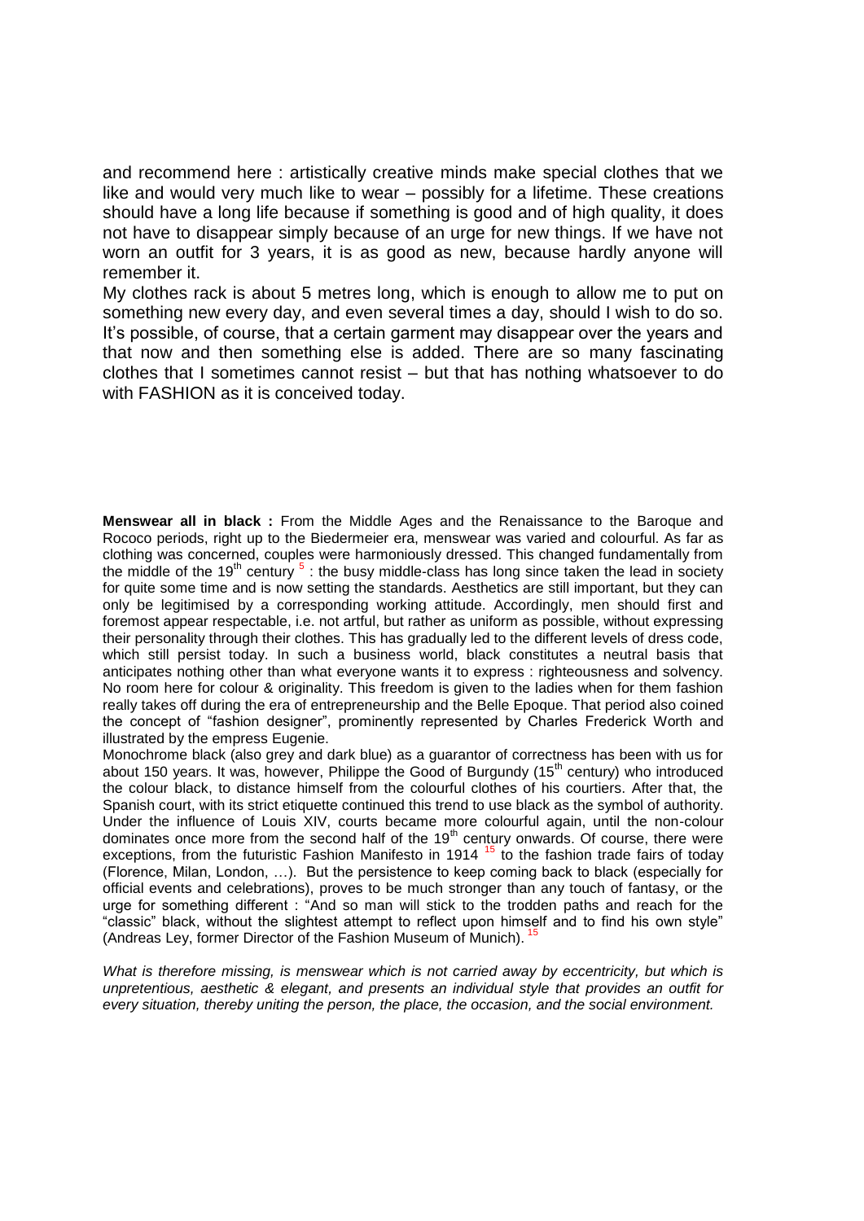and recommend here : artistically creative minds make special clothes that we like and would very much like to wear – possibly for a lifetime. These creations should have a long life because if something is good and of high quality, it does not have to disappear simply because of an urge for new things. If we have not worn an outfit for 3 years, it is as good as new, because hardly anyone will remember it.

My clothes rack is about 5 metres long, which is enough to allow me to put on something new every day, and even several times a day, should I wish to do so. It's possible, of course, that a certain garment may disappear over the years and that now and then something else is added. There are so many fascinating clothes that I sometimes cannot resist – but that has nothing whatsoever to do with FASHION as it is conceived today.

**Menswear all in black :** From the Middle Ages and the Renaissance to the Baroque and Rococo periods, right up to the Biedermeier era, menswear was varied and colourful. As far as clothing was concerned, couples were harmoniously dressed. This changed fundamentally from the middle of the 19th century [5] : the busy middle-class has long since taken the lead in society for quite some time and is now setting the standards. Aesthetics are still important, but they can only be legitimised by a corresponding working attitude. Accordingly, men should first and foremost appear respectable, i.e. not artful, but rather as uniform as possible, without expressing their personality through their clothes. This has gradually led to the different levels of dress code, which still persist today. In such a business world, black constitutes a neutral basis that anticipates nothing other than what everyone wants it to express : righteousness and solvency. No room here for colour & originality. This freedom is given to the ladies when for them fashion really takes off during the era of entrepreneurship and the Belle Epoque. That period also coined the concept of "fashion designer", prominently represented by Charles Frederick Worth and illustrated by the empress Eugenie.

Monochrome black (also grey and dark blue) as a guarantor of correctness has been with us for about 150 years. It was, however, Philippe the Good of Burgundy (15th century) who introduced the colour black, to distance himself from the colourful clothes of his courtiers. After that, the Spanish court, with its strict etiquette continued this trend to use black as the symbol of authority. Under the influence of Louis XIV, courts became more colourful again, until the non-colour dominates once more from the second half of the 19th century onwards. Of course, there were exceptions, from the futuristic Fashion Manifesto in 1914 [15] to the fashion trade fairs of today (Florence, Milan, London, …). But the persistence to keep coming back to black (especially for official events and celebrations), proves to be much stronger than any touch of fantasy, or the urge for something different : "And so man will stick to the trodden paths and reach for the "classic" black, without the slightest attempt to reflect upon himself and to find his own style" (Andreas Ley, former Director of the Fashion Museum of Munich). [15]

*What is therefore missing, is menswear which is not carried away by eccentricity, but which is unpretentious, aesthetic & elegant, and presents an individual style that provides an outfit for every situation, thereby uniting the person, the place, the occasion, and the social environment.*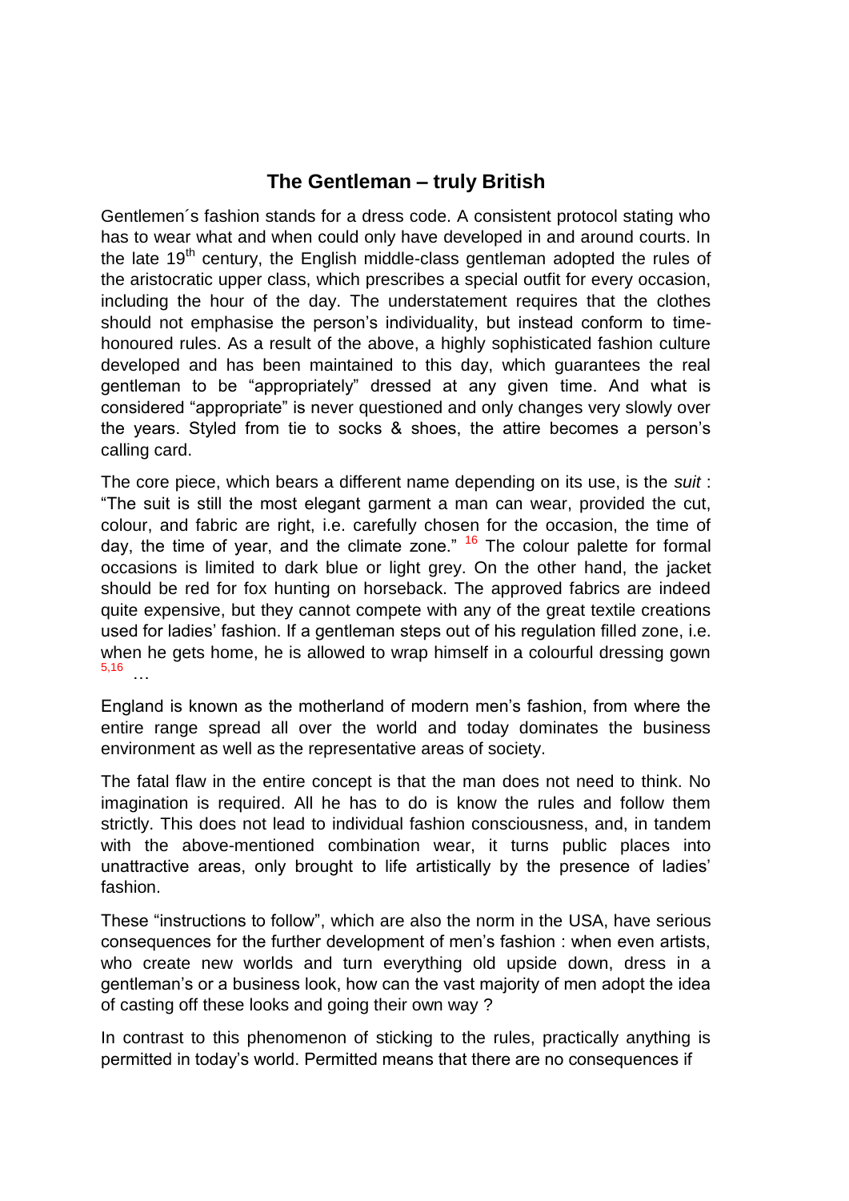## The Gentleman – truly British

Gentlemen´s fashion stands for a dress code. A consistent protocol stating who has to wear what and when could only have developed in and around courts. In the late 19th century, the English middle-class gentleman adopted the rules of the aristocratic upper class, which prescribes a special outfit for every occasion, including the hour of the day. The understatement requires that the clothes should not emphasise the person's individuality, but instead conform to time-honoured rules. As a result of the above, a highly sophisticated fashion culture developed and has been maintained to this day, which guarantees the real gentleman to be "appropriately" dressed at any given time. And what is considered "appropriate" is never questioned and only changes very slowly over the years. Styled from tie to socks & shoes, the attire becomes a person's calling card.

The core piece, which bears a different name depending on its use, is the *suit* : "The suit is still the most elegant garment a man can wear, provided the cut, colour, and fabric are right, i.e. carefully chosen for the occasion, the time of day, the time of year, and the climate zone." [16] The colour palette for formal occasions is limited to dark blue or light grey. On the other hand, the jacket should be red for fox hunting on horseback. The approved fabrics are indeed quite expensive, but they cannot compete with any of the great textile creations used for ladies' fashion. If a gentleman steps out of his regulation filled zone, i.e. when he gets home, he is allowed to wrap himself in a colourful dressing gown [5,16] …

England is known as the motherland of modern men's fashion, from where the entire range spread all over the world and today dominates the business environment as well as the representative areas of society.

The fatal flaw in the entire concept is that the man does not need to think. No imagination is required. All he has to do is know the rules and follow them strictly. This does not lead to individual fashion consciousness, and, in tandem with the above-mentioned combination wear, it turns public places into unattractive areas, only brought to life artistically by the presence of ladies' fashion.

These "instructions to follow", which are also the norm in the USA, have serious consequences for the further development of men's fashion : when even artists, who create new worlds and turn everything old upside down, dress in a gentleman's or a business look, how can the vast majority of men adopt the idea of casting off these looks and going their own way ?

In contrast to this phenomenon of sticking to the rules, practically anything is permitted in today's world. Permitted means that there are no consequences if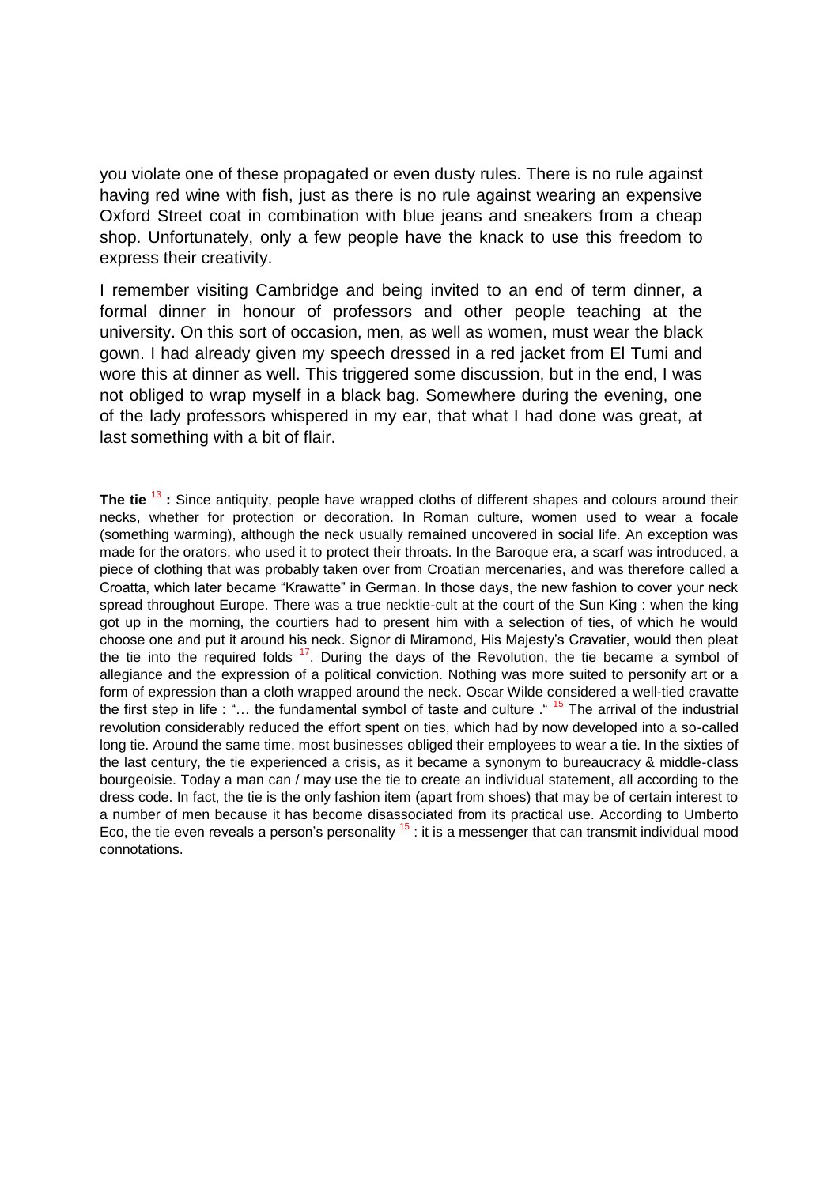you violate one of these propagated or even dusty rules. There is no rule against having red wine with fish, just as there is no rule against wearing an expensive Oxford Street coat in combination with blue jeans and sneakers from a cheap shop. Unfortunately, only a few people have the knack to use this freedom to express their creativity.

I remember visiting Cambridge and being invited to an end of term dinner, a formal dinner in honour of professors and other people teaching at the university. On this sort of occasion, men, as well as women, must wear the black gown. I had already given my speech dressed in a red jacket from El Tumi and wore this at dinner as well. This triggered some discussion, but in the end, I was not obliged to wrap myself in a black bag. Somewhere during the evening, one of the lady professors whispered in my ear, that what I had done was great, at last something with a bit of flair.

**The tie** [13] **:** Since antiquity, people have wrapped cloths of different shapes and colours around their necks, whether for protection or decoration. In Roman culture, women used to wear a focale (something warming), although the neck usually remained uncovered in social life. An exception was made for the orators, who used it to protect their throats. In the Baroque era, a scarf was introduced, a piece of clothing that was probably taken over from Croatian mercenaries, and was therefore called a Croatta, which later became "Krawatte" in German. In those days, the new fashion to cover your neck spread throughout Europe. There was a true necktie-cult at the court of the Sun King : when the king got up in the morning, the courtiers had to present him with a selection of ties, of which he would choose one and put it around his neck. Signor di Miramond, His Majesty's Cravatier, would then pleat the tie into the required folds [17]. During the days of the Revolution, the tie became a symbol of allegiance and the expression of a political conviction. Nothing was more suited to personify art or a form of expression than a cloth wrapped around the neck. Oscar Wilde considered a well-tied cravatte the first step in life : "… the fundamental symbol of taste and culture ." [15] The arrival of the industrial revolution considerably reduced the effort spent on ties, which had by now developed into a so-called long tie. Around the same time, most businesses obliged their employees to wear a tie. In the sixties of the last century, the tie experienced a crisis, as it became a synonym to bureaucracy & middle-class bourgeoisie. Today a man can / may use the tie to create an individual statement, all according to the dress code. In fact, the tie is the only fashion item (apart from shoes) that may be of certain interest to a number of men because it has become disassociated from its practical use. According to Umberto Eco, the tie even reveals a person's personality [15] : it is a messenger that can transmit individual mood connotations.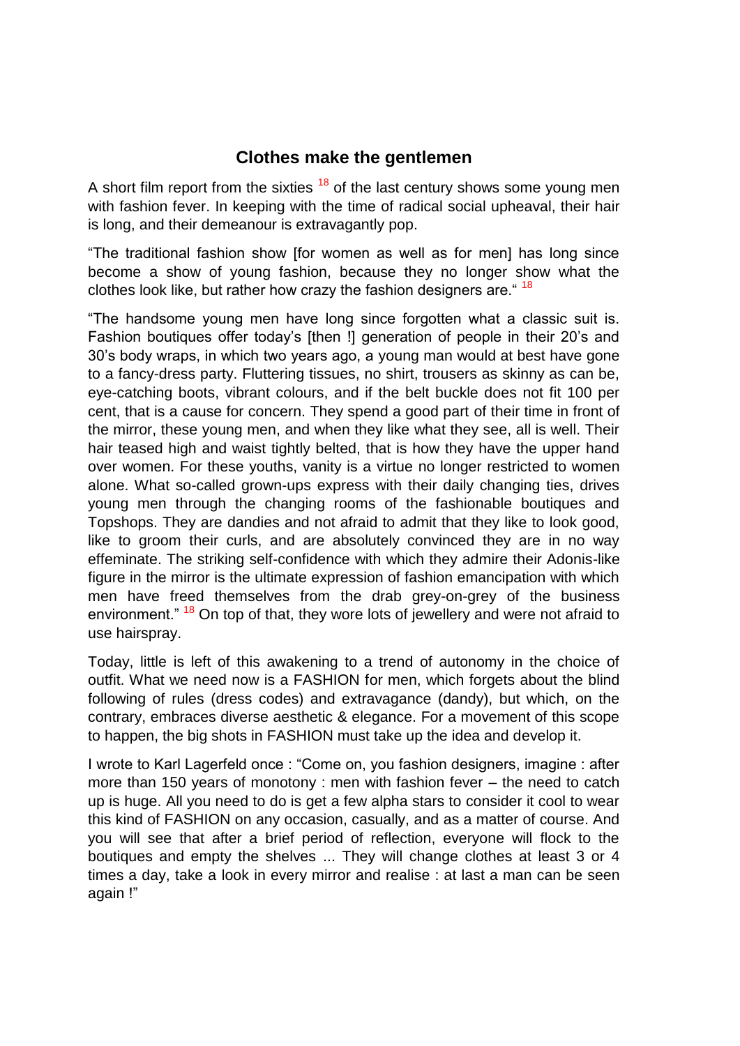## Clothes make the gentlemen

A short film report from the sixties [18] of the last century shows some young men with fashion fever. In keeping with the time of radical social upheaval, their hair is long, and their demeanour is extravagantly pop.

"The traditional fashion show [for women as well as for men] has long since become a show of young fashion, because they no longer show what the clothes look like, but rather how crazy the fashion designers are." [18]

"The handsome young men have long since forgotten what a classic suit is. Fashion boutiques offer today's [then !] generation of people in their 20's and 30's body wraps, in which two years ago, a young man would at best have gone to a fancy-dress party. Fluttering tissues, no shirt, trousers as skinny as can be, eye-catching boots, vibrant colours, and if the belt buckle does not fit 100 per cent, that is a cause for concern. They spend a good part of their time in front of the mirror, these young men, and when they like what they see, all is well. Their hair teased high and waist tightly belted, that is how they have the upper hand over women. For these youths, vanity is a virtue no longer restricted to women alone. What so-called grown-ups express with their daily changing ties, drives young men through the changing rooms of the fashionable boutiques and Topshops. They are dandies and not afraid to admit that they like to look good, like to groom their curls, and are absolutely convinced they are in no way effeminate. The striking self-confidence with which they admire their Adonis-like figure in the mirror is the ultimate expression of fashion emancipation with which men have freed themselves from the drab grey-on-grey of the business environment." [18] On top of that, they wore lots of jewellery and were not afraid to use hairspray.

Today, little is left of this awakening to a trend of autonomy in the choice of outfit. What we need now is a FASHION for men, which forgets about the blind following of rules (dress codes) and extravagance (dandy), but which, on the contrary, embraces diverse aesthetic & elegance. For a movement of this scope to happen, the big shots in FASHION must take up the idea and develop it.

I wrote to Karl Lagerfeld once : "Come on, you fashion designers, imagine : after more than 150 years of monotony : men with fashion fever – the need to catch up is huge. All you need to do is get a few alpha stars to consider it cool to wear this kind of FASHION on any occasion, casually, and as a matter of course. And you will see that after a brief period of reflection, everyone will flock to the boutiques and empty the shelves ... They will change clothes at least 3 or 4 times a day, take a look in every mirror and realise : at last a man can be seen again !"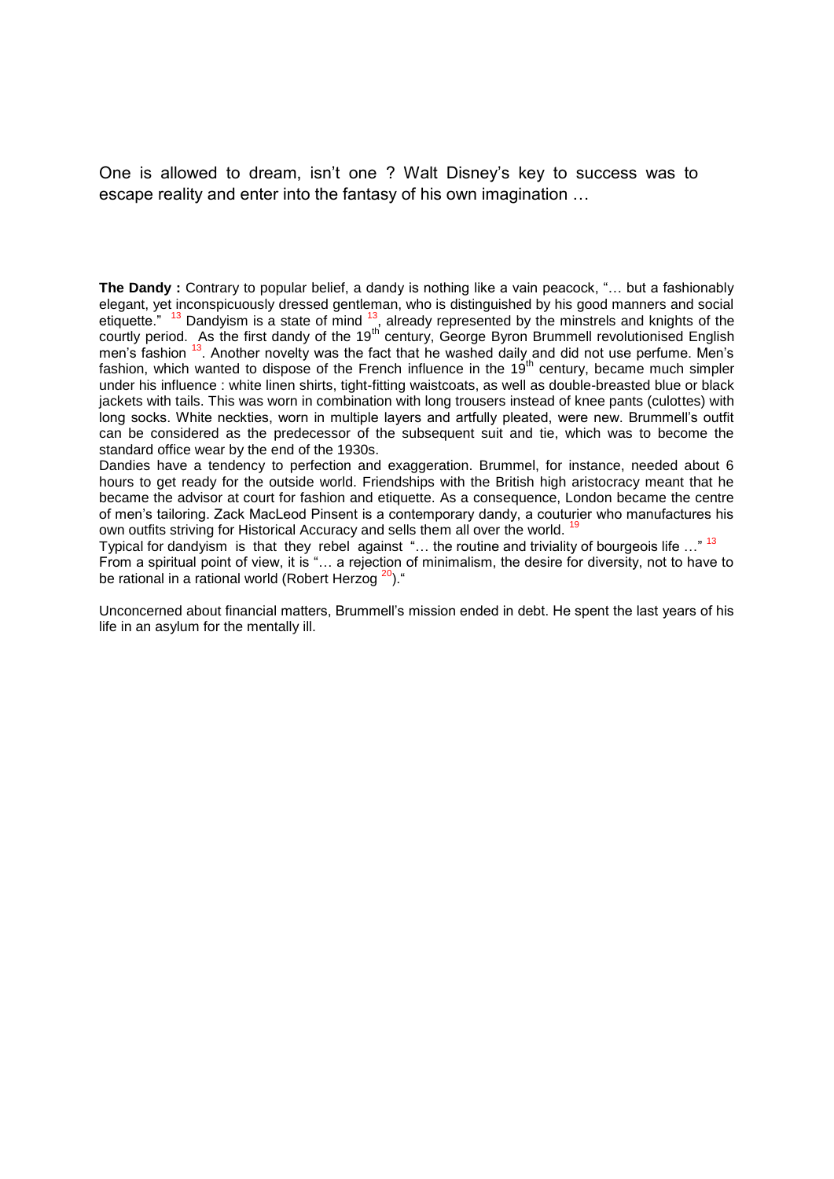One is allowed to dream, isn't one ? Walt Disney's key to success was to escape reality and enter into the fantasy of his own imagination …

**The Dandy :** Contrary to popular belief, a dandy is nothing like a vain peacock, "… but a fashionably elegant, yet inconspicuously dressed gentleman, who is distinguished by his good manners and social etiquette." [13] Dandyism is a state of mind [13], already represented by the minstrels and knights of the courtly period. As the first dandy of the 19th century, George Byron Brummell revolutionised English men's fashion [13]. Another novelty was the fact that he washed daily and did not use perfume. Men's fashion, which wanted to dispose of the French influence in the 19th century, became much simpler under his influence : white linen shirts, tight-fitting waistcoats, as well as double-breasted blue or black jackets with tails. This was worn in combination with long trousers instead of knee pants (culottes) with long socks. White neckties, worn in multiple layers and artfully pleated, were new. Brummell's outfit can be considered as the predecessor of the subsequent suit and tie, which was to become the standard office wear by the end of the 1930s.

Dandies have a tendency to perfection and exaggeration. Brummel, for instance, needed about 6 hours to get ready for the outside world. Friendships with the British high aristocracy meant that he became the advisor at court for fashion and etiquette. As a consequence, London became the centre of men's tailoring. Zack MacLeod Pinsent is a contemporary dandy, a couturier who manufactures his own outfits striving for Historical Accuracy and sells them all over the world. [19]

Typical for dandyism is that they rebel against "… the routine and triviality of bourgeois life …" [13]

From a spiritual point of view, it is "… a rejection of minimalism, the desire for diversity, not to have to be rational in a rational world (Robert Herzog [20])."

Unconcerned about financial matters, Brummell's mission ended in debt. He spent the last years of his life in an asylum for the mentally ill.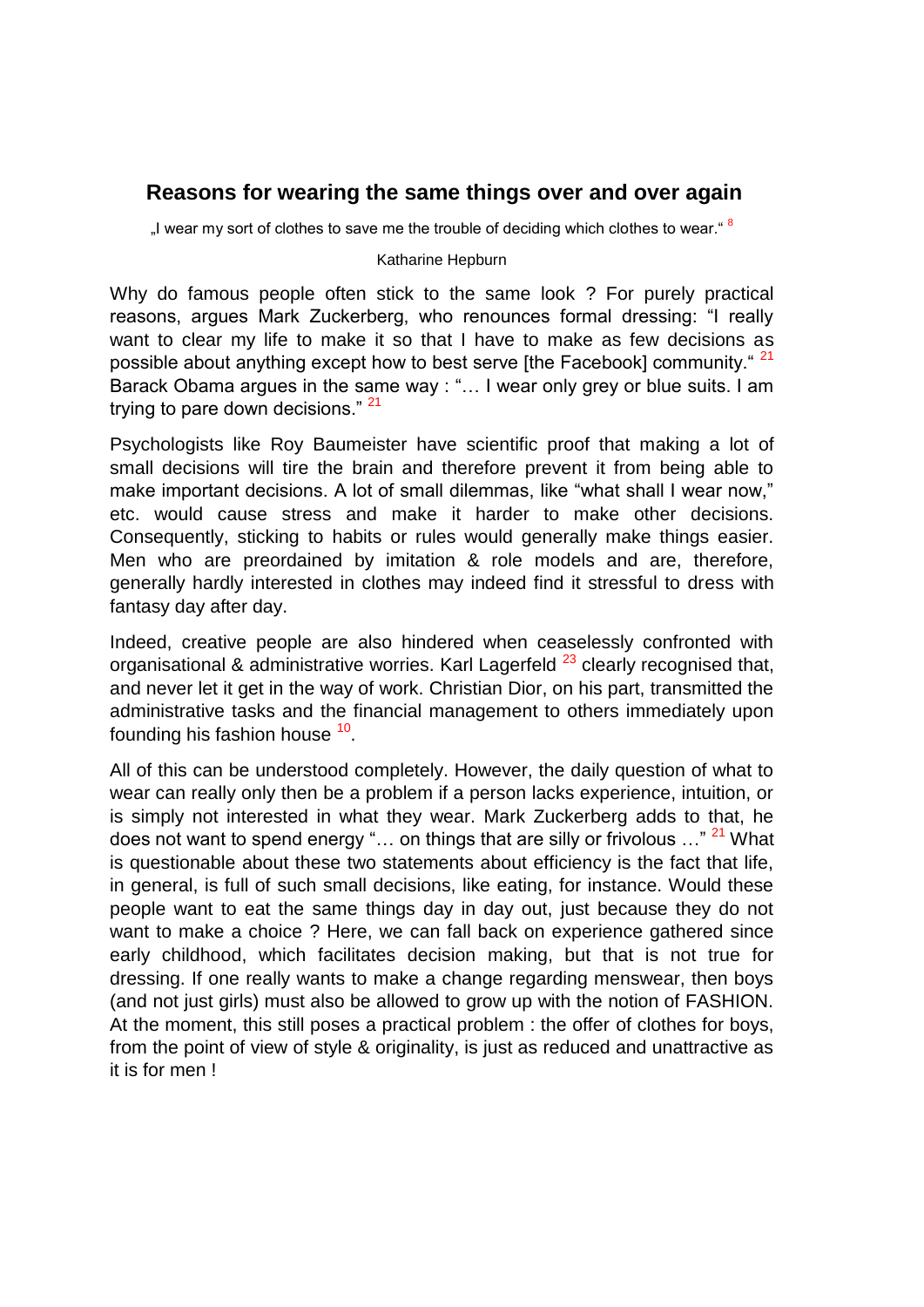## Reasons for wearing the same things over and over again

„I wear my sort of clothes to save me the trouble of deciding which clothes to wear.“ [8]

Katharine Hepburn

Why do famous people often stick to the same look ? For purely practical reasons, argues Mark Zuckerberg, who renounces formal dressing: “I really want to clear my life to make it so that I have to make as few decisions as possible about anything except how to best serve [the Facebook] community.“ [21] Barack Obama argues in the same way : “… I wear only grey or blue suits. I am trying to pare down decisions.” [21]

Psychologists like Roy Baumeister have scientific proof that making a lot of small decisions will tire the brain and therefore prevent it from being able to make important decisions. A lot of small dilemmas, like “what shall I wear now,” etc. would cause stress and make it harder to make other decisions. Consequently, sticking to habits or rules would generally make things easier. Men who are preordained by imitation & role models and are, therefore, generally hardly interested in clothes may indeed find it stressful to dress with fantasy day after day.

Indeed, creative people are also hindered when ceaselessly confronted with organisational & administrative worries. Karl Lagerfeld [23] clearly recognised that, and never let it get in the way of work. Christian Dior, on his part, transmitted the administrative tasks and the financial management to others immediately upon founding his fashion house [10].

All of this can be understood completely. However, the daily question of what to wear can really only then be a problem if a person lacks experience, intuition, or is simply not interested in what they wear. Mark Zuckerberg adds to that, he does not want to spend energy “… on things that are silly or frivolous …” [21] What is questionable about these two statements about efficiency is the fact that life, in general, is full of such small decisions, like eating, for instance. Would these people want to eat the same things day in day out, just because they do not want to make a choice ? Here, we can fall back on experience gathered since early childhood, which facilitates decision making, but that is not true for dressing. If one really wants to make a change regarding menswear, then boys (and not just girls) must also be allowed to grow up with the notion of FASHION. At the moment, this still poses a practical problem : the offer of clothes for boys, from the point of view of style & originality, is just as reduced and unattractive as it is for men !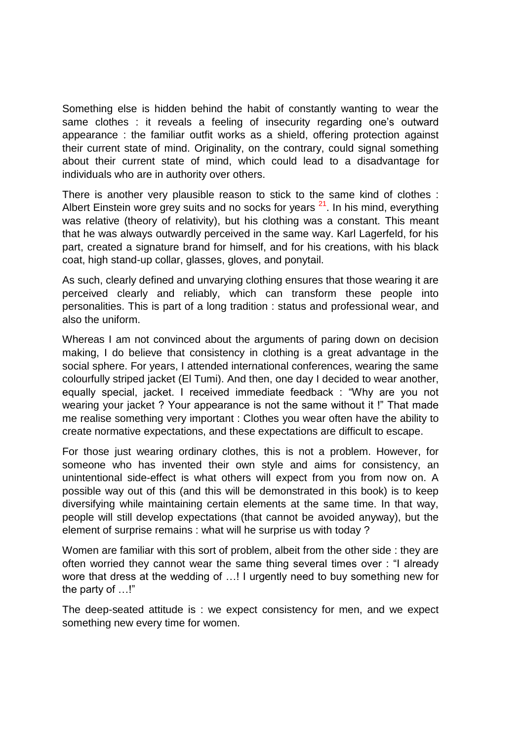Something else is hidden behind the habit of constantly wanting to wear the same clothes : it reveals a feeling of insecurity regarding one's outward appearance : the familiar outfit works as a shield, offering protection against their current state of mind. Originality, on the contrary, could signal something about their current state of mind, which could lead to a disadvantage for individuals who are in authority over others.

There is another very plausible reason to stick to the same kind of clothes : Albert Einstein wore grey suits and no socks for years [21]. In his mind, everything was relative (theory of relativity), but his clothing was a constant. This meant that he was always outwardly perceived in the same way. Karl Lagerfeld, for his part, created a signature brand for himself, and for his creations, with his black coat, high stand-up collar, glasses, gloves, and ponytail.

As such, clearly defined and unvarying clothing ensures that those wearing it are perceived clearly and reliably, which can transform these people into personalities. This is part of a long tradition : status and professional wear, and also the uniform.

Whereas I am not convinced about the arguments of paring down on decision making, I do believe that consistency in clothing is a great advantage in the social sphere. For years, I attended international conferences, wearing the same colourfully striped jacket (El Tumi). And then, one day I decided to wear another, equally special, jacket. I received immediate feedback : "Why are you not wearing your jacket ? Your appearance is not the same without it !" That made me realise something very important : Clothes you wear often have the ability to create normative expectations, and these expectations are difficult to escape.

For those just wearing ordinary clothes, this is not a problem. However, for someone who has invented their own style and aims for consistency, an unintentional side-effect is what others will expect from you from now on. A possible way out of this (and this will be demonstrated in this book) is to keep diversifying while maintaining certain elements at the same time. In that way, people will still develop expectations (that cannot be avoided anyway), but the element of surprise remains : what will he surprise us with today ?

Women are familiar with this sort of problem, albeit from the other side : they are often worried they cannot wear the same thing several times over : "I already wore that dress at the wedding of …! I urgently need to buy something new for the party of …!"

The deep-seated attitude is : we expect consistency for men, and we expect something new every time for women.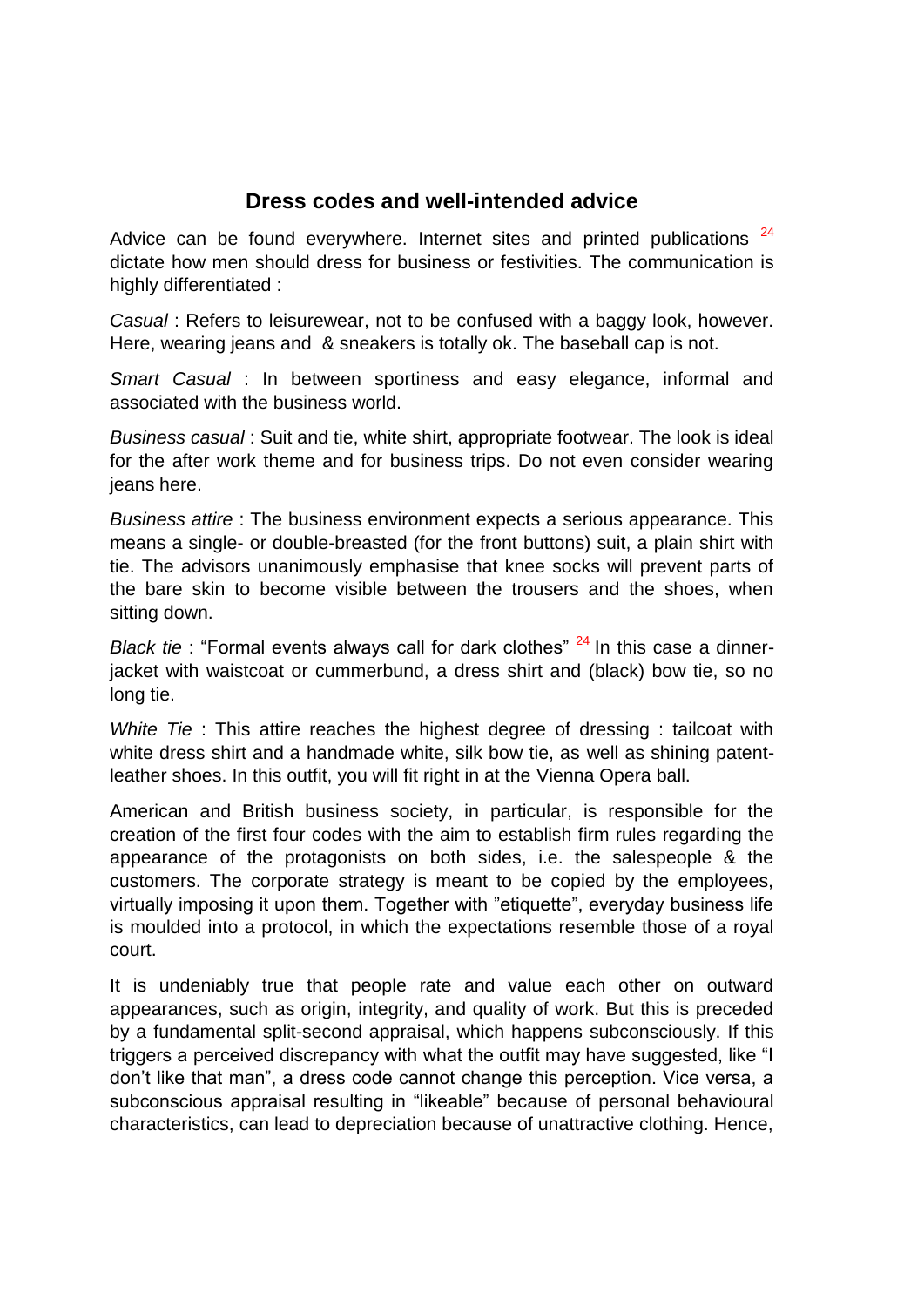## Dress codes and well-intended advice

Advice can be found everywhere. Internet sites and printed publications [24] dictate how men should dress for business or festivities. The communication is highly differentiated :

*Casual* : Refers to leisurewear, not to be confused with a baggy look, however. Here, wearing jeans and & sneakers is totally ok. The baseball cap is not.

*Smart Casual* : In between sportiness and easy elegance, informal and associated with the business world.

*Business casual* : Suit and tie, white shirt, appropriate footwear. The look is ideal for the after work theme and for business trips. Do not even consider wearing jeans here.

*Business attire* : The business environment expects a serious appearance. This means a single- or double-breasted (for the front buttons) suit, a plain shirt with tie. The advisors unanimously emphasise that knee socks will prevent parts of the bare skin to become visible between the trousers and the shoes, when sitting down.

*Black tie* : "Formal events always call for dark clothes" [24] In this case a dinner-jacket with waistcoat or cummerbund, a dress shirt and (black) bow tie, so no long tie.

*White Tie* : This attire reaches the highest degree of dressing : tailcoat with white dress shirt and a handmade white, silk bow tie, as well as shining patent-leather shoes. In this outfit, you will fit right in at the Vienna Opera ball.

American and British business society, in particular, is responsible for the creation of the first four codes with the aim to establish firm rules regarding the appearance of the protagonists on both sides, i.e. the salespeople & the customers. The corporate strategy is meant to be copied by the employees, virtually imposing it upon them. Together with "etiquette", everyday business life is moulded into a protocol, in which the expectations resemble those of a royal court.

It is undeniably true that people rate and value each other on outward appearances, such as origin, integrity, and quality of work. But this is preceded by a fundamental split-second appraisal, which happens subconsciously. If this triggers a perceived discrepancy with what the outfit may have suggested, like "I don't like that man", a dress code cannot change this perception. Vice versa, a subconscious appraisal resulting in "likeable" because of personal behavioural characteristics, can lead to depreciation because of unattractive clothing. Hence,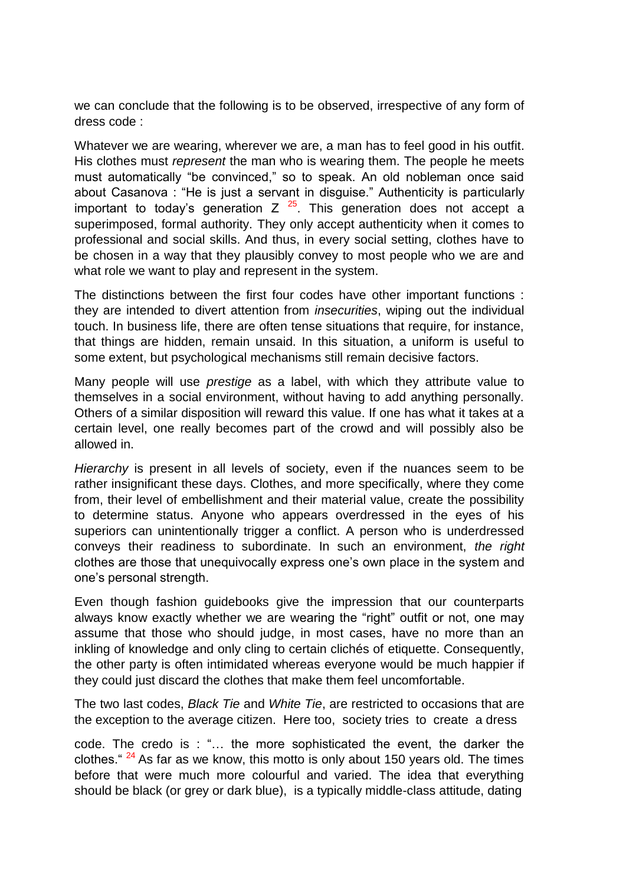we can conclude that the following is to be observed, irrespective of any form of dress code :

Whatever we are wearing, wherever we are, a man has to feel good in his outfit. His clothes must *represent* the man who is wearing them. The people he meets must automatically “be convinced,” so to speak. An old nobleman once said about Casanova : “He is just a servant in disguise.” Authenticity is particularly important to today’s generation Z [25]. This generation does not accept a superimposed, formal authority. They only accept authenticity when it comes to professional and social skills. And thus, in every social setting, clothes have to be chosen in a way that they plausibly convey to most people who we are and what role we want to play and represent in the system.

The distinctions between the first four codes have other important functions : they are intended to divert attention from *insecurities*, wiping out the individual touch. In business life, there are often tense situations that require, for instance, that things are hidden, remain unsaid. In this situation, a uniform is useful to some extent, but psychological mechanisms still remain decisive factors.

Many people will use *prestige* as a label, with which they attribute value to themselves in a social environment, without having to add anything personally. Others of a similar disposition will reward this value. If one has what it takes at a certain level, one really becomes part of the crowd and will possibly also be allowed in.

*Hierarchy* is present in all levels of society, even if the nuances seem to be rather insignificant these days. Clothes, and more specifically, where they come from, their level of embellishment and their material value, create the possibility to determine status. Anyone who appears overdressed in the eyes of his superiors can unintentionally trigger a conflict. A person who is underdressed conveys their readiness to subordinate. In such an environment, *the right* clothes are those that unequivocally express one’s own place in the system and one’s personal strength.

Even though fashion guidebooks give the impression that our counterparts always know exactly whether we are wearing the “right” outfit or not, one may assume that those who should judge, in most cases, have no more than an inkling of knowledge and only cling to certain clichés of etiquette. Consequently, the other party is often intimidated whereas everyone would be much happier if they could just discard the clothes that make them feel uncomfortable.

The two last codes, *Black Tie* and *White Tie*, are restricted to occasions that are the exception to the average citizen. Here too, society tries to create a dress code. The credo is : “… the more sophisticated the event, the darker the clothes.“ [24] As far as we know, this motto is only about 150 years old. The times before that were much more colourful and varied. The idea that everything should be black (or grey or dark blue), is a typically middle-class attitude, dating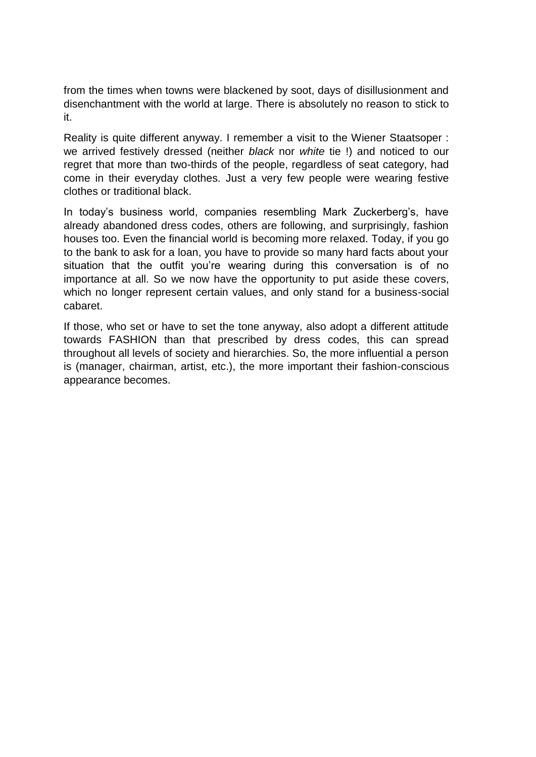from the times when towns were blackened by soot, days of disillusionment and disenchantment with the world at large. There is absolutely no reason to stick to it.

Reality is quite different anyway. I remember a visit to the Wiener Staatsoper : we arrived festively dressed (neither *black* nor *white* tie !) and noticed to our regret that more than two-thirds of the people, regardless of seat category, had come in their everyday clothes. Just a very few people were wearing festive clothes or traditional black.

In today's business world, companies resembling Mark Zuckerberg's, have already abandoned dress codes, others are following, and surprisingly, fashion houses too. Even the financial world is becoming more relaxed. Today, if you go to the bank to ask for a loan, you have to provide so many hard facts about your situation that the outfit you're wearing during this conversation is of no importance at all. So we now have the opportunity to put aside these covers, which no longer represent certain values, and only stand for a business-social cabaret.

If those, who set or have to set the tone anyway, also adopt a different attitude towards FASHION than that prescribed by dress codes, this can spread throughout all levels of society and hierarchies. So, the more influential a person is (manager, chairman, artist, etc.), the more important their fashion-conscious appearance becomes.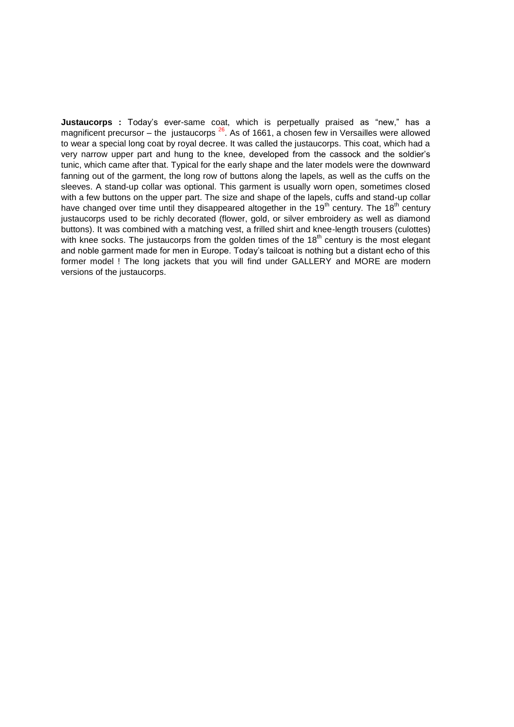**Justaucorps :** Today's ever-same coat, which is perpetually praised as "new," has a magnificent precursor – the justaucorps [26]. As of 1661, a chosen few in Versailles were allowed to wear a special long coat by royal decree. It was called the justaucorps. This coat, which had a very narrow upper part and hung to the knee, developed from the cassock and the soldier's tunic, which came after that. Typical for the early shape and the later models were the downward fanning out of the garment, the long row of buttons along the lapels, as well as the cuffs on the sleeves. A stand-up collar was optional. This garment is usually worn open, sometimes closed with a few buttons on the upper part. The size and shape of the lapels, cuffs and stand-up collar have changed over time until they disappeared altogether in the 19th century. The 18th century justaucorps used to be richly decorated (flower, gold, or silver embroidery as well as diamond buttons). It was combined with a matching vest, a frilled shirt and knee-length trousers (culottes) with knee socks. The justaucorps from the golden times of the 18th century is the most elegant and noble garment made for men in Europe. Today's tailcoat is nothing but a distant echo of this former model ! The long jackets that you will find under GALLERY and MORE are modern versions of the justaucorps.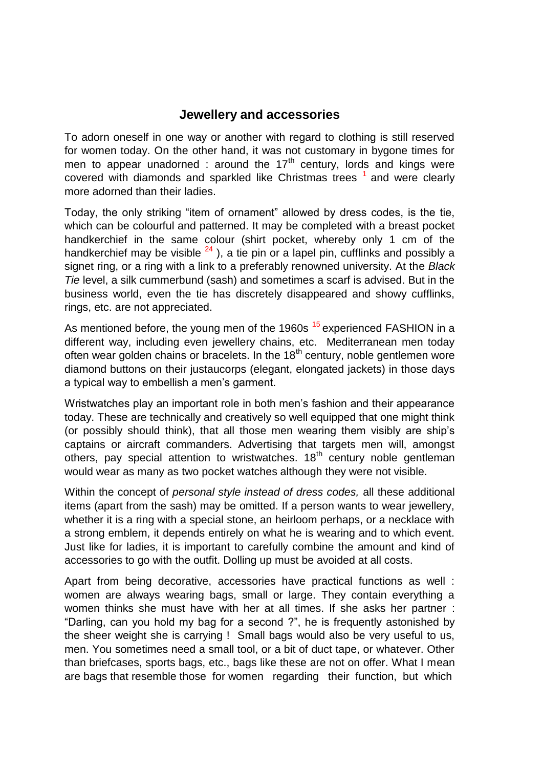## Jewellery and accessories

To adorn oneself in one way or another with regard to clothing is still reserved for women today. On the other hand, it was not customary in bygone times for men to appear unadorned : around the 17th century, lords and kings were covered with diamonds and sparkled like Christmas trees [1] and were clearly more adorned than their ladies.

Today, the only striking "item of ornament" allowed by dress codes, is the tie, which can be colourful and patterned. It may be completed with a breast pocket handkerchief in the same colour (shirt pocket, whereby only 1 cm of the handkerchief may be visible [24] ), a tie pin or a lapel pin, cufflinks and possibly a signet ring, or a ring with a link to a preferably renowned university. At the *Black Tie* level, a silk cummerbund (sash) and sometimes a scarf is advised. But in the business world, even the tie has discretely disappeared and showy cufflinks, rings, etc. are not appreciated.

As mentioned before, the young men of the 1960s [15] experienced FASHION in a different way, including even jewellery chains, etc. Mediterranean men today often wear golden chains or bracelets. In the 18th century, noble gentlemen wore diamond buttons on their justaucorps (elegant, elongated jackets) in those days a typical way to embellish a men's garment.

Wristwatches play an important role in both men's fashion and their appearance today. These are technically and creatively so well equipped that one might think (or possibly should think), that all those men wearing them visibly are ship's captains or aircraft commanders. Advertising that targets men will, amongst others, pay special attention to wristwatches. 18th century noble gentleman would wear as many as two pocket watches although they were not visible.

Within the concept of *personal style instead of dress codes,* all these additional items (apart from the sash) may be omitted. If a person wants to wear jewellery, whether it is a ring with a special stone, an heirloom perhaps, or a necklace with a strong emblem, it depends entirely on what he is wearing and to which event. Just like for ladies, it is important to carefully combine the amount and kind of accessories to go with the outfit. Dolling up must be avoided at all costs.

Apart from being decorative, accessories have practical functions as well : women are always wearing bags, small or large. They contain everything a women thinks she must have with her at all times. If she asks her partner : "Darling, can you hold my bag for a second ?", he is frequently astonished by the sheer weight she is carrying ! Small bags would also be very useful to us, men. You sometimes need a small tool, or a bit of duct tape, or whatever. Other than briefcases, sports bags, etc., bags like these are not on offer. What I mean are bags that resemble those for women regarding their function, but which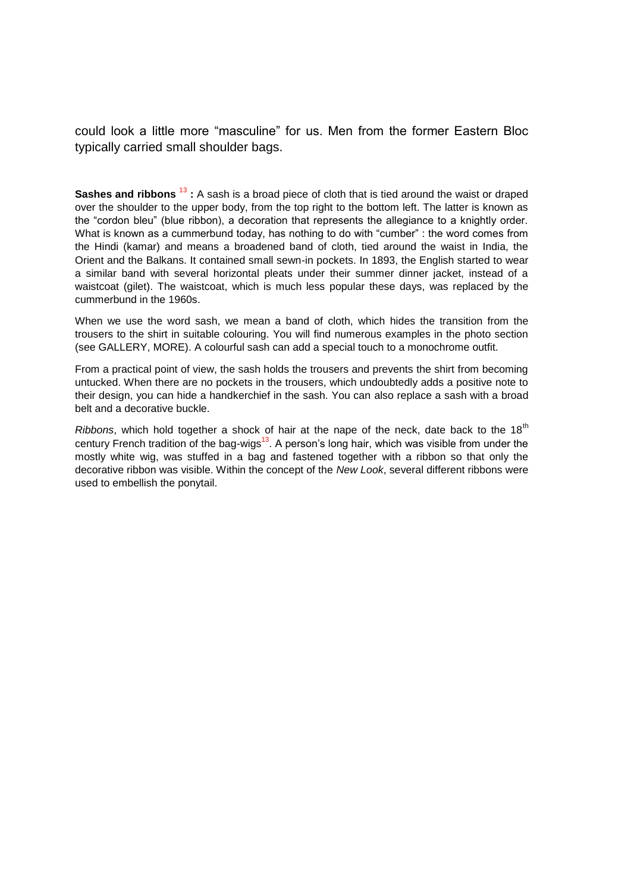could look a little more "masculine" for us. Men from the former Eastern Bloc typically carried small shoulder bags.

**Sashes and ribbons** [13] **:** A sash is a broad piece of cloth that is tied around the waist or draped over the shoulder to the upper body, from the top right to the bottom left. The latter is known as the "cordon bleu" (blue ribbon), a decoration that represents the allegiance to a knightly order. What is known as a cummerbund today, has nothing to do with "cumber" : the word comes from the Hindi (kamar) and means a broadened band of cloth, tied around the waist in India, the Orient and the Balkans. It contained small sewn-in pockets. In 1893, the English started to wear a similar band with several horizontal pleats under their summer dinner jacket, instead of a waistcoat (gilet). The waistcoat, which is much less popular these days, was replaced by the cummerbund in the 1960s.

When we use the word sash, we mean a band of cloth, which hides the transition from the trousers to the shirt in suitable colouring. You will find numerous examples in the photo section (see GALLERY, MORE). A colourful sash can add a special touch to a monochrome outfit.

From a practical point of view, the sash holds the trousers and prevents the shirt from becoming untucked. When there are no pockets in the trousers, which undoubtedly adds a positive note to their design, you can hide a handkerchief in the sash. You can also replace a sash with a broad belt and a decorative buckle.

*Ribbons*, which hold together a shock of hair at the nape of the neck, date back to the 18th century French tradition of the bag-wigs[13]. A person's long hair, which was visible from under the mostly white wig, was stuffed in a bag and fastened together with a ribbon so that only the decorative ribbon was visible. Within the concept of the *New Look*, several different ribbons were used to embellish the ponytail.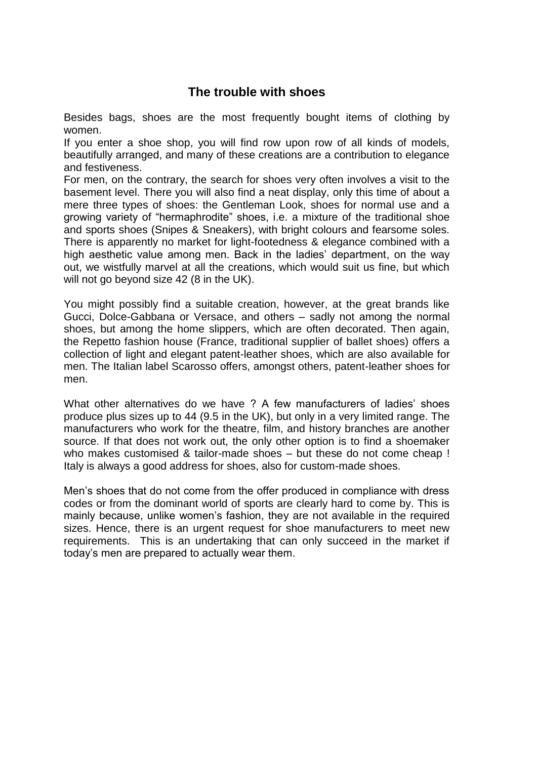## The trouble with shoes

Besides bags, shoes are the most frequently bought items of clothing by women.

If you enter a shoe shop, you will find row upon row of all kinds of models, beautifully arranged, and many of these creations are a contribution to elegance and festiveness.

For men, on the contrary, the search for shoes very often involves a visit to the basement level. There you will also find a neat display, only this time of about a mere three types of shoes: the Gentleman Look, shoes for normal use and a growing variety of "hermaphrodite" shoes, i.e. a mixture of the traditional shoe and sports shoes (Snipes & Sneakers), with bright colours and fearsome soles. There is apparently no market for light-footedness & elegance combined with a high aesthetic value among men. Back in the ladies' department, on the way out, we wistfully marvel at all the creations, which would suit us fine, but which will not go beyond size 42 (8 in the UK).

You might possibly find a suitable creation, however, at the great brands like Gucci, Dolce-Gabbana or Versace, and others – sadly not among the normal shoes, but among the home slippers, which are often decorated. Then again, the Repetto fashion house (France, traditional supplier of ballet shoes) offers a collection of light and elegant patent-leather shoes, which are also available for men. The Italian label Scarosso offers, amongst others, patent-leather shoes for men.

What other alternatives do we have ? A few manufacturers of ladies' shoes produce plus sizes up to 44 (9.5 in the UK), but only in a very limited range. The manufacturers who work for the theatre, film, and history branches are another source. If that does not work out, the only other option is to find a shoemaker who makes customised & tailor-made shoes – but these do not come cheap ! Italy is always a good address for shoes, also for custom-made shoes.

Men's shoes that do not come from the offer produced in compliance with dress codes or from the dominant world of sports are clearly hard to come by. This is mainly because, unlike women's fashion, they are not available in the required sizes. Hence, there is an urgent request for shoe manufacturers to meet new requirements. This is an undertaking that can only succeed in the market if today's men are prepared to actually wear them.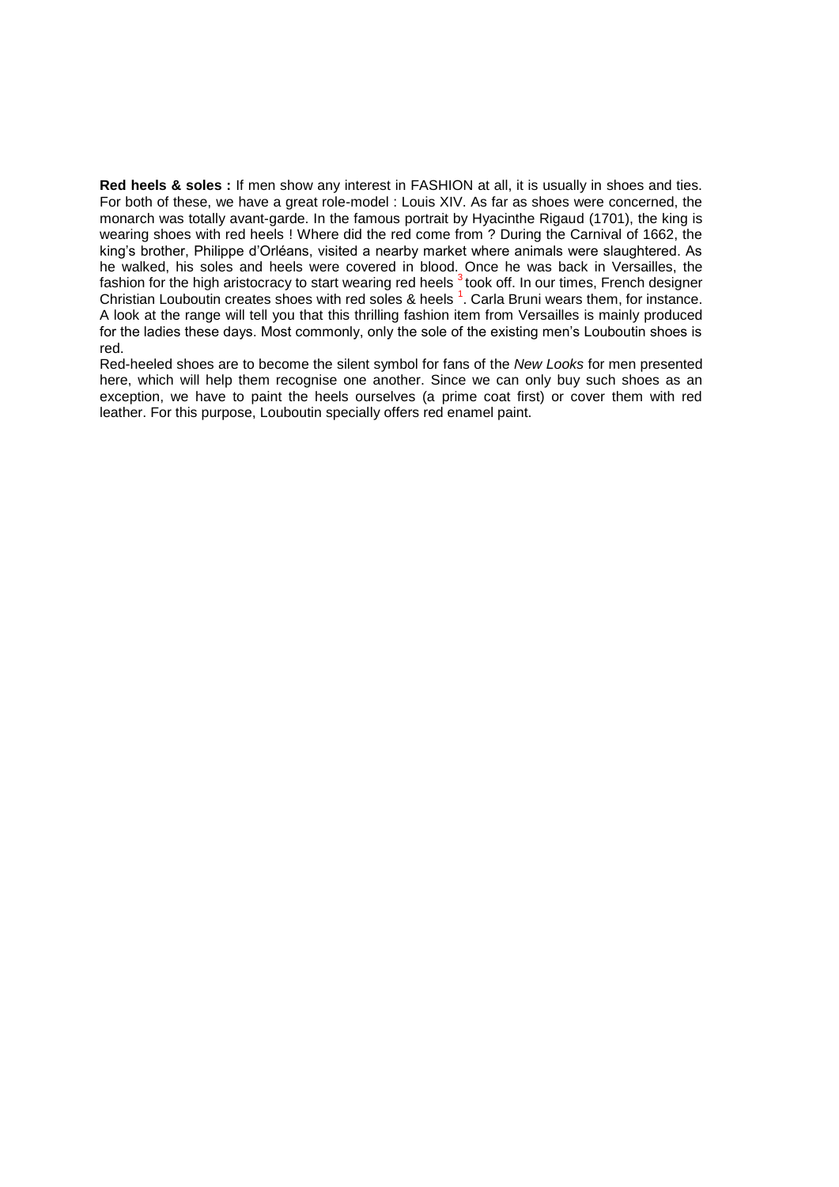**Red heels & soles :** If men show any interest in FASHION at all, it is usually in shoes and ties. For both of these, we have a great role-model : Louis XIV. As far as shoes were concerned, the monarch was totally avant-garde. In the famous portrait by Hyacinthe Rigaud (1701), the king is wearing shoes with red heels ! Where did the red come from ? During the Carnival of 1662, the king's brother, Philippe d'Orléans, visited a nearby market where animals were slaughtered. As he walked, his soles and heels were covered in blood. Once he was back in Versailles, the fashion for the high aristocracy to start wearing red heels [3] took off. In our times, French designer Christian Louboutin creates shoes with red soles & heels [1]. Carla Bruni wears them, for instance. A look at the range will tell you that this thrilling fashion item from Versailles is mainly produced for the ladies these days. Most commonly, only the sole of the existing men's Louboutin shoes is red.

Red-heeled shoes are to become the silent symbol for fans of the *New Looks* for men presented here, which will help them recognise one another. Since we can only buy such shoes as an exception, we have to paint the heels ourselves (a prime coat first) or cover them with red leather. For this purpose, Louboutin specially offers red enamel paint.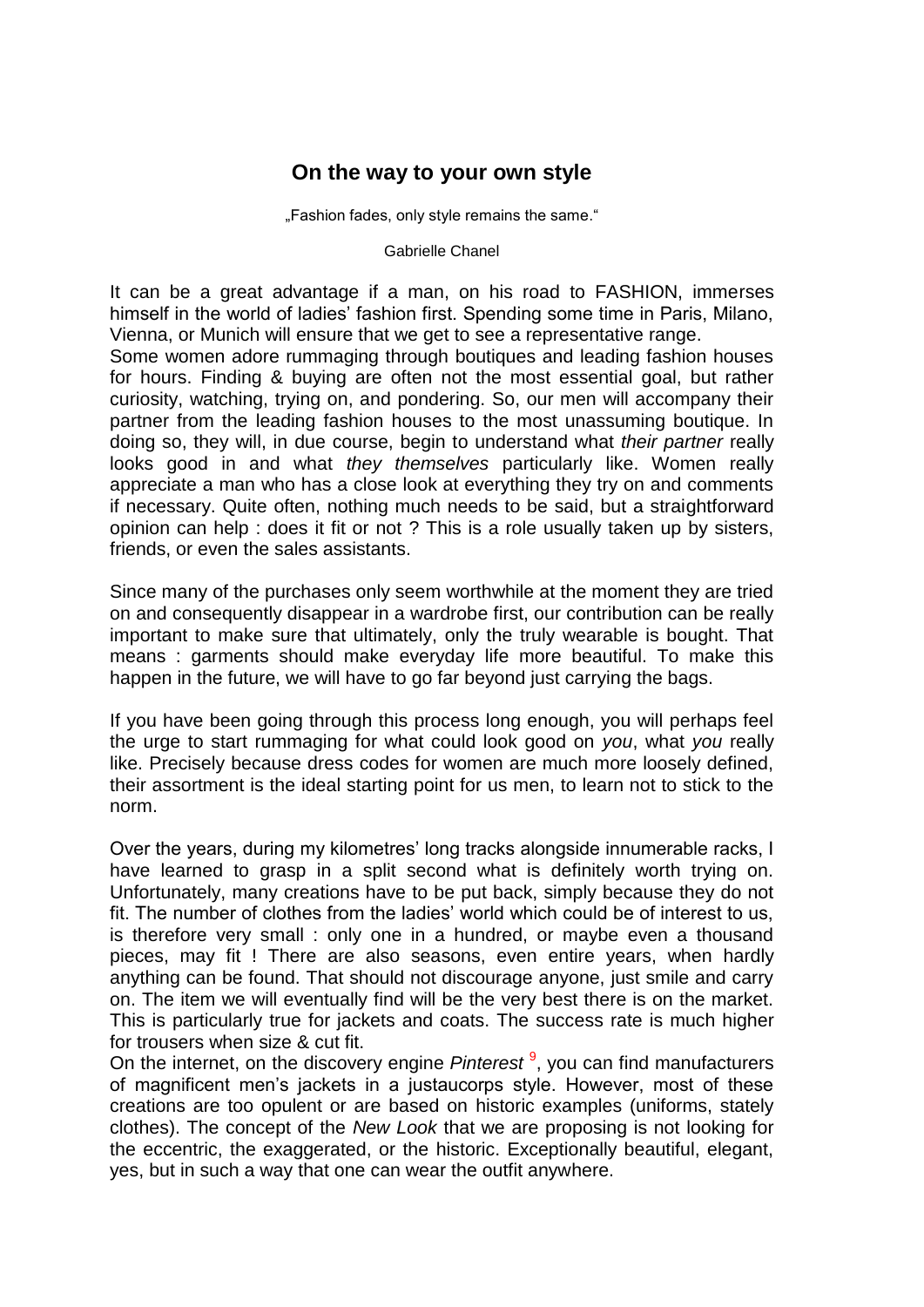## On the way to your own style

„Fashion fades, only style remains the same."

Gabrielle Chanel

It can be a great advantage if a man, on his road to FASHION, immerses himself in the world of ladies' fashion first. Spending some time in Paris, Milano, Vienna, or Munich will ensure that we get to see a representative range.
Some women adore rummaging through boutiques and leading fashion houses for hours. Finding & buying are often not the most essential goal, but rather curiosity, watching, trying on, and pondering. So, our men will accompany their partner from the leading fashion houses to the most unassuming boutique. In doing so, they will, in due course, begin to understand what *their partner* really looks good in and what *they themselves* particularly like. Women really appreciate a man who has a close look at everything they try on and comments if necessary. Quite often, nothing much needs to be said, but a straightforward opinion can help : does it fit or not ? This is a role usually taken up by sisters, friends, or even the sales assistants.

Since many of the purchases only seem worthwhile at the moment they are tried on and consequently disappear in a wardrobe first, our contribution can be really important to make sure that ultimately, only the truly wearable is bought. That means : garments should make everyday life more beautiful. To make this happen in the future, we will have to go far beyond just carrying the bags.

If you have been going through this process long enough, you will perhaps feel the urge to start rummaging for what could look good on *you*, what *you* really like. Precisely because dress codes for women are much more loosely defined, their assortment is the ideal starting point for us men, to learn not to stick to the norm.

Over the years, during my kilometres' long tracks alongside innumerable racks, I have learned to grasp in a split second what is definitely worth trying on. Unfortunately, many creations have to be put back, simply because they do not fit. The number of clothes from the ladies' world which could be of interest to us, is therefore very small : only one in a hundred, or maybe even a thousand pieces, may fit ! There are also seasons, even entire years, when hardly anything can be found. That should not discourage anyone, just smile and carry on. The item we will eventually find will be the very best there is on the market. This is particularly true for jackets and coats. The success rate is much higher for trousers when size & cut fit.
On the internet, on the discovery engine *Pinterest* [9], you can find manufacturers of magnificent men's jackets in a justaucorps style. However, most of these creations are too opulent or are based on historic examples (uniforms, stately clothes). The concept of the *New Look* that we are proposing is not looking for the eccentric, the exaggerated, or the historic. Exceptionally beautiful, elegant, yes, but in such a way that one can wear the outfit anywhere.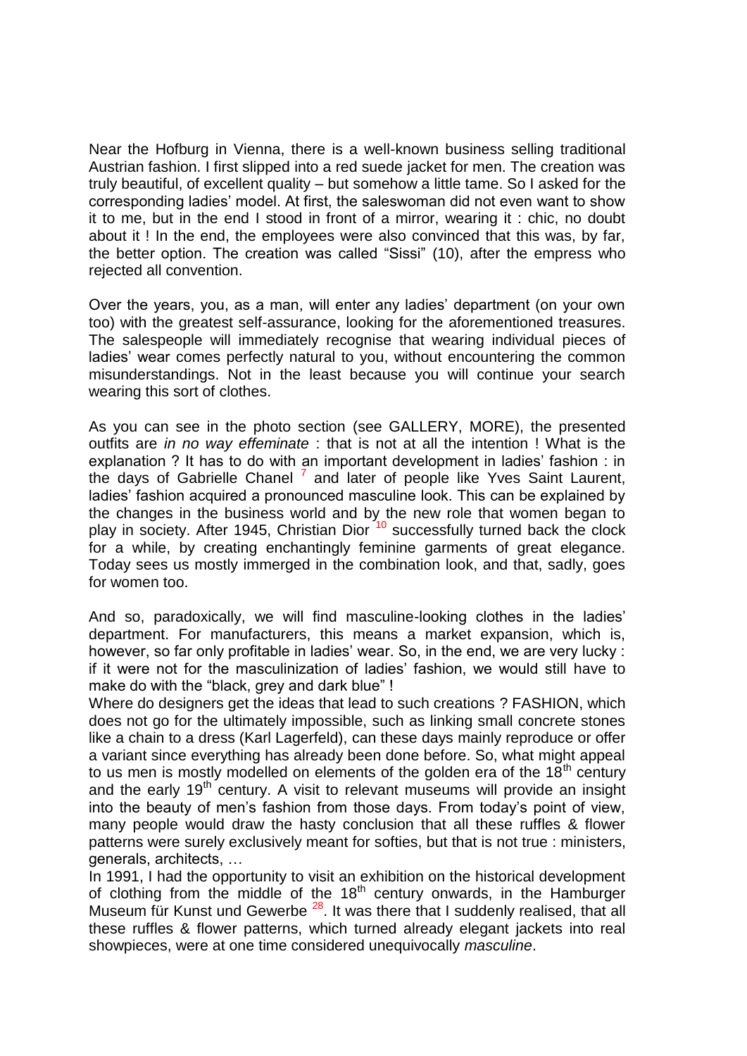Near the Hofburg in Vienna, there is a well-known business selling traditional Austrian fashion. I first slipped into a red suede jacket for men. The creation was truly beautiful, of excellent quality – but somehow a little tame. So I asked for the corresponding ladies' model. At first, the saleswoman did not even want to show it to me, but in the end I stood in front of a mirror, wearing it : chic, no doubt about it ! In the end, the employees were also convinced that this was, by far, the better option. The creation was called "Sissi" (10), after the empress who rejected all convention.

Over the years, you, as a man, will enter any ladies' department (on your own too) with the greatest self-assurance, looking for the aforementioned treasures. The salespeople will immediately recognise that wearing individual pieces of ladies' wear comes perfectly natural to you, without encountering the common misunderstandings. Not in the least because you will continue your search wearing this sort of clothes.

As you can see in the photo section (see GALLERY, MORE), the presented outfits are *in no way effeminate* : that is not at all the intention ! What is the explanation ? It has to do with an important development in ladies' fashion : in the days of Gabrielle Chanel [7] and later of people like Yves Saint Laurent, ladies' fashion acquired a pronounced masculine look. This can be explained by the changes in the business world and by the new role that women began to play in society. After 1945, Christian Dior [10] successfully turned back the clock for a while, by creating enchantingly feminine garments of great elegance. Today sees us mostly immerged in the combination look, and that, sadly, goes for women too.

And so, paradoxically, we will find masculine-looking clothes in the ladies' department. For manufacturers, this means a market expansion, which is, however, so far only profitable in ladies' wear. So, in the end, we are very lucky : if it were not for the masculinization of ladies' fashion, we would still have to make do with the "black, grey and dark blue" !
Where do designers get the ideas that lead to such creations ? FASHION, which does not go for the ultimately impossible, such as linking small concrete stones like a chain to a dress (Karl Lagerfeld), can these days mainly reproduce or offer a variant since everything has already been done before. So, what might appeal to us men is mostly modelled on elements of the golden era of the 18th century and the early 19th century. A visit to relevant museums will provide an insight into the beauty of men's fashion from those days. From today's point of view, many people would draw the hasty conclusion that all these ruffles & flower patterns were surely exclusively meant for softies, but that is not true : ministers, generals, architects, …
In 1991, I had the opportunity to visit an exhibition on the historical development of clothing from the middle of the 18th century onwards, in the Hamburger Museum für Kunst und Gewerbe [28]. It was there that I suddenly realised, that all these ruffles & flower patterns, which turned already elegant jackets into real showpieces, were at one time considered unequivocally *masculine*.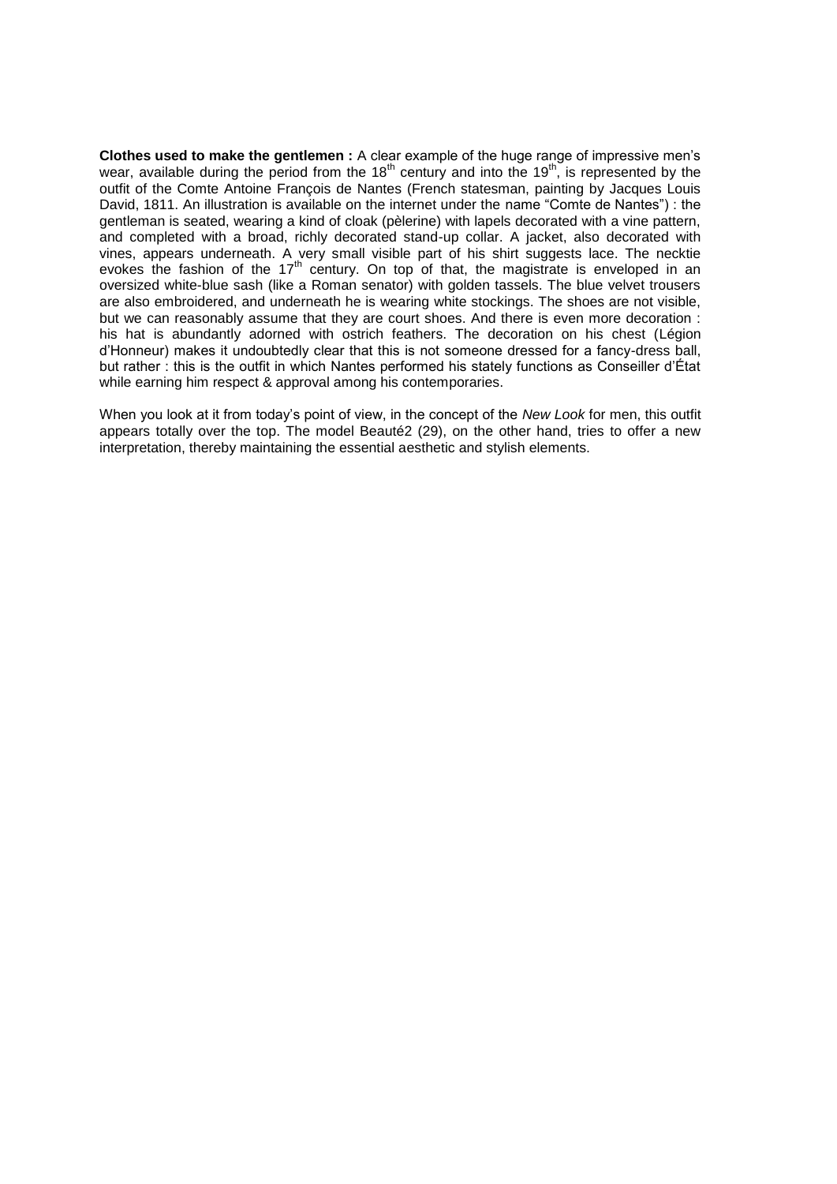**Clothes used to make the gentlemen :** A clear example of the huge range of impressive men's wear, available during the period from the 18th century and into the 19th, is represented by the outfit of the Comte Antoine François de Nantes (French statesman, painting by Jacques Louis David, 1811. An illustration is available on the internet under the name "Comte de Nantes") : the gentleman is seated, wearing a kind of cloak (pèlerine) with lapels decorated with a vine pattern, and completed with a broad, richly decorated stand-up collar. A jacket, also decorated with vines, appears underneath. A very small visible part of his shirt suggests lace. The necktie evokes the fashion of the 17th century. On top of that, the magistrate is enveloped in an oversized white-blue sash (like a Roman senator) with golden tassels. The blue velvet trousers are also embroidered, and underneath he is wearing white stockings. The shoes are not visible, but we can reasonably assume that they are court shoes. And there is even more decoration : his hat is abundantly adorned with ostrich feathers. The decoration on his chest (Légion d'Honneur) makes it undoubtedly clear that this is not someone dressed for a fancy-dress ball, but rather : this is the outfit in which Nantes performed his stately functions as Conseiller d'État while earning him respect & approval among his contemporaries.

When you look at it from today's point of view, in the concept of the *New Look* for men, this outfit appears totally over the top. The model Beauté2 (29), on the other hand, tries to offer a new interpretation, thereby maintaining the essential aesthetic and stylish elements.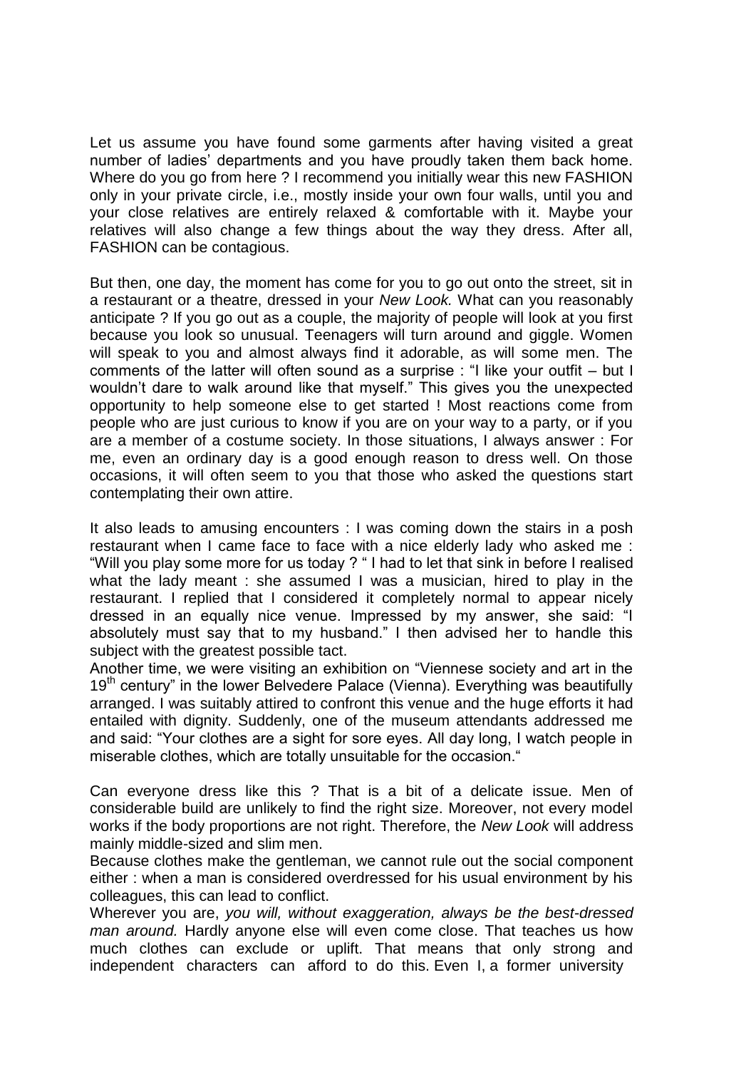Let us assume you have found some garments after having visited a great number of ladies' departments and you have proudly taken them back home. Where do you go from here ? I recommend you initially wear this new FASHION only in your private circle, i.e., mostly inside your own four walls, until you and your close relatives are entirely relaxed & comfortable with it. Maybe your relatives will also change a few things about the way they dress. After all, FASHION can be contagious.

But then, one day, the moment has come for you to go out onto the street, sit in a restaurant or a theatre, dressed in your *New Look.* What can you reasonably anticipate ? If you go out as a couple, the majority of people will look at you first because you look so unusual. Teenagers will turn around and giggle. Women will speak to you and almost always find it adorable, as will some men. The comments of the latter will often sound as a surprise : "I like your outfit – but I wouldn't dare to walk around like that myself." This gives you the unexpected opportunity to help someone else to get started ! Most reactions come from people who are just curious to know if you are on your way to a party, or if you are a member of a costume society. In those situations, I always answer : For me, even an ordinary day is a good enough reason to dress well. On those occasions, it will often seem to you that those who asked the questions start contemplating their own attire.

It also leads to amusing encounters : I was coming down the stairs in a posh restaurant when I came face to face with a nice elderly lady who asked me : "Will you play some more for us today ? " I had to let that sink in before I realised what the lady meant : she assumed I was a musician, hired to play in the restaurant. I replied that I considered it completely normal to appear nicely dressed in an equally nice venue. Impressed by my answer, she said: "I absolutely must say that to my husband." I then advised her to handle this subject with the greatest possible tact.
Another time, we were visiting an exhibition on "Viennese society and art in the 19th century" in the lower Belvedere Palace (Vienna). Everything was beautifully arranged. I was suitably attired to confront this venue and the huge efforts it had entailed with dignity. Suddenly, one of the museum attendants addressed me and said: "Your clothes are a sight for sore eyes. All day long, I watch people in miserable clothes, which are totally unsuitable for the occasion."

Can everyone dress like this ? That is a bit of a delicate issue. Men of considerable build are unlikely to find the right size. Moreover, not every model works if the body proportions are not right. Therefore, the *New Look* will address mainly middle-sized and slim men.
Because clothes make the gentleman, we cannot rule out the social component either : when a man is considered overdressed for his usual environment by his colleagues, this can lead to conflict.
Wherever you are, *you will, without exaggeration, always be the best-dressed man around.* Hardly anyone else will even come close. That teaches us how much clothes can exclude or uplift. That means that only strong and independent characters can afford to do this. Even I, a former university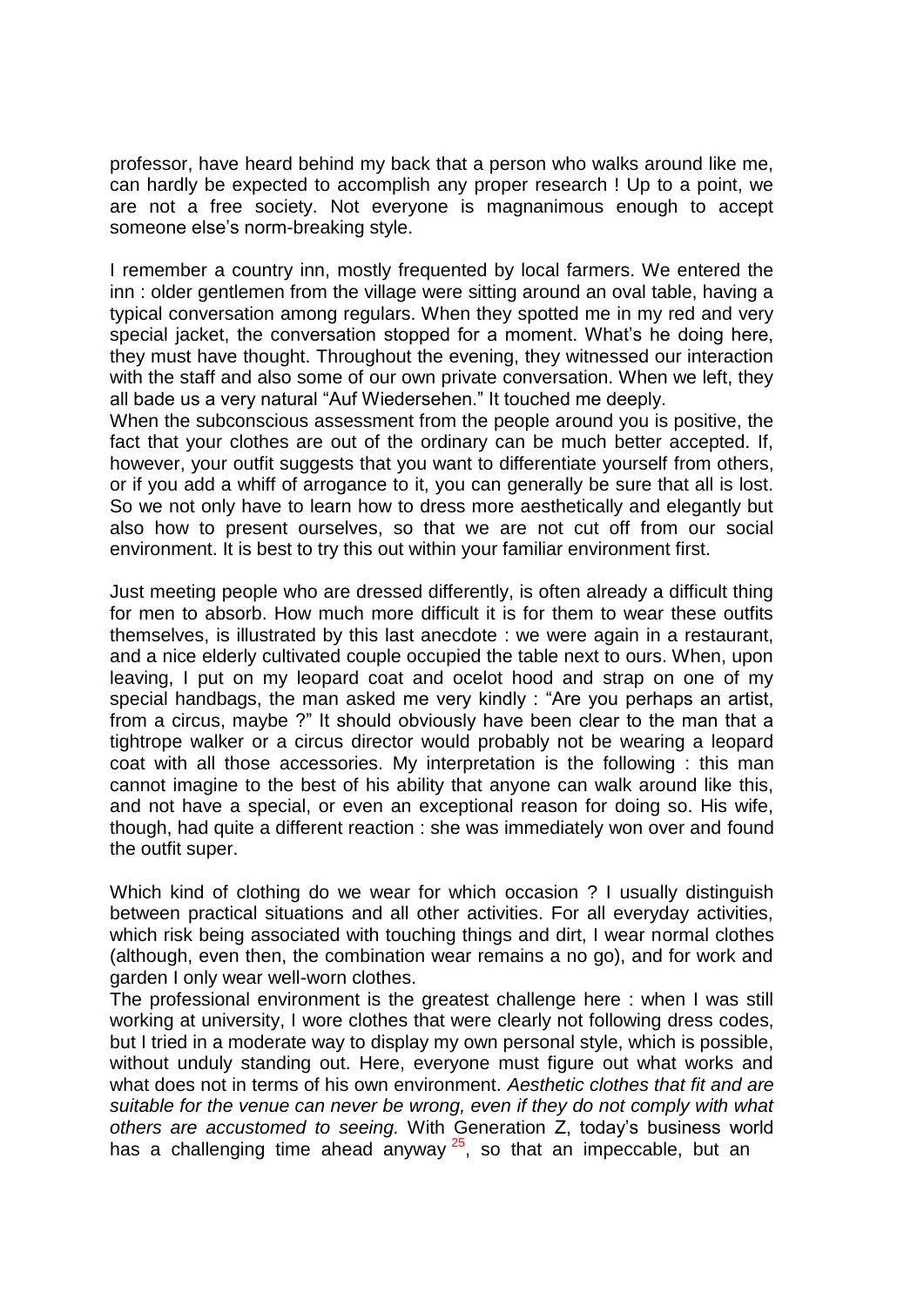professor, have heard behind my back that a person who walks around like me, can hardly be expected to accomplish any proper research ! Up to a point, we are not a free society. Not everyone is magnanimous enough to accept someone else's norm-breaking style.

I remember a country inn, mostly frequented by local farmers. We entered the inn : older gentlemen from the village were sitting around an oval table, having a typical conversation among regulars. When they spotted me in my red and very special jacket, the conversation stopped for a moment. What's he doing here, they must have thought. Throughout the evening, they witnessed our interaction with the staff and also some of our own private conversation. When we left, they all bade us a very natural "Auf Wiedersehen." It touched me deeply.

When the subconscious assessment from the people around you is positive, the fact that your clothes are out of the ordinary can be much better accepted. If, however, your outfit suggests that you want to differentiate yourself from others, or if you add a whiff of arrogance to it, you can generally be sure that all is lost. So we not only have to learn how to dress more aesthetically and elegantly but also how to present ourselves, so that we are not cut off from our social environment. It is best to try this out within your familiar environment first.

Just meeting people who are dressed differently, is often already a difficult thing for men to absorb. How much more difficult it is for them to wear these outfits themselves, is illustrated by this last anecdote : we were again in a restaurant, and a nice elderly cultivated couple occupied the table next to ours. When, upon leaving, I put on my leopard coat and ocelot hood and strap on one of my special handbags, the man asked me very kindly : "Are you perhaps an artist, from a circus, maybe ?" It should obviously have been clear to the man that a tightrope walker or a circus director would probably not be wearing a leopard coat with all those accessories. My interpretation is the following : this man cannot imagine to the best of his ability that anyone can walk around like this, and not have a special, or even an exceptional reason for doing so. His wife, though, had quite a different reaction : she was immediately won over and found the outfit super.

Which kind of clothing do we wear for which occasion ? I usually distinguish between practical situations and all other activities. For all everyday activities, which risk being associated with touching things and dirt, I wear normal clothes (although, even then, the combination wear remains a no go), and for work and garden I only wear well-worn clothes.

The professional environment is the greatest challenge here : when I was still working at university, I wore clothes that were clearly not following dress codes, but I tried in a moderate way to display my own personal style, which is possible, without unduly standing out. Here, everyone must figure out what works and what does not in terms of his own environment. *Aesthetic clothes that fit and are suitable for the venue can never be wrong, even if they do not comply with what others are accustomed to seeing.* With Generation Z, today's business world has a challenging time ahead anyway [25], so that an impeccable, but an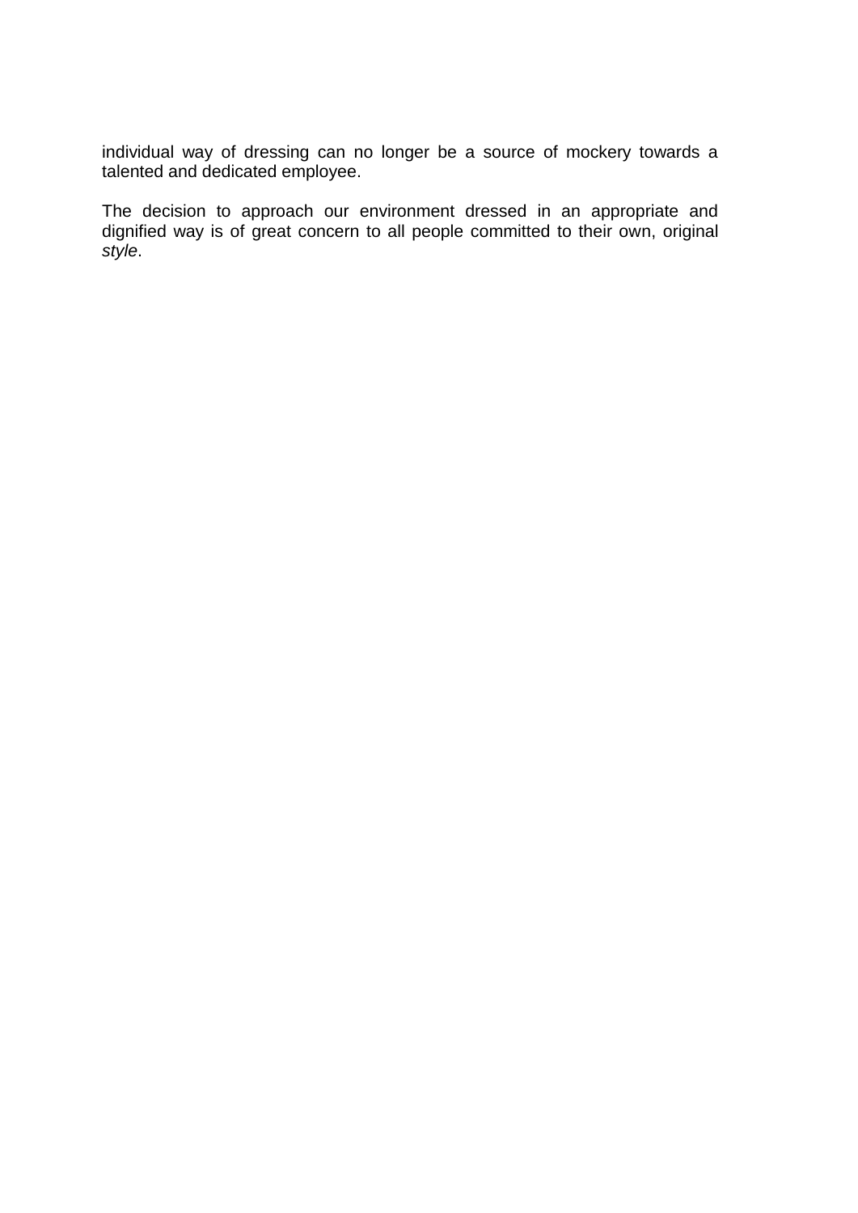individual way of dressing can no longer be a source of mockery towards a talented and dedicated employee.

The decision to approach our environment dressed in an appropriate and dignified way is of great concern to all people committed to their own, original *style*.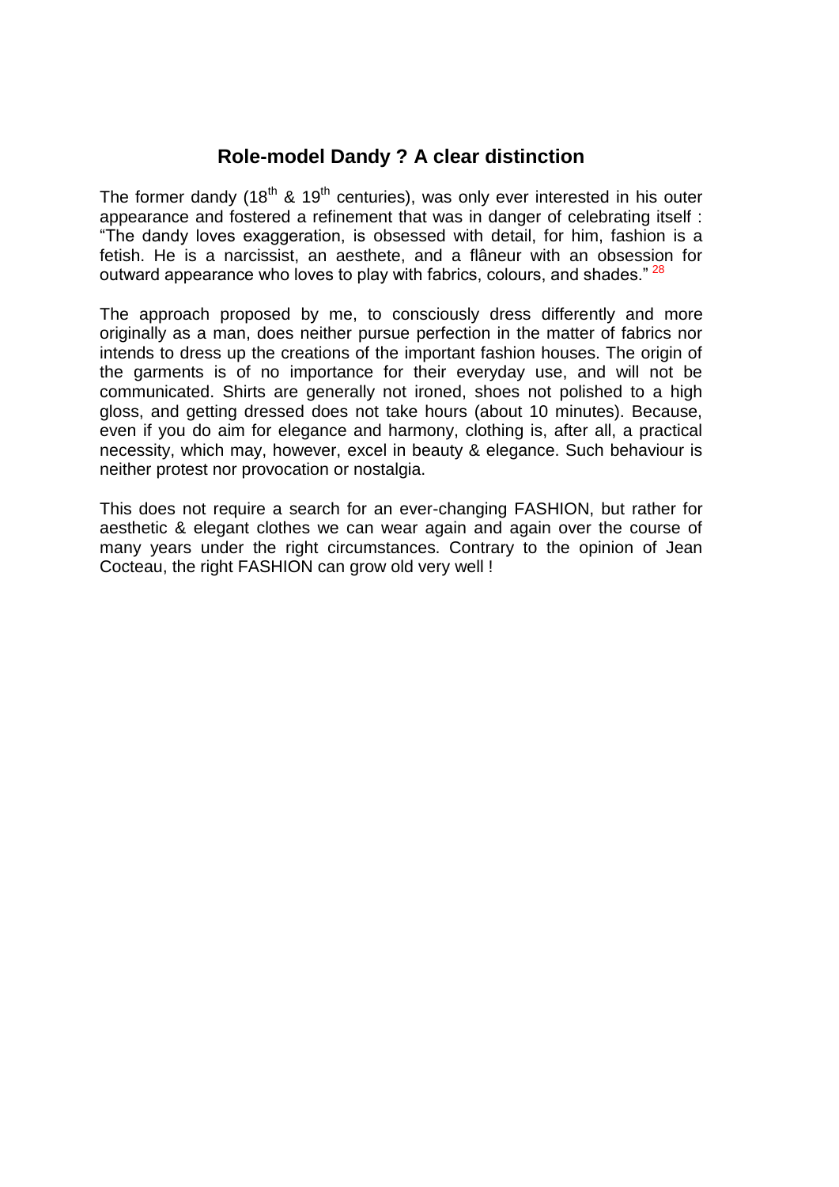## Role-model Dandy ? A clear distinction

The former dandy (18th & 19th centuries), was only ever interested in his outer appearance and fostered a refinement that was in danger of celebrating itself : "The dandy loves exaggeration, is obsessed with detail, for him, fashion is a fetish. He is a narcissist, an aesthete, and a flâneur with an obsession for outward appearance who loves to play with fabrics, colours, and shades." [28]

The approach proposed by me, to consciously dress differently and more originally as a man, does neither pursue perfection in the matter of fabrics nor intends to dress up the creations of the important fashion houses. The origin of the garments is of no importance for their everyday use, and will not be communicated. Shirts are generally not ironed, shoes not polished to a high gloss, and getting dressed does not take hours (about 10 minutes). Because, even if you do aim for elegance and harmony, clothing is, after all, a practical necessity, which may, however, excel in beauty & elegance. Such behaviour is neither protest nor provocation or nostalgia.

This does not require a search for an ever-changing FASHION, but rather for aesthetic & elegant clothes we can wear again and again over the course of many years under the right circumstances. Contrary to the opinion of Jean Cocteau, the right FASHION can grow old very well !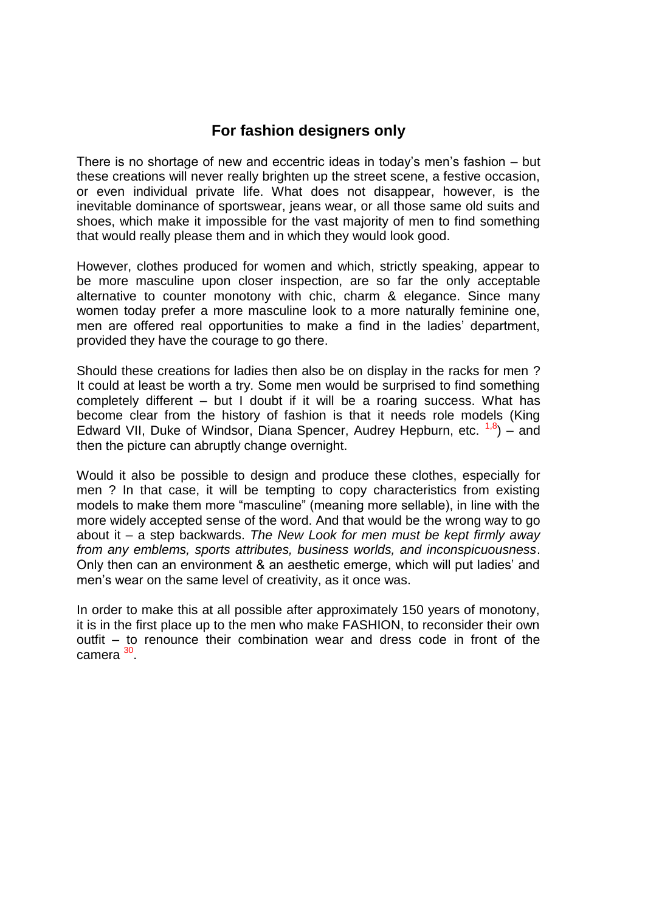## For fashion designers only

There is no shortage of new and eccentric ideas in today's men's fashion – but these creations will never really brighten up the street scene, a festive occasion, or even individual private life. What does not disappear, however, is the inevitable dominance of sportswear, jeans wear, or all those same old suits and shoes, which make it impossible for the vast majority of men to find something that would really please them and in which they would look good.

However, clothes produced for women and which, strictly speaking, appear to be more masculine upon closer inspection, are so far the only acceptable alternative to counter monotony with chic, charm & elegance. Since many women today prefer a more masculine look to a more naturally feminine one, men are offered real opportunities to make a find in the ladies' department, provided they have the courage to go there.

Should these creations for ladies then also be on display in the racks for men ? It could at least be worth a try. Some men would be surprised to find something completely different – but I doubt if it will be a roaring success. What has become clear from the history of fashion is that it needs role models (King Edward VII, Duke of Windsor, Diana Spencer, Audrey Hepburn, etc. [1,8]) – and then the picture can abruptly change overnight.

Would it also be possible to design and produce these clothes, especially for men ? In that case, it will be tempting to copy characteristics from existing models to make them more "masculine" (meaning more sellable), in line with the more widely accepted sense of the word. And that would be the wrong way to go about it – a step backwards. *The New Look for men must be kept firmly away from any emblems, sports attributes, business worlds, and inconspicuousness*. Only then can an environment & an aesthetic emerge, which will put ladies' and men's wear on the same level of creativity, as it once was.

In order to make this at all possible after approximately 150 years of monotony, it is in the first place up to the men who make FASHION, to reconsider their own outfit – to renounce their combination wear and dress code in front of the camera [30].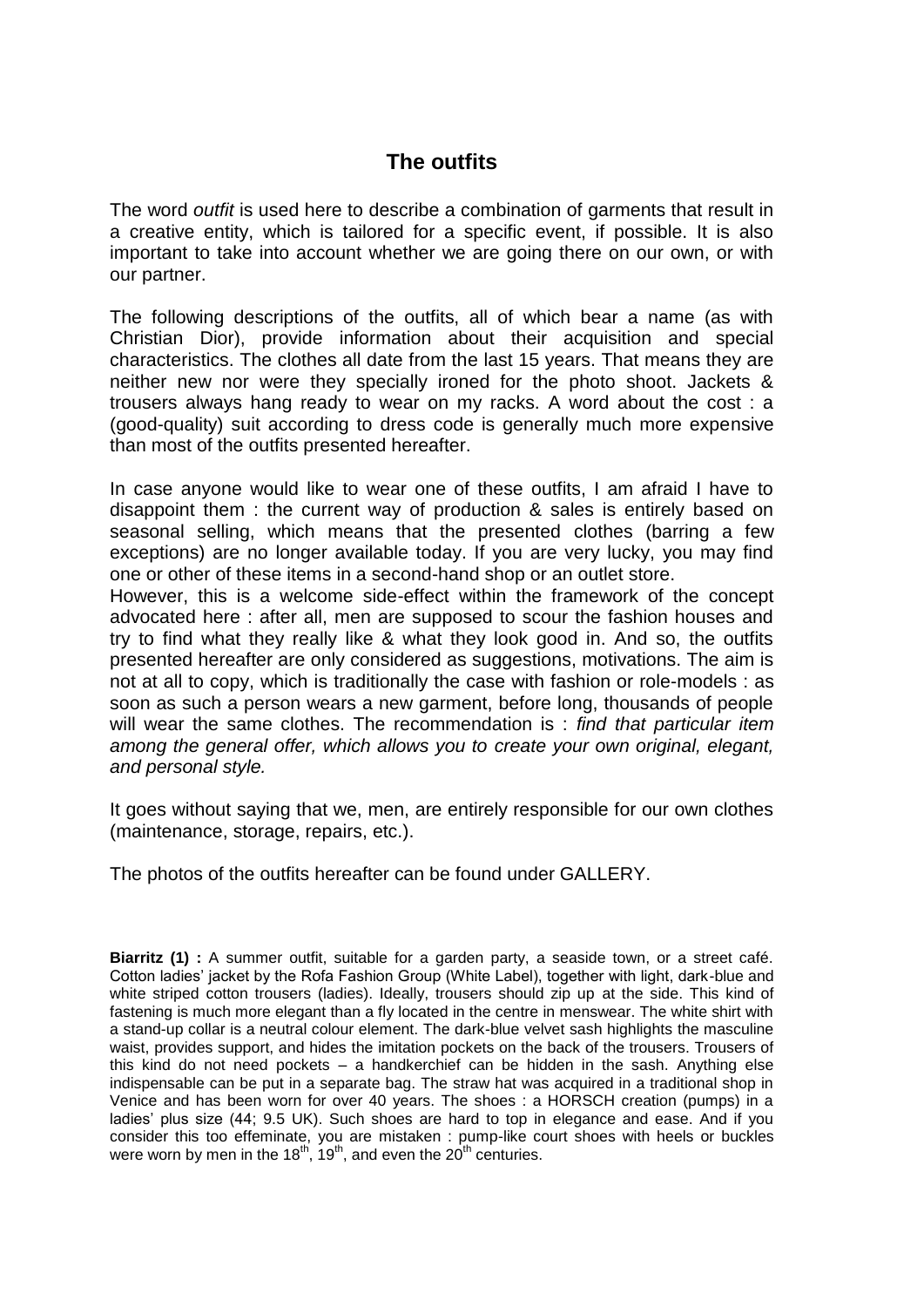## The outfits

The word *outfit* is used here to describe a combination of garments that result in a creative entity, which is tailored for a specific event, if possible. It is also important to take into account whether we are going there on our own, or with our partner.

The following descriptions of the outfits, all of which bear a name (as with Christian Dior), provide information about their acquisition and special characteristics. The clothes all date from the last 15 years. That means they are neither new nor were they specially ironed for the photo shoot. Jackets & trousers always hang ready to wear on my racks. A word about the cost : a (good-quality) suit according to dress code is generally much more expensive than most of the outfits presented hereafter.

In case anyone would like to wear one of these outfits, I am afraid I have to disappoint them : the current way of production & sales is entirely based on seasonal selling, which means that the presented clothes (barring a few exceptions) are no longer available today. If you are very lucky, you may find one or other of these items in a second-hand shop or an outlet store.
However, this is a welcome side-effect within the framework of the concept advocated here : after all, men are supposed to scour the fashion houses and try to find what they really like & what they look good in. And so, the outfits presented hereafter are only considered as suggestions, motivations. The aim is not at all to copy, which is traditionally the case with fashion or role-models : as soon as such a person wears a new garment, before long, thousands of people will wear the same clothes. The recommendation is : *find that particular item among the general offer, which allows you to create your own original, elegant, and personal style.*

It goes without saying that we, men, are entirely responsible for our own clothes (maintenance, storage, repairs, etc.).

The photos of the outfits hereafter can be found under GALLERY.

**Biarritz (1) :** A summer outfit, suitable for a garden party, a seaside town, or a street café. Cotton ladies' jacket by the Rofa Fashion Group (White Label), together with light, dark-blue and white striped cotton trousers (ladies). Ideally, trousers should zip up at the side. This kind of fastening is much more elegant than a fly located in the centre in menswear. The white shirt with a stand-up collar is a neutral colour element. The dark-blue velvet sash highlights the masculine waist, provides support, and hides the imitation pockets on the back of the trousers. Trousers of this kind do not need pockets – a handkerchief can be hidden in the sash. Anything else indispensable can be put in a separate bag. The straw hat was acquired in a traditional shop in Venice and has been worn for over 40 years. The shoes : a HORSCH creation (pumps) in a ladies' plus size (44; 9.5 UK). Such shoes are hard to top in elegance and ease. And if you consider this too effeminate, you are mistaken : pump-like court shoes with heels or buckles were worn by men in the 18th, 19th, and even the 20th centuries.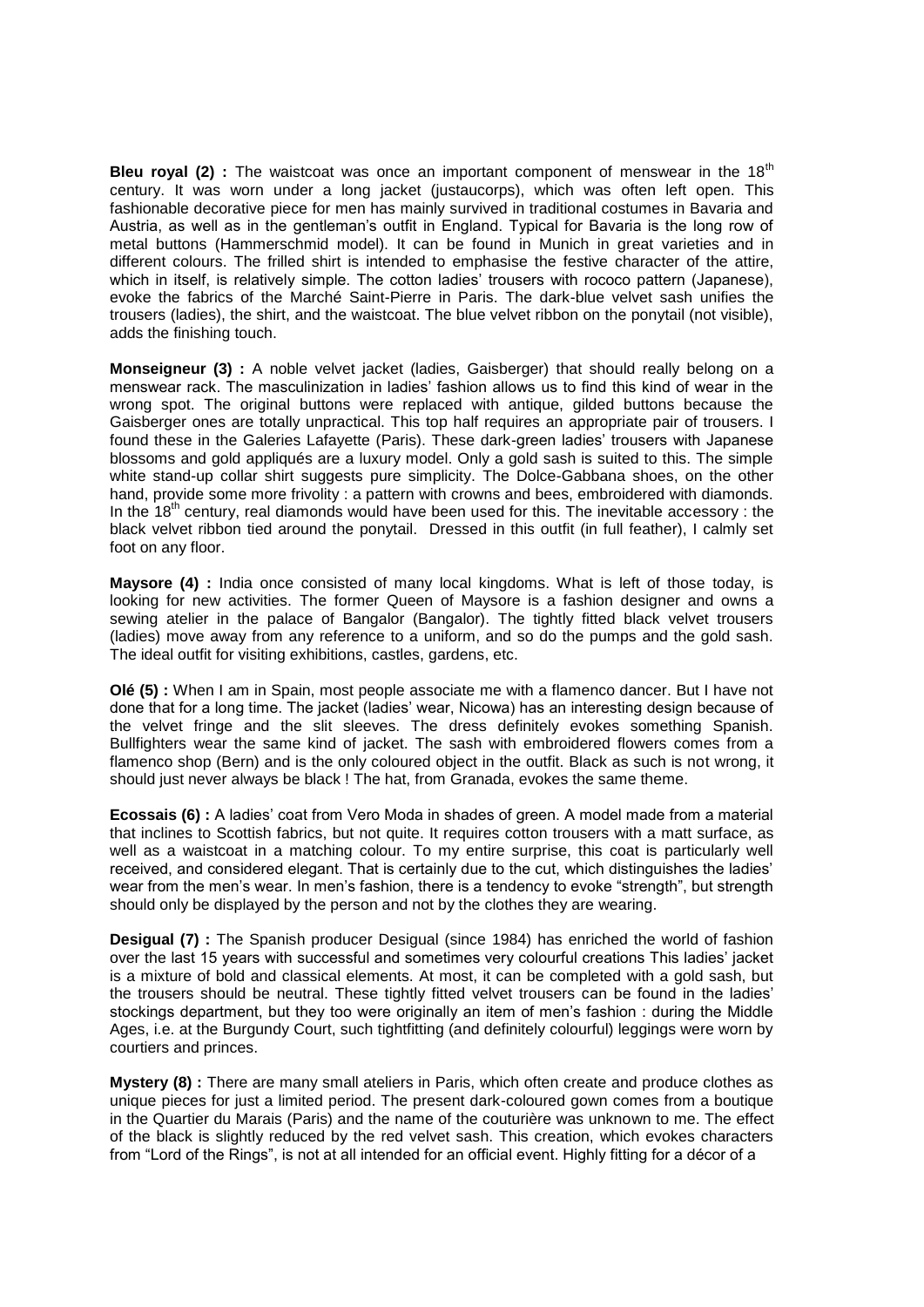**Bleu royal (2) :** The waistcoat was once an important component of menswear in the 18th century. It was worn under a long jacket (justaucorps), which was often left open. This fashionable decorative piece for men has mainly survived in traditional costumes in Bavaria and Austria, as well as in the gentleman's outfit in England. Typical for Bavaria is the long row of metal buttons (Hammerschmid model). It can be found in Munich in great varieties and in different colours. The frilled shirt is intended to emphasise the festive character of the attire, which in itself, is relatively simple. The cotton ladies' trousers with rococo pattern (Japanese), evoke the fabrics of the Marché Saint-Pierre in Paris. The dark-blue velvet sash unifies the trousers (ladies), the shirt, and the waistcoat. The blue velvet ribbon on the ponytail (not visible), adds the finishing touch.

**Monseigneur (3) :** A noble velvet jacket (ladies, Gaisberger) that should really belong on a menswear rack. The masculinization in ladies' fashion allows us to find this kind of wear in the wrong spot. The original buttons were replaced with antique, gilded buttons because the Gaisberger ones are totally unpractical. This top half requires an appropriate pair of trousers. I found these in the Galeries Lafayette (Paris). These dark-green ladies' trousers with Japanese blossoms and gold appliqués are a luxury model. Only a gold sash is suited to this. The simple white stand-up collar shirt suggests pure simplicity. The Dolce-Gabbana shoes, on the other hand, provide some more frivolity : a pattern with crowns and bees, embroidered with diamonds. In the 18th century, real diamonds would have been used for this. The inevitable accessory : the black velvet ribbon tied around the ponytail. Dressed in this outfit (in full feather), I calmly set foot on any floor.

**Maysore (4) :** India once consisted of many local kingdoms. What is left of those today, is looking for new activities. The former Queen of Maysore is a fashion designer and owns a sewing atelier in the palace of Bangalor (Bangalor). The tightly fitted black velvet trousers (ladies) move away from any reference to a uniform, and so do the pumps and the gold sash. The ideal outfit for visiting exhibitions, castles, gardens, etc.

**Olé (5) :** When I am in Spain, most people associate me with a flamenco dancer. But I have not done that for a long time. The jacket (ladies' wear, Nicowa) has an interesting design because of the velvet fringe and the slit sleeves. The dress definitely evokes something Spanish. Bullfighters wear the same kind of jacket. The sash with embroidered flowers comes from a flamenco shop (Bern) and is the only coloured object in the outfit. Black as such is not wrong, it should just never always be black ! The hat, from Granada, evokes the same theme.

**Ecossais (6) :** A ladies' coat from Vero Moda in shades of green. A model made from a material that inclines to Scottish fabrics, but not quite. It requires cotton trousers with a matt surface, as well as a waistcoat in a matching colour. To my entire surprise, this coat is particularly well received, and considered elegant. That is certainly due to the cut, which distinguishes the ladies' wear from the men's wear. In men's fashion, there is a tendency to evoke "strength", but strength should only be displayed by the person and not by the clothes they are wearing.

**Desigual (7) :** The Spanish producer Desigual (since 1984) has enriched the world of fashion over the last 15 years with successful and sometimes very colourful creations This ladies' jacket is a mixture of bold and classical elements. At most, it can be completed with a gold sash, but the trousers should be neutral. These tightly fitted velvet trousers can be found in the ladies' stockings department, but they too were originally an item of men's fashion : during the Middle Ages, i.e. at the Burgundy Court, such tightfitting (and definitely colourful) leggings were worn by courtiers and princes.

**Mystery (8) :** There are many small ateliers in Paris, which often create and produce clothes as unique pieces for just a limited period. The present dark-coloured gown comes from a boutique in the Quartier du Marais (Paris) and the name of the couturière was unknown to me. The effect of the black is slightly reduced by the red velvet sash. This creation, which evokes characters from "Lord of the Rings", is not at all intended for an official event. Highly fitting for a décor of a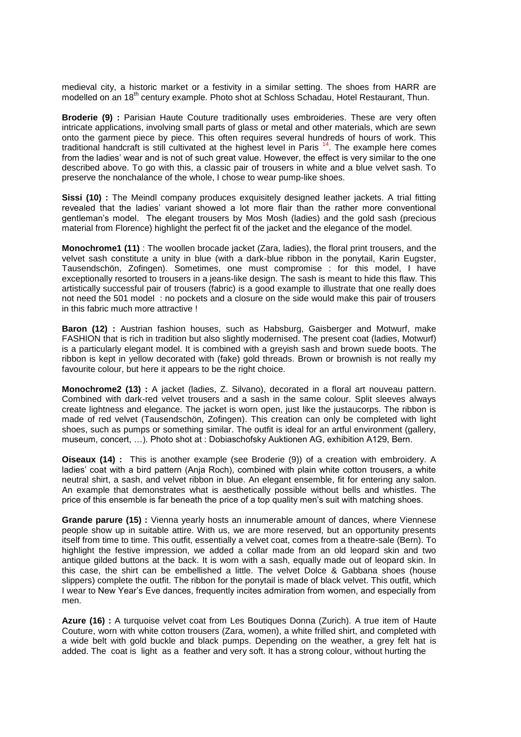medieval city, a historic market or a festivity in a similar setting. The shoes from HARR are modelled on an 18th century example. Photo shot at Schloss Schadau, Hotel Restaurant, Thun.

**Broderie (9) :** Parisian Haute Couture traditionally uses embroideries. These are very often intricate applications, involving small parts of glass or metal and other materials, which are sewn onto the garment piece by piece. This often requires several hundreds of hours of work. This traditional handcraft is still cultivated at the highest level in Paris [14]. The example here comes from the ladies' wear and is not of such great value. However, the effect is very similar to the one described above. To go with this, a classic pair of trousers in white and a blue velvet sash. To preserve the nonchalance of the whole, I chose to wear pump-like shoes.

**Sissi (10) :** The Meindl company produces exquisitely designed leather jackets. A trial fitting revealed that the ladies' variant showed a lot more flair than the rather more conventional gentleman's model. The elegant trousers by Mos Mosh (ladies) and the gold sash (precious material from Florence) highlight the perfect fit of the jacket and the elegance of the model.

**Monochrome1 (11)** : The woollen brocade jacket (Zara, ladies), the floral print trousers, and the velvet sash constitute a unity in blue (with a dark-blue ribbon in the ponytail, Karin Eugster, Tausendschön, Zofingen). Sometimes, one must compromise : for this model, I have exceptionally resorted to trousers in a jeans-like design. The sash is meant to hide this flaw. This artistically successful pair of trousers (fabric) is a good example to illustrate that one really does not need the 501 model : no pockets and a closure on the side would make this pair of trousers in this fabric much more attractive !

**Baron (12) :** Austrian fashion houses, such as Habsburg, Gaisberger and Motwurf, make FASHION that is rich in tradition but also slightly modernised. The present coat (ladies, Motwurf) is a particularly elegant model. It is combined with a greyish sash and brown suede boots. The ribbon is kept in yellow decorated with (fake) gold threads. Brown or brownish is not really my favourite colour, but here it appears to be the right choice.

**Monochrome2 (13) :** A jacket (ladies, Z. Silvano), decorated in a floral art nouveau pattern. Combined with dark-red velvet trousers and a sash in the same colour. Split sleeves always create lightness and elegance. The jacket is worn open, just like the justaucorps. The ribbon is made of red velvet (Tausendschön, Zofingen). This creation can only be completed with light shoes, such as pumps or something similar. The outfit is ideal for an artful environment (gallery, museum, concert, …). Photo shot at : Dobiaschofsky Auktionen AG, exhibition A129, Bern.

**Oiseaux (14) :** This is another example (see Broderie (9)) of a creation with embroidery. A ladies' coat with a bird pattern (Anja Roch), combined with plain white cotton trousers, a white neutral shirt, a sash, and velvet ribbon in blue. An elegant ensemble, fit for entering any salon. An example that demonstrates what is aesthetically possible without bells and whistles. The price of this ensemble is far beneath the price of a top quality men's suit with matching shoes.

**Grande parure (15) :** Vienna yearly hosts an innumerable amount of dances, where Viennese people show up in suitable attire. With us, we are more reserved, but an opportunity presents itself from time to time. This outfit, essentially a velvet coat, comes from a theatre-sale (Bern). To highlight the festive impression, we added a collar made from an old leopard skin and two antique gilded buttons at the back. It is worn with a sash, equally made out of leopard skin. In this case, the shirt can be embellished a little. The velvet Dolce & Gabbana shoes (house slippers) complete the outfit. The ribbon for the ponytail is made of black velvet. This outfit, which I wear to New Year's Eve dances, frequently incites admiration from women, and especially from men.

**Azure (16) :** A turquoise velvet coat from Les Boutiques Donna (Zurich). A true item of Haute Couture, worn with white cotton trousers (Zara, women), a white frilled shirt, and completed with a wide belt with gold buckle and black pumps. Depending on the weather, a grey felt hat is added. The coat is light as a feather and very soft. It has a strong colour, without hurting the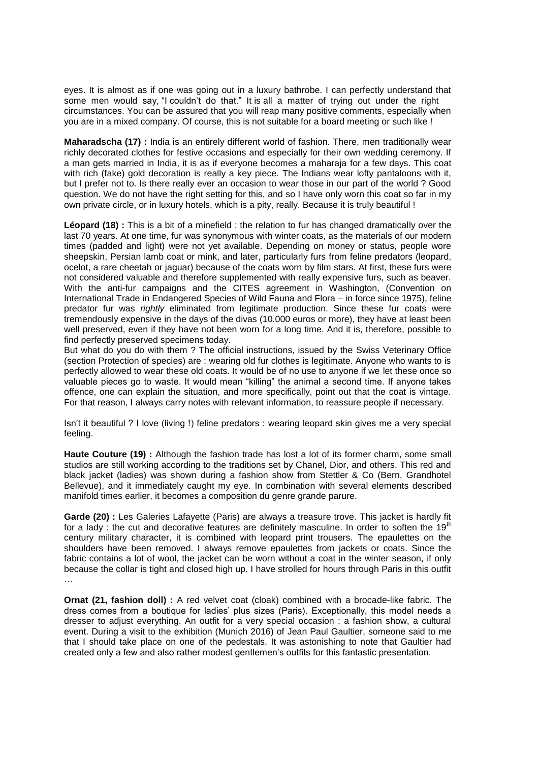eyes. It is almost as if one was going out in a luxury bathrobe. I can perfectly understand that some men would say, "I couldn't do that." It is all a matter of trying out under the right circumstances. You can be assured that you will reap many positive comments, especially when you are in a mixed company. Of course, this is not suitable for a board meeting or such like !

**Maharadscha (17) :** India is an entirely different world of fashion. There, men traditionally wear richly decorated clothes for festive occasions and especially for their own wedding ceremony. If a man gets married in India, it is as if everyone becomes a maharaja for a few days. This coat with rich (fake) gold decoration is really a key piece. The Indians wear lofty pantaloons with it, but I prefer not to. Is there really ever an occasion to wear those in our part of the world ? Good question. We do not have the right setting for this, and so I have only worn this coat so far in my own private circle, or in luxury hotels, which is a pity, really. Because it is truly beautiful !

**Léopard (18) :** This is a bit of a minefield : the relation to fur has changed dramatically over the last 70 years. At one time, fur was synonymous with winter coats, as the materials of our modern times (padded and light) were not yet available. Depending on money or status, people wore sheepskin, Persian lamb coat or mink, and later, particularly furs from feline predators (leopard, ocelot, a rare cheetah or jaguar) because of the coats worn by film stars. At first, these furs were not considered valuable and therefore supplemented with really expensive furs, such as beaver. With the anti-fur campaigns and the CITES agreement in Washington, (Convention on International Trade in Endangered Species of Wild Fauna and Flora – in force since 1975), feline predator fur was *rightly* eliminated from legitimate production. Since these fur coats were tremendously expensive in the days of the divas (10.000 euros or more), they have at least been well preserved, even if they have not been worn for a long time. And it is, therefore, possible to find perfectly preserved specimens today.
But what do you do with them ? The official instructions, issued by the Swiss Veterinary Office (section Protection of species) are : wearing old fur clothes is legitimate. Anyone who wants to is perfectly allowed to wear these old coats. It would be of no use to anyone if we let these once so valuable pieces go to waste. It would mean "killing" the animal a second time. If anyone takes offence, one can explain the situation, and more specifically, point out that the coat is vintage. For that reason, I always carry notes with relevant information, to reassure people if necessary.

Isn't it beautiful ? I love (living !) feline predators : wearing leopard skin gives me a very special feeling.

**Haute Couture (19) :** Although the fashion trade has lost a lot of its former charm, some small studios are still working according to the traditions set by Chanel, Dior, and others. This red and black jacket (ladies) was shown during a fashion show from Stettler & Co (Bern, Grandhotel Bellevue), and it immediately caught my eye. In combination with several elements described manifold times earlier, it becomes a composition du genre grande parure.

**Garde (20) :** Les Galeries Lafayette (Paris) are always a treasure trove. This jacket is hardly fit for a lady : the cut and decorative features are definitely masculine. In order to soften the 19th century military character, it is combined with leopard print trousers. The epaulettes on the shoulders have been removed. I always remove epaulettes from jackets or coats. Since the fabric contains a lot of wool, the jacket can be worn without a coat in the winter season, if only because the collar is tight and closed high up. I have strolled for hours through Paris in this outfit …

**Ornat (21, fashion doll) :** A red velvet coat (cloak) combined with a brocade-like fabric. The dress comes from a boutique for ladies' plus sizes (Paris). Exceptionally, this model needs a dresser to adjust everything. An outfit for a very special occasion : a fashion show, a cultural event. During a visit to the exhibition (Munich 2016) of Jean Paul Gaultier, someone said to me that I should take place on one of the pedestals. It was astonishing to note that Gaultier had created only a few and also rather modest gentlemen's outfits for this fantastic presentation.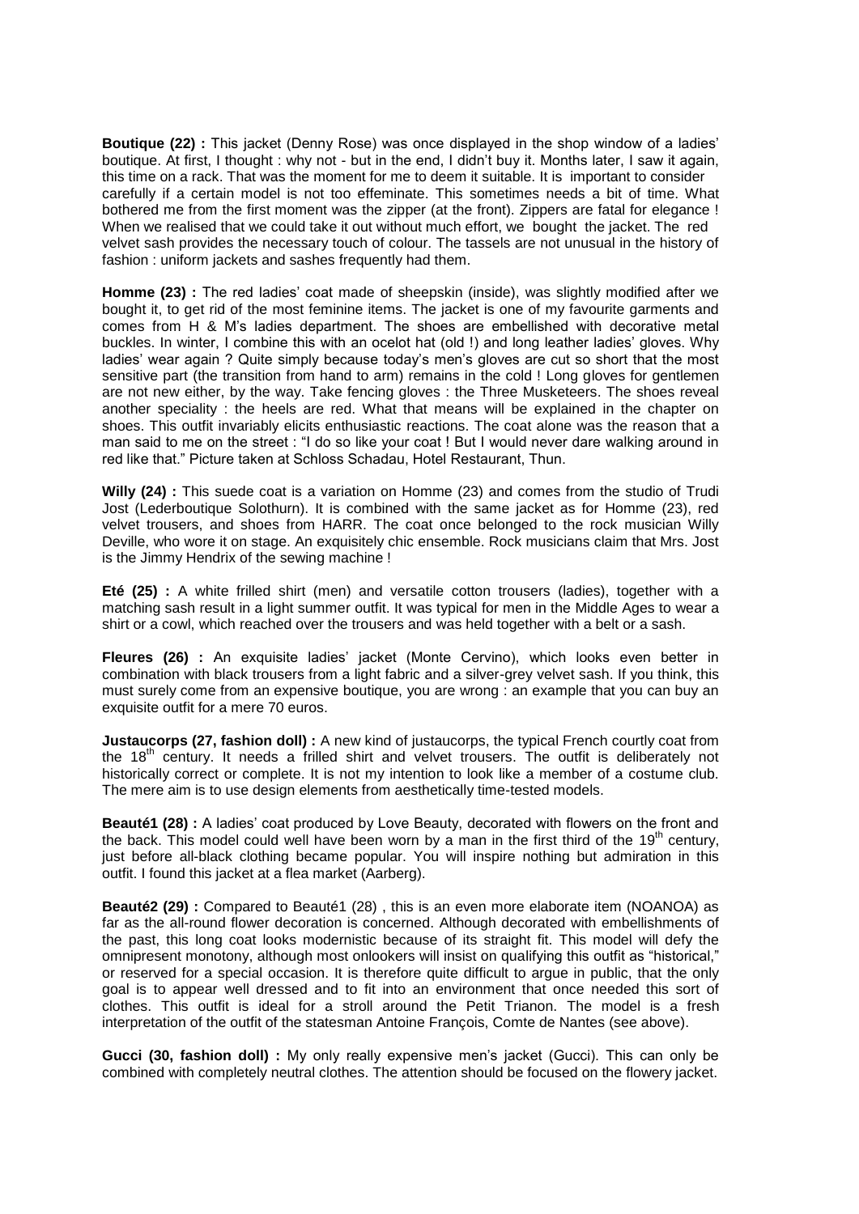**Boutique (22) :** This jacket (Denny Rose) was once displayed in the shop window of a ladies' boutique. At first, I thought : why not - but in the end, I didn't buy it. Months later, I saw it again, this time on a rack. That was the moment for me to deem it suitable. It is important to consider carefully if a certain model is not too effeminate. This sometimes needs a bit of time. What bothered me from the first moment was the zipper (at the front). Zippers are fatal for elegance ! When we realised that we could take it out without much effort, we bought the jacket. The red velvet sash provides the necessary touch of colour. The tassels are not unusual in the history of fashion : uniform jackets and sashes frequently had them.

**Homme (23) :** The red ladies' coat made of sheepskin (inside), was slightly modified after we bought it, to get rid of the most feminine items. The jacket is one of my favourite garments and comes from H & M's ladies department. The shoes are embellished with decorative metal buckles. In winter, I combine this with an ocelot hat (old !) and long leather ladies' gloves. Why ladies' wear again ? Quite simply because today's men's gloves are cut so short that the most sensitive part (the transition from hand to arm) remains in the cold ! Long gloves for gentlemen are not new either, by the way. Take fencing gloves : the Three Musketeers. The shoes reveal another speciality : the heels are red. What that means will be explained in the chapter on shoes. This outfit invariably elicits enthusiastic reactions. The coat alone was the reason that a man said to me on the street : "I do so like your coat ! But I would never dare walking around in red like that." Picture taken at Schloss Schadau, Hotel Restaurant, Thun.

**Willy (24) :** This suede coat is a variation on Homme (23) and comes from the studio of Trudi Jost (Lederboutique Solothurn). It is combined with the same jacket as for Homme (23), red velvet trousers, and shoes from HARR. The coat once belonged to the rock musician Willy Deville, who wore it on stage. An exquisitely chic ensemble. Rock musicians claim that Mrs. Jost is the Jimmy Hendrix of the sewing machine !

**Eté (25) :** A white frilled shirt (men) and versatile cotton trousers (ladies), together with a matching sash result in a light summer outfit. It was typical for men in the Middle Ages to wear a shirt or a cowl, which reached over the trousers and was held together with a belt or a sash.

**Fleures (26) :** An exquisite ladies' jacket (Monte Cervino), which looks even better in combination with black trousers from a light fabric and a silver-grey velvet sash. If you think, this must surely come from an expensive boutique, you are wrong : an example that you can buy an exquisite outfit for a mere 70 euros.

**Justaucorps (27, fashion doll) :** A new kind of justaucorps, the typical French courtly coat from the 18th century. It needs a frilled shirt and velvet trousers. The outfit is deliberately not historically correct or complete. It is not my intention to look like a member of a costume club. The mere aim is to use design elements from aesthetically time-tested models.

**Beauté1 (28) :** A ladies' coat produced by Love Beauty, decorated with flowers on the front and the back. This model could well have been worn by a man in the first third of the 19th century, just before all-black clothing became popular. You will inspire nothing but admiration in this outfit. I found this jacket at a flea market (Aarberg).

**Beauté2 (29) :** Compared to Beauté1 (28) , this is an even more elaborate item (NOANOA) as far as the all-round flower decoration is concerned. Although decorated with embellishments of the past, this long coat looks modernistic because of its straight fit. This model will defy the omnipresent monotony, although most onlookers will insist on qualifying this outfit as "historical," or reserved for a special occasion. It is therefore quite difficult to argue in public, that the only goal is to appear well dressed and to fit into an environment that once needed this sort of clothes. This outfit is ideal for a stroll around the Petit Trianon. The model is a fresh interpretation of the outfit of the statesman Antoine François, Comte de Nantes (see above).

**Gucci (30, fashion doll) :** My only really expensive men's jacket (Gucci). This can only be combined with completely neutral clothes. The attention should be focused on the flowery jacket.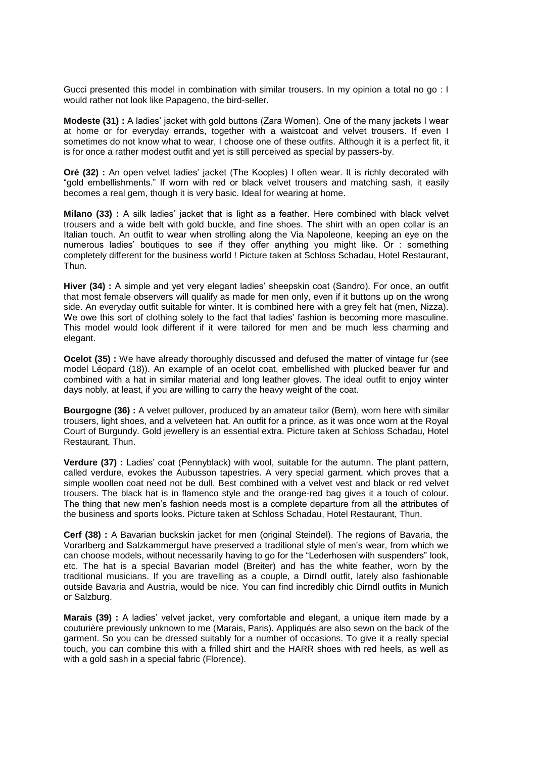Gucci presented this model in combination with similar trousers. In my opinion a total no go : I would rather not look like Papageno, the bird-seller.

**Modeste (31) :** A ladies' jacket with gold buttons (Zara Women). One of the many jackets I wear at home or for everyday errands, together with a waistcoat and velvet trousers. If even I sometimes do not know what to wear, I choose one of these outfits. Although it is a perfect fit, it is for once a rather modest outfit and yet is still perceived as special by passers-by.

**Oré (32) :** An open velvet ladies' jacket (The Kooples) I often wear. It is richly decorated with "gold embellishments." If worn with red or black velvet trousers and matching sash, it easily becomes a real gem, though it is very basic. Ideal for wearing at home.

**Milano (33) :** A silk ladies' jacket that is light as a feather. Here combined with black velvet trousers and a wide belt with gold buckle, and fine shoes. The shirt with an open collar is an Italian touch. An outfit to wear when strolling along the Via Napoleone, keeping an eye on the numerous ladies' boutiques to see if they offer anything you might like. Or : something completely different for the business world ! Picture taken at Schloss Schadau, Hotel Restaurant, Thun.

**Hiver (34) :** A simple and yet very elegant ladies' sheepskin coat (Sandro). For once, an outfit that most female observers will qualify as made for men only, even if it buttons up on the wrong side. An everyday outfit suitable for winter. It is combined here with a grey felt hat (men, Nizza). We owe this sort of clothing solely to the fact that ladies' fashion is becoming more masculine. This model would look different if it were tailored for men and be much less charming and elegant.

**Ocelot (35) :** We have already thoroughly discussed and defused the matter of vintage fur (see model Léopard (18)). An example of an ocelot coat, embellished with plucked beaver fur and combined with a hat in similar material and long leather gloves. The ideal outfit to enjoy winter days nobly, at least, if you are willing to carry the heavy weight of the coat.

**Bourgogne (36) :** A velvet pullover, produced by an amateur tailor (Bern), worn here with similar trousers, light shoes, and a velveteen hat. An outfit for a prince, as it was once worn at the Royal Court of Burgundy. Gold jewellery is an essential extra. Picture taken at Schloss Schadau, Hotel Restaurant, Thun.

**Verdure (37) :** Ladies' coat (Pennyblack) with wool, suitable for the autumn. The plant pattern, called verdure, evokes the Aubusson tapestries. A very special garment, which proves that a simple woollen coat need not be dull. Best combined with a velvet vest and black or red velvet trousers. The black hat is in flamenco style and the orange-red bag gives it a touch of colour. The thing that new men's fashion needs most is a complete departure from all the attributes of the business and sports looks. Picture taken at Schloss Schadau, Hotel Restaurant, Thun.

**Cerf (38) :** A Bavarian buckskin jacket for men (original Steindel). The regions of Bavaria, the Vorarlberg and Salzkammergut have preserved a traditional style of men's wear, from which we can choose models, without necessarily having to go for the "Lederhosen with suspenders" look, etc. The hat is a special Bavarian model (Breiter) and has the white feather, worn by the traditional musicians. If you are travelling as a couple, a Dirndl outfit, lately also fashionable outside Bavaria and Austria, would be nice. You can find incredibly chic Dirndl outfits in Munich or Salzburg.

**Marais (39) :** A ladies' velvet jacket, very comfortable and elegant, a unique item made by a couturière previously unknown to me (Marais, Paris). Appliqués are also sewn on the back of the garment. So you can be dressed suitably for a number of occasions. To give it a really special touch, you can combine this with a frilled shirt and the HARR shoes with red heels, as well as with a gold sash in a special fabric (Florence).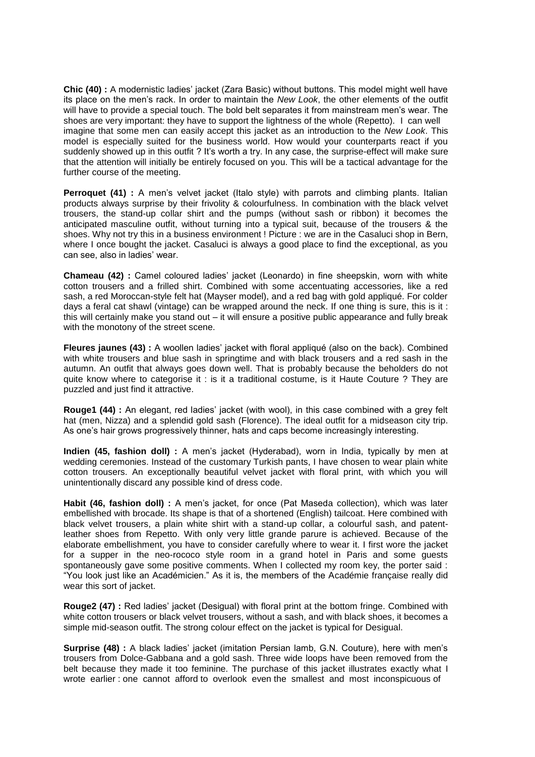**Chic (40) :** A modernistic ladies' jacket (Zara Basic) without buttons. This model might well have its place on the men's rack. In order to maintain the *New Look*, the other elements of the outfit will have to provide a special touch. The bold belt separates it from mainstream men's wear. The shoes are very important: they have to support the lightness of the whole (Repetto). I can well imagine that some men can easily accept this jacket as an introduction to the *New Look*. This model is especially suited for the business world. How would your counterparts react if you suddenly showed up in this outfit ? It's worth a try. In any case, the surprise-effect will make sure that the attention will initially be entirely focused on you. This will be a tactical advantage for the further course of the meeting.

**Perroquet (41) :** A men's velvet jacket (Italo style) with parrots and climbing plants. Italian products always surprise by their frivolity & colourfulness. In combination with the black velvet trousers, the stand-up collar shirt and the pumps (without sash or ribbon) it becomes the anticipated masculine outfit, without turning into a typical suit, because of the trousers & the shoes. Why not try this in a business environment ! Picture : we are in the Casaluci shop in Bern, where I once bought the jacket. Casaluci is always a good place to find the exceptional, as you can see, also in ladies' wear.

**Chameau (42) :** Camel coloured ladies' jacket (Leonardo) in fine sheepskin, worn with white cotton trousers and a frilled shirt. Combined with some accentuating accessories, like a red sash, a red Moroccan-style felt hat (Mayser model), and a red bag with gold appliqué. For colder days a feral cat shawl (vintage) can be wrapped around the neck. If one thing is sure, this is it : this will certainly make you stand out – it will ensure a positive public appearance and fully break with the monotony of the street scene.

**Fleures jaunes (43) :** A woollen ladies' jacket with floral appliqué (also on the back). Combined with white trousers and blue sash in springtime and with black trousers and a red sash in the autumn. An outfit that always goes down well. That is probably because the beholders do not quite know where to categorise it : is it a traditional costume, is it Haute Couture ? They are puzzled and just find it attractive.

**Rouge1 (44) :** An elegant, red ladies' jacket (with wool), in this case combined with a grey felt hat (men, Nizza) and a splendid gold sash (Florence). The ideal outfit for a midseason city trip. As one's hair grows progressively thinner, hats and caps become increasingly interesting.

**Indien (45, fashion doll) :** A men's jacket (Hyderabad), worn in India, typically by men at wedding ceremonies. Instead of the customary Turkish pants, I have chosen to wear plain white cotton trousers. An exceptionally beautiful velvet jacket with floral print, with which you will unintentionally discard any possible kind of dress code.

**Habit (46, fashion doll) :** A men's jacket, for once (Pat Maseda collection), which was later embellished with brocade. Its shape is that of a shortened (English) tailcoat. Here combined with black velvet trousers, a plain white shirt with a stand-up collar, a colourful sash, and patent-leather shoes from Repetto. With only very little grande parure is achieved. Because of the elaborate embellishment, you have to consider carefully where to wear it. I first wore the jacket for a supper in the neo-rococo style room in a grand hotel in Paris and some guests spontaneously gave some positive comments. When I collected my room key, the porter said : "You look just like an Académicien." As it is, the members of the Académie française really did wear this sort of jacket.

**Rouge2 (47) :** Red ladies' jacket (Desigual) with floral print at the bottom fringe. Combined with white cotton trousers or black velvet trousers, without a sash, and with black shoes, it becomes a simple mid-season outfit. The strong colour effect on the jacket is typical for Desigual.

**Surprise (48) :** A black ladies' jacket (imitation Persian lamb, G.N. Couture), here with men's trousers from Dolce-Gabbana and a gold sash. Three wide loops have been removed from the belt because they made it too feminine. The purchase of this jacket illustrates exactly what I wrote earlier : one cannot afford to overlook even the smallest and most inconspicuous of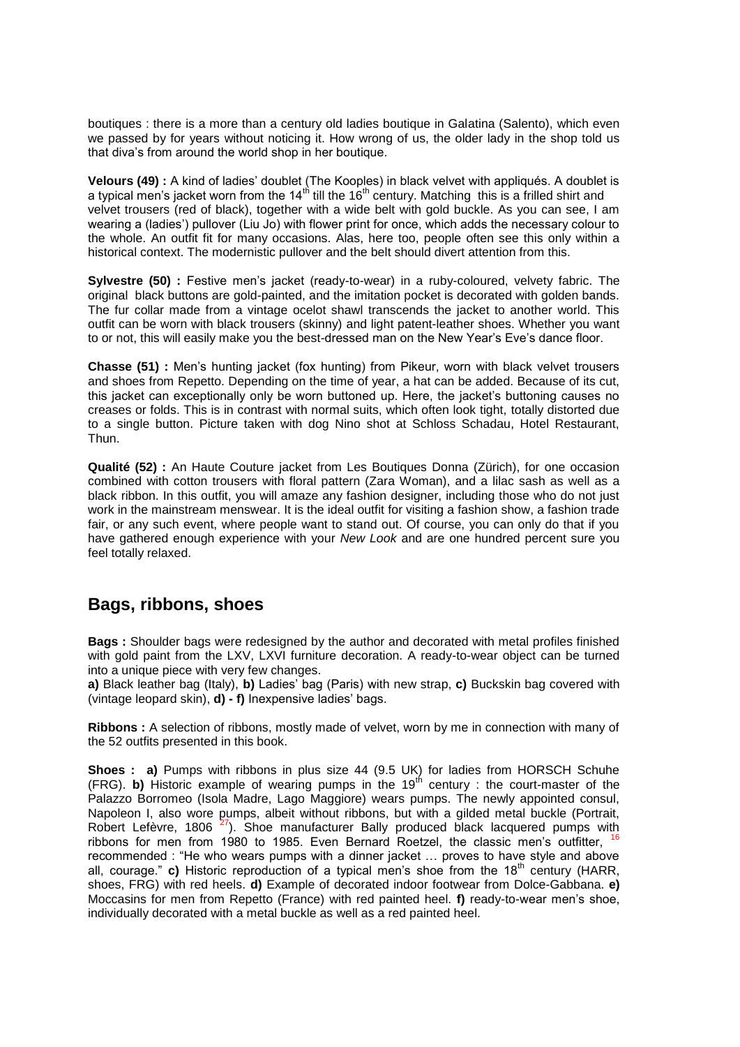boutiques : there is a more than a century old ladies boutique in Galatina (Salento), which even we passed by for years without noticing it. How wrong of us, the older lady in the shop told us that diva's from around the world shop in her boutique.

**Velours (49) :** A kind of ladies' doublet (The Kooples) in black velvet with appliqués. A doublet is a typical men's jacket worn from the 14th till the 16th century. Matching this is a frilled shirt and velvet trousers (red of black), together with a wide belt with gold buckle. As you can see, I am wearing a (ladies') pullover (Liu Jo) with flower print for once, which adds the necessary colour to the whole. An outfit fit for many occasions. Alas, here too, people often see this only within a historical context. The modernistic pullover and the belt should divert attention from this.

**Sylvestre (50) :** Festive men's jacket (ready-to-wear) in a ruby-coloured, velvety fabric. The original black buttons are gold-painted, and the imitation pocket is decorated with golden bands. The fur collar made from a vintage ocelot shawl transcends the jacket to another world. This outfit can be worn with black trousers (skinny) and light patent-leather shoes. Whether you want to or not, this will easily make you the best-dressed man on the New Year's Eve's dance floor.

**Chasse (51) :** Men's hunting jacket (fox hunting) from Pikeur, worn with black velvet trousers and shoes from Repetto. Depending on the time of year, a hat can be added. Because of its cut, this jacket can exceptionally only be worn buttoned up. Here, the jacket's buttoning causes no creases or folds. This is in contrast with normal suits, which often look tight, totally distorted due to a single button. Picture taken with dog Nino shot at Schloss Schadau, Hotel Restaurant, Thun.

**Qualité (52) :** An Haute Couture jacket from Les Boutiques Donna (Zürich), for one occasion combined with cotton trousers with floral pattern (Zara Woman), and a lilac sash as well as a black ribbon. In this outfit, you will amaze any fashion designer, including those who do not just work in the mainstream menswear. It is the ideal outfit for visiting a fashion show, a fashion trade fair, or any such event, where people want to stand out. Of course, you can only do that if you have gathered enough experience with your *New Look* and are one hundred percent sure you feel totally relaxed.

## Bags, ribbons, shoes

**Bags :** Shoulder bags were redesigned by the author and decorated with metal profiles finished with gold paint from the LXV, LXVI furniture decoration. A ready-to-wear object can be turned into a unique piece with very few changes.
**a)** Black leather bag (Italy), **b)** Ladies' bag (Paris) with new strap, **c)** Buckskin bag covered with (vintage leopard skin), **d) - f)** Inexpensive ladies' bags.

**Ribbons :** A selection of ribbons, mostly made of velvet, worn by me in connection with many of the 52 outfits presented in this book.

**Shoes : a)** Pumps with ribbons in plus size 44 (9.5 UK) for ladies from HORSCH Schuhe (FRG). **b)** Historic example of wearing pumps in the 19th century : the court-master of the Palazzo Borromeo (Isola Madre, Lago Maggiore) wears pumps. The newly appointed consul, Napoleon I, also wore pumps, albeit without ribbons, but with a gilded metal buckle (Portrait, Robert Lefèvre, 1806 [27]). Shoe manufacturer Bally produced black lacquered pumps with ribbons for men from 1980 to 1985. Even Bernard Roetzel, the classic men's outfitter, [16] recommended : "He who wears pumps with a dinner jacket … proves to have style and above all, courage." **c)** Historic reproduction of a typical men's shoe from the 18th century (HARR, shoes, FRG) with red heels. **d)** Example of decorated indoor footwear from Dolce-Gabbana. **e)** Moccasins for men from Repetto (France) with red painted heel. **f)** ready-to-wear men's shoe, individually decorated with a metal buckle as well as a red painted heel.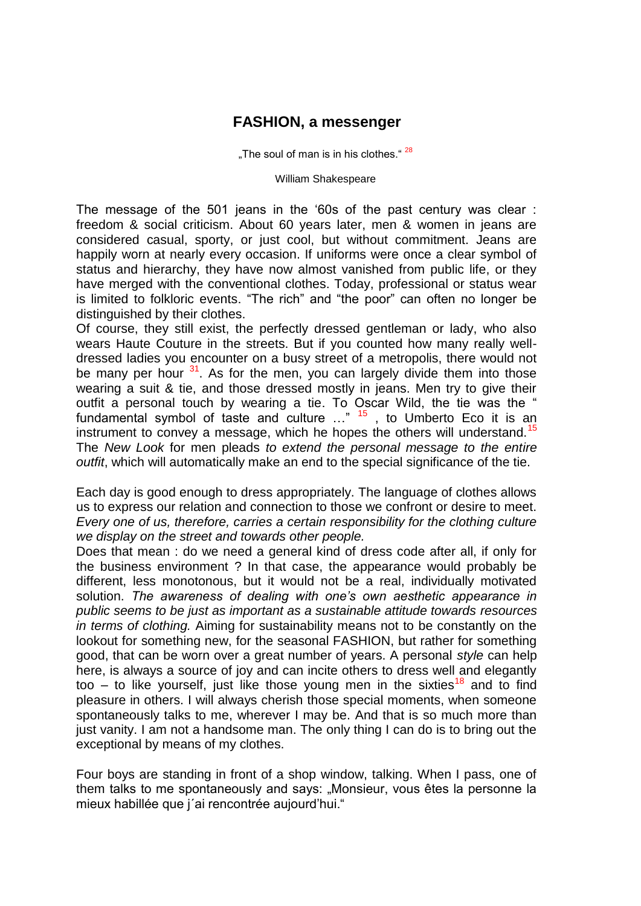## FASHION, a messenger

„The soul of man is in his clothes." [28]

William Shakespeare

The message of the 501 jeans in the '60s of the past century was clear : freedom & social criticism. About 60 years later, men & women in jeans are considered casual, sporty, or just cool, but without commitment. Jeans are happily worn at nearly every occasion. If uniforms were once a clear symbol of status and hierarchy, they have now almost vanished from public life, or they have merged with the conventional clothes. Today, professional or status wear is limited to folkloric events. "The rich" and "the poor" can often no longer be distinguished by their clothes.

Of course, they still exist, the perfectly dressed gentleman or lady, who also wears Haute Couture in the streets. But if you counted how many really well-dressed ladies you encounter on a busy street of a metropolis, there would not be many per hour [31]. As for the men, you can largely divide them into those wearing a suit & tie, and those dressed mostly in jeans. Men try to give their outfit a personal touch by wearing a tie. To Oscar Wild, the tie was the " fundamental symbol of taste and culture …" [15] , to Umberto Eco it is an instrument to convey a message, which he hopes the others will understand.[15] The *New Look* for men pleads *to extend the personal message to the entire outfit*, which will automatically make an end to the special significance of the tie.

Each day is good enough to dress appropriately. The language of clothes allows us to express our relation and connection to those we confront or desire to meet. *Every one of us, therefore, carries a certain responsibility for the clothing culture we display on the street and towards other people.*

Does that mean : do we need a general kind of dress code after all, if only for the business environment ? In that case, the appearance would probably be different, less monotonous, but it would not be a real, individually motivated solution. *The awareness of dealing with one's own aesthetic appearance in public seems to be just as important as a sustainable attitude towards resources in terms of clothing.* Aiming for sustainability means not to be constantly on the lookout for something new, for the seasonal FASHION, but rather for something good, that can be worn over a great number of years. A personal *style* can help here, is always a source of joy and can incite others to dress well and elegantly too – to like yourself, just like those young men in the sixties[18] and to find pleasure in others. I will always cherish those special moments, when someone spontaneously talks to me, wherever I may be. And that is so much more than just vanity. I am not a handsome man. The only thing I can do is to bring out the exceptional by means of my clothes.

Four boys are standing in front of a shop window, talking. When I pass, one of them talks to me spontaneously and says: „Monsieur, vous êtes la personne la mieux habillée que j´ai rencontrée aujourd'hui."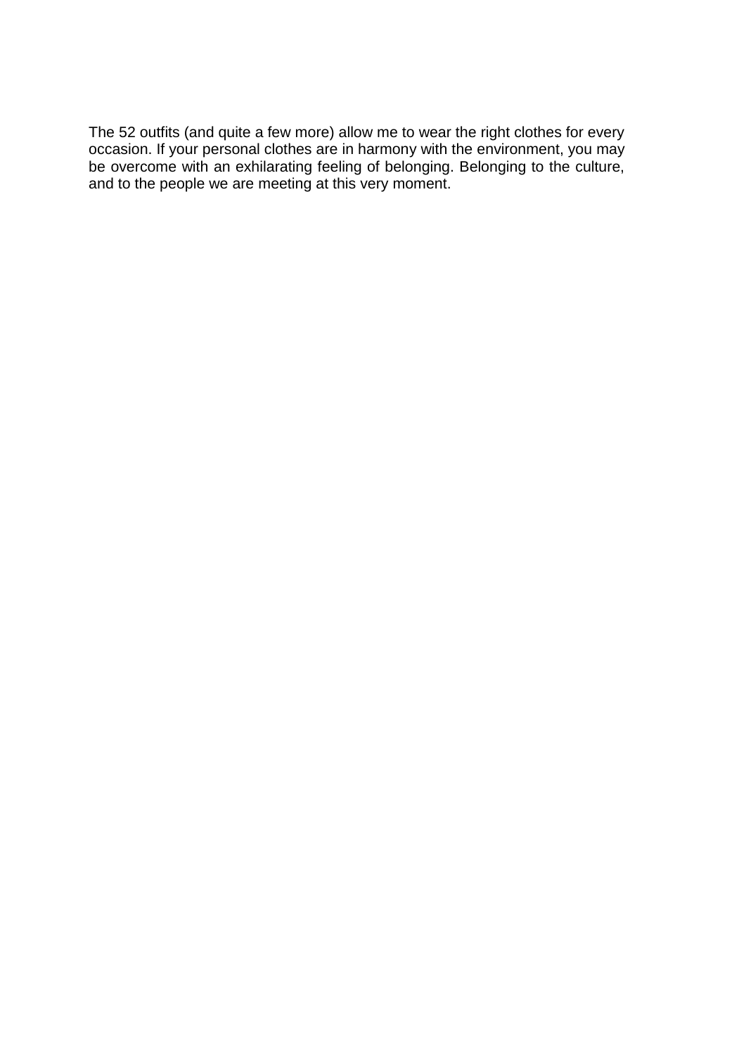The 52 outfits (and quite a few more) allow me to wear the right clothes for every occasion. If your personal clothes are in harmony with the environment, you may be overcome with an exhilarating feeling of belonging. Belonging to the culture, and to the people we are meeting at this very moment.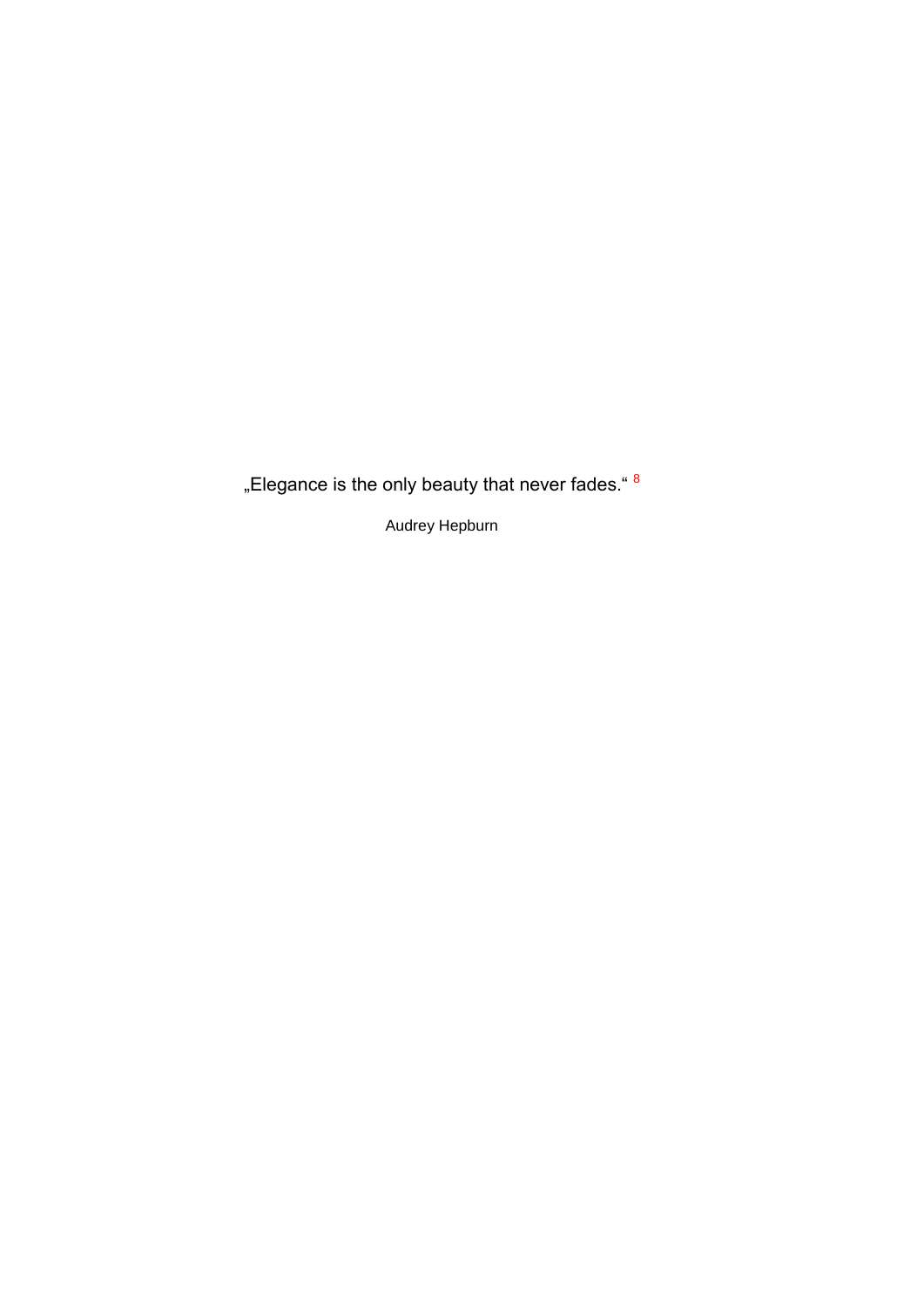„Elegance is the only beauty that never fades.“ [8]

Audrey Hepburn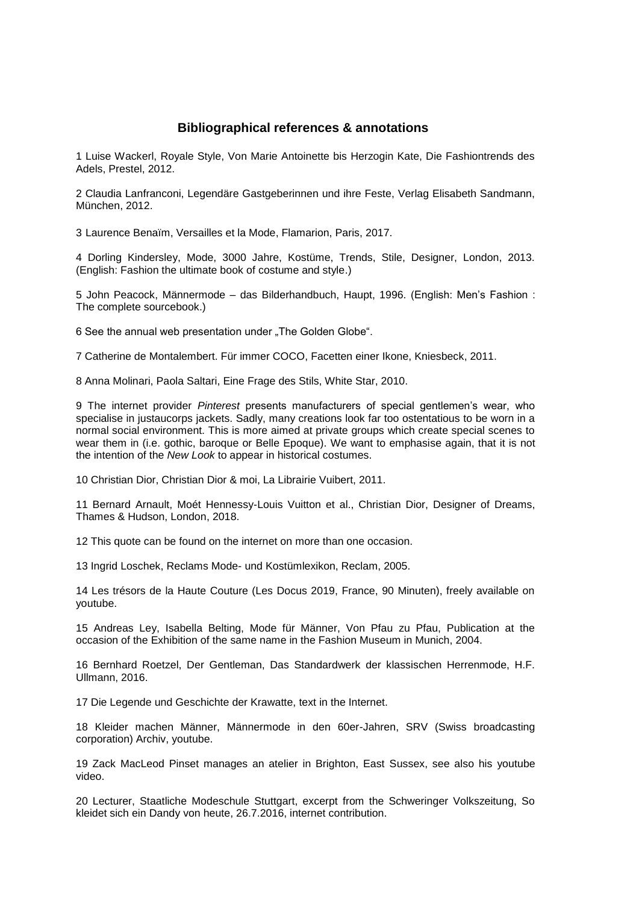## Bibliographical references & annotations

1 Luise Wackerl, Royale Style, Von Marie Antoinette bis Herzogin Kate, Die Fashiontrends des Adels, Prestel, 2012.

2 Claudia Lanfranconi, Legendäre Gastgeberinnen und ihre Feste, Verlag Elisabeth Sandmann, München, 2012.

3 Laurence Benaïm, Versailles et la Mode, Flamarion, Paris, 2017.

4 Dorling Kindersley, Mode, 3000 Jahre, Kostüme, Trends, Stile, Designer, London, 2013. (English: Fashion the ultimate book of costume and style.)

5 John Peacock, Männermode – das Bilderhandbuch, Haupt, 1996. (English: Men's Fashion : The complete sourcebook.)

6 See the annual web presentation under „The Golden Globe".

7 Catherine de Montalembert. Für immer COCO, Facetten einer Ikone, Kniesbeck, 2011.

8 Anna Molinari, Paola Saltari, Eine Frage des Stils, White Star, 2010.

9 The internet provider *Pinterest* presents manufacturers of special gentlemen's wear, who specialise in justaucorps jackets. Sadly, many creations look far too ostentatious to be worn in a normal social environment. This is more aimed at private groups which create special scenes to wear them in (i.e. gothic, baroque or Belle Epoque). We want to emphasise again, that it is not the intention of the *New Look* to appear in historical costumes.

10 Christian Dior, Christian Dior & moi, La Librairie Vuibert, 2011.

11 Bernard Arnault, Moét Hennessy-Louis Vuitton et al., Christian Dior, Designer of Dreams, Thames & Hudson, London, 2018.

12 This quote can be found on the internet on more than one occasion.

13 Ingrid Loschek, Reclams Mode- und Kostümlexikon, Reclam, 2005.

14 Les trésors de la Haute Couture (Les Docus 2019, France, 90 Minuten), freely available on youtube.

15 Andreas Ley, Isabella Belting, Mode für Männer, Von Pfau zu Pfau, Publication at the occasion of the Exhibition of the same name in the Fashion Museum in Munich, 2004.

16 Bernhard Roetzel, Der Gentleman, Das Standardwerk der klassischen Herrenmode, H.F. Ullmann, 2016.

17 Die Legende und Geschichte der Krawatte, text in the Internet.

18 Kleider machen Männer, Männermode in den 60er-Jahren, SRV (Swiss broadcasting corporation) Archiv, youtube.

19 Zack MacLeod Pinset manages an atelier in Brighton, East Sussex, see also his youtube video.

20 Lecturer, Staatliche Modeschule Stuttgart, excerpt from the Schweringer Volkszeitung, So kleidet sich ein Dandy von heute, 26.7.2016, internet contribution.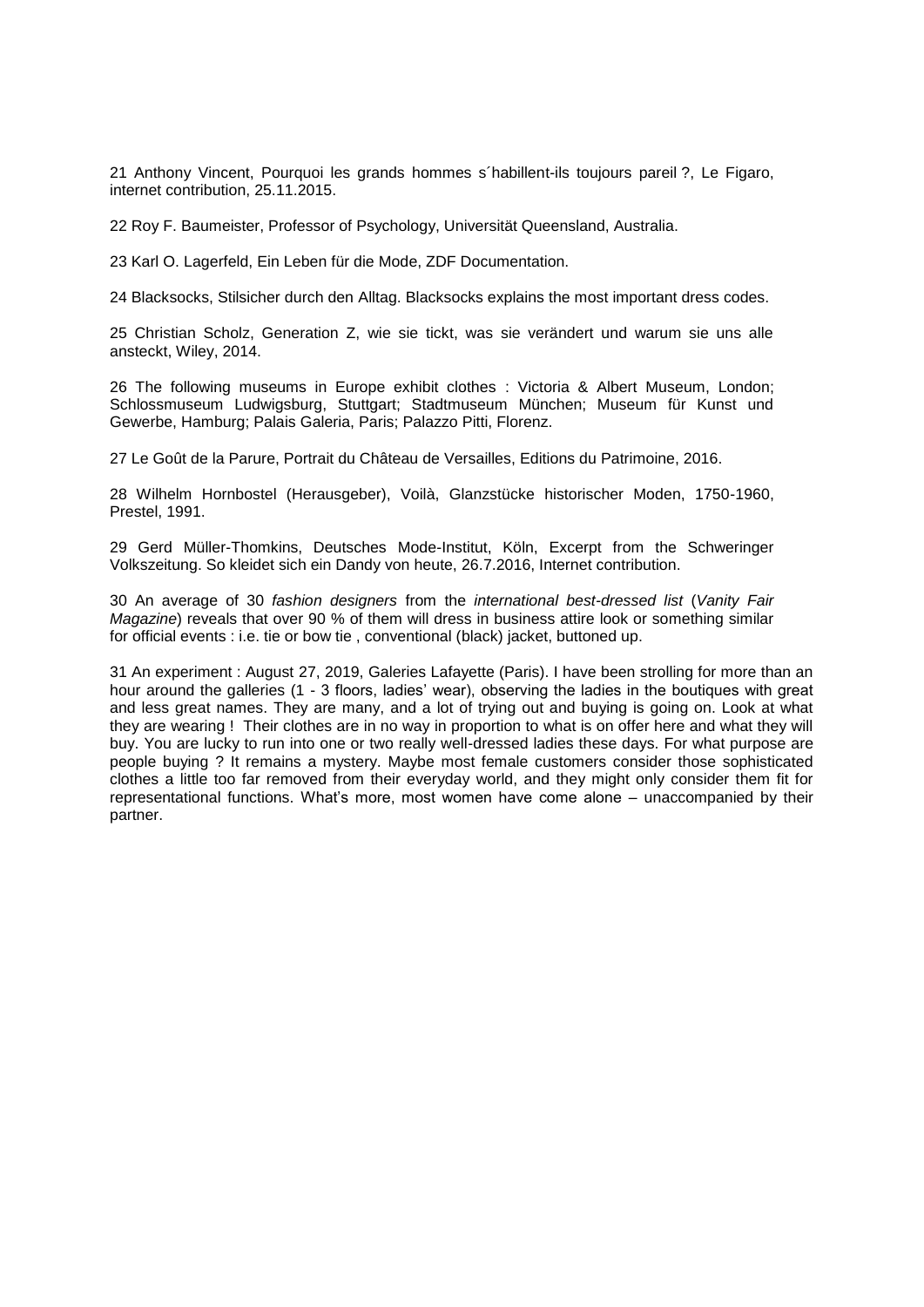21 Anthony Vincent, Pourquoi les grands hommes s´habillent-ils toujours pareil ?, Le Figaro, internet contribution, 25.11.2015.

22 Roy F. Baumeister, Professor of Psychology, Universität Queensland, Australia.

23 Karl O. Lagerfeld, Ein Leben für die Mode, ZDF Documentation.

24 Blacksocks, Stilsicher durch den Alltag. Blacksocks explains the most important dress codes.

25 Christian Scholz, Generation Z, wie sie tickt, was sie verändert und warum sie uns alle ansteckt, Wiley, 2014.

26 The following museums in Europe exhibit clothes : Victoria & Albert Museum, London; Schlossmuseum Ludwigsburg, Stuttgart; Stadtmuseum München; Museum für Kunst und Gewerbe, Hamburg; Palais Galeria, Paris; Palazzo Pitti, Florenz.

27 Le Goût de la Parure, Portrait du Château de Versailles, Editions du Patrimoine, 2016.

28 Wilhelm Hornbostel (Herausgeber), Voilà, Glanzstücke historischer Moden, 1750-1960, Prestel, 1991.

29 Gerd Müller-Thomkins, Deutsches Mode-Institut, Köln, Excerpt from the Schweringer Volkszeitung. So kleidet sich ein Dandy von heute, 26.7.2016, Internet contribution.

30 An average of 30 *fashion designers* from the *international best-dressed list* (*Vanity Fair Magazine*) reveals that over 90 % of them will dress in business attire look or something similar for official events : i.e. tie or bow tie , conventional (black) jacket, buttoned up.

31 An experiment : August 27, 2019, Galeries Lafayette (Paris). I have been strolling for more than an hour around the galleries (1 - 3 floors, ladies' wear), observing the ladies in the boutiques with great and less great names. They are many, and a lot of trying out and buying is going on. Look at what they are wearing ! Their clothes are in no way in proportion to what is on offer here and what they will buy. You are lucky to run into one or two really well-dressed ladies these days. For what purpose are people buying ? It remains a mystery. Maybe most female customers consider those sophisticated clothes a little too far removed from their everyday world, and they might only consider them fit for representational functions. What's more, most women have come alone – unaccompanied by their partner.